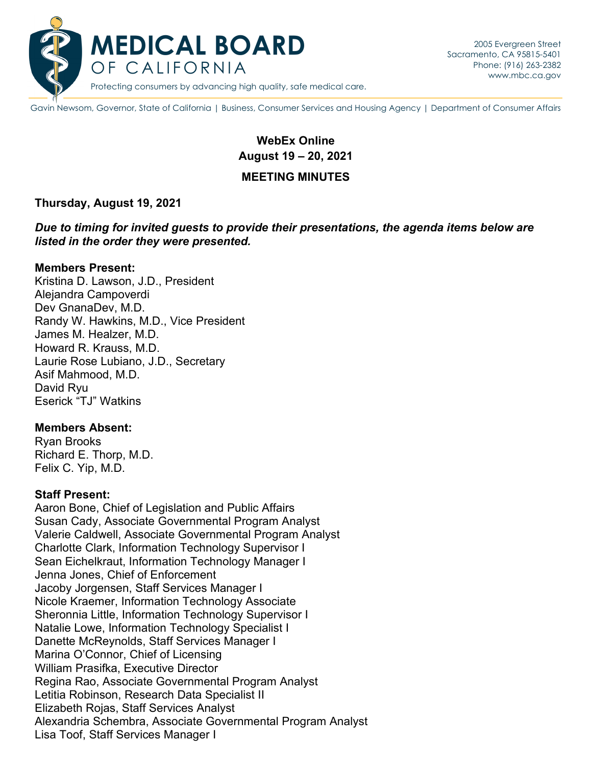# MEDICAL BOARD OF CALIFORNIA

Protecting consumers by advancing high quality, safe medical care.

2005 Evergreen Street
Sacramento, CA 95815-5401
Phone: (916) 263-2382
www.mbc.ca.gov

Gavin Newsom, Governor, State of California | Business, Consumer Services and Housing Agency | Department of Consumer Affairs

**WebEx Online**
**August 19 – 20, 2021**

**MEETING MINUTES**

**Thursday, August 19, 2021**

***Due to timing for invited guests to provide their presentations, the agenda items below are listed in the order they were presented.***

**Members Present:**
Kristina D. Lawson, J.D., President
Alejandra Campoverdi
Dev GnanaDev, M.D.
Randy W. Hawkins, M.D., Vice President
James M. Healzer, M.D.
Howard R. Krauss, M.D.
Laurie Rose Lubiano, J.D., Secretary
Asif Mahmood, M.D.
David Ryu
Eserick "TJ" Watkins

**Members Absent:**
Ryan Brooks
Richard E. Thorp, M.D.
Felix C. Yip, M.D.

**Staff Present:**
Aaron Bone, Chief of Legislation and Public Affairs
Susan Cady, Associate Governmental Program Analyst
Valerie Caldwell, Associate Governmental Program Analyst
Charlotte Clark, Information Technology Supervisor I
Sean Eichelkraut, Information Technology Manager I
Jenna Jones, Chief of Enforcement
Jacoby Jorgensen, Staff Services Manager I
Nicole Kraemer, Information Technology Associate
Sheronnia Little, Information Technology Supervisor I
Natalie Lowe, Information Technology Specialist I
Danette McReynolds, Staff Services Manager I
Marina O'Connor, Chief of Licensing
William Prasifka, Executive Director
Regina Rao, Associate Governmental Program Analyst
Letitia Robinson, Research Data Specialist II
Elizabeth Rojas, Staff Services Analyst
Alexandria Schembra, Associate Governmental Program Analyst
Lisa Toof, Staff Services Manager I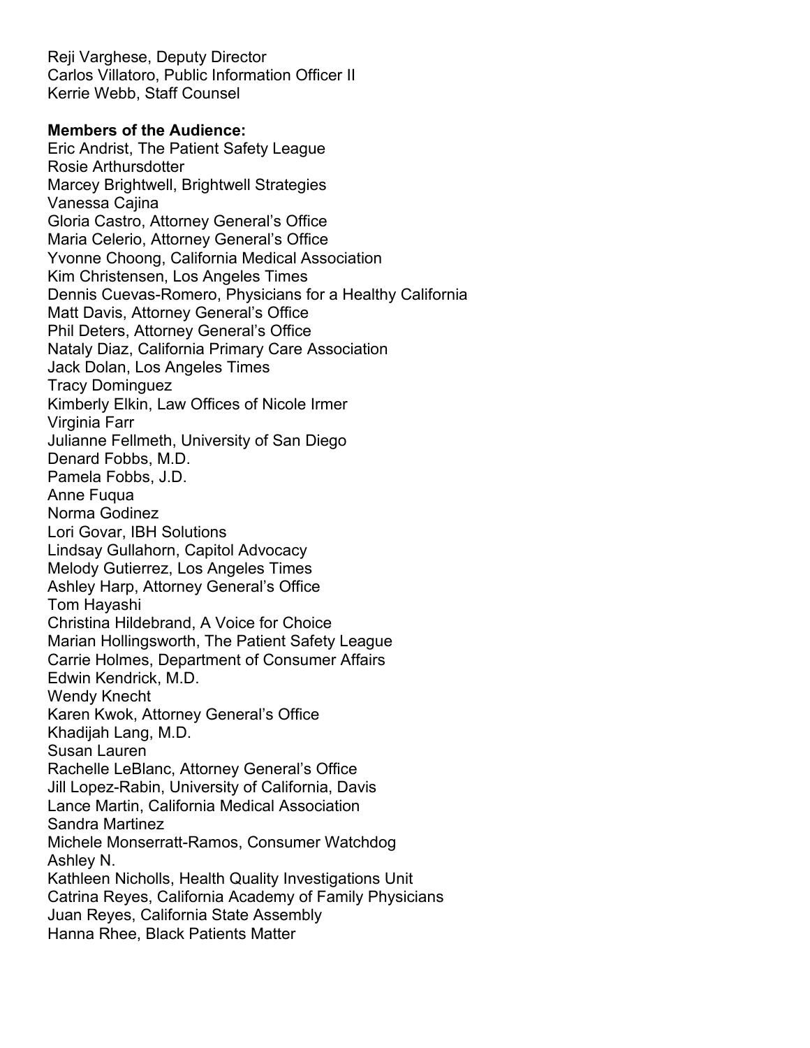Reji Varghese, Deputy Director
Carlos Villatoro, Public Information Officer II
Kerrie Webb, Staff Counsel

**Members of the Audience:**
Eric Andrist, The Patient Safety League
Rosie Arthursdotter
Marcey Brightwell, Brightwell Strategies
Vanessa Cajina
Gloria Castro, Attorney General's Office
Maria Celerio, Attorney General's Office
Yvonne Choong, California Medical Association
Kim Christensen, Los Angeles Times
Dennis Cuevas-Romero, Physicians for a Healthy California
Matt Davis, Attorney General's Office
Phil Deters, Attorney General's Office
Nataly Diaz, California Primary Care Association
Jack Dolan, Los Angeles Times
Tracy Dominguez
Kimberly Elkin, Law Offices of Nicole Irmer
Virginia Farr
Julianne Fellmeth, University of San Diego
Denard Fobbs, M.D.
Pamela Fobbs, J.D.
Anne Fuqua
Norma Godinez
Lori Govar, IBH Solutions
Lindsay Gullahorn, Capitol Advocacy
Melody Gutierrez, Los Angeles Times
Ashley Harp, Attorney General's Office
Tom Hayashi
Christina Hildebrand, A Voice for Choice
Marian Hollingsworth, The Patient Safety League
Carrie Holmes, Department of Consumer Affairs
Edwin Kendrick, M.D.
Wendy Knecht
Karen Kwok, Attorney General's Office
Khadijah Lang, M.D.
Susan Lauren
Rachelle LeBlanc, Attorney General's Office
Jill Lopez-Rabin, University of California, Davis
Lance Martin, California Medical Association
Sandra Martinez
Michele Monserratt-Ramos, Consumer Watchdog
Ashley N.
Kathleen Nicholls, Health Quality Investigations Unit
Catrina Reyes, California Academy of Family Physicians
Juan Reyes, California State Assembly
Hanna Rhee, Black Patients Matter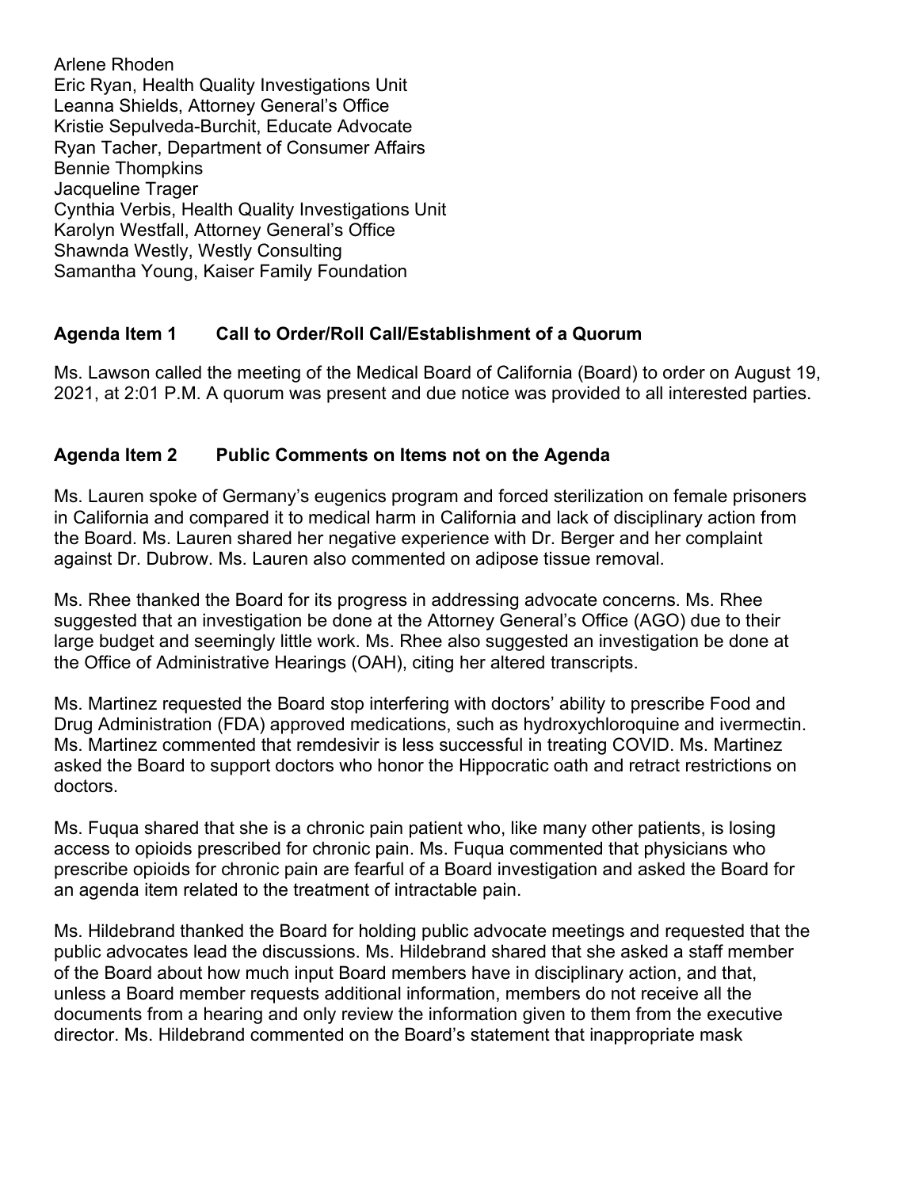Arlene Rhoden
Eric Ryan, Health Quality Investigations Unit
Leanna Shields, Attorney General's Office
Kristie Sepulveda-Burchit, Educate Advocate
Ryan Tacher, Department of Consumer Affairs
Bennie Thompkins
Jacqueline Trager
Cynthia Verbis, Health Quality Investigations Unit
Karolyn Westfall, Attorney General's Office
Shawnda Westly, Westly Consulting
Samantha Young, Kaiser Family Foundation

**Agenda Item 1 Call to Order/Roll Call/Establishment of a Quorum**

Ms. Lawson called the meeting of the Medical Board of California (Board) to order on August 19, 2021, at 2:01 P.M. A quorum was present and due notice was provided to all interested parties.

**Agenda Item 2 Public Comments on Items not on the Agenda**

Ms. Lauren spoke of Germany's eugenics program and forced sterilization on female prisoners in California and compared it to medical harm in California and lack of disciplinary action from the Board. Ms. Lauren shared her negative experience with Dr. Berger and her complaint against Dr. Dubrow. Ms. Lauren also commented on adipose tissue removal.

Ms. Rhee thanked the Board for its progress in addressing advocate concerns. Ms. Rhee suggested that an investigation be done at the Attorney General's Office (AGO) due to their large budget and seemingly little work. Ms. Rhee also suggested an investigation be done at the Office of Administrative Hearings (OAH), citing her altered transcripts.

Ms. Martinez requested the Board stop interfering with doctors' ability to prescribe Food and Drug Administration (FDA) approved medications, such as hydroxychloroquine and ivermectin. Ms. Martinez commented that remdesivir is less successful in treating COVID. Ms. Martinez asked the Board to support doctors who honor the Hippocratic oath and retract restrictions on doctors.

Ms. Fuqua shared that she is a chronic pain patient who, like many other patients, is losing access to opioids prescribed for chronic pain. Ms. Fuqua commented that physicians who prescribe opioids for chronic pain are fearful of a Board investigation and asked the Board for an agenda item related to the treatment of intractable pain.

Ms. Hildebrand thanked the Board for holding public advocate meetings and requested that the public advocates lead the discussions. Ms. Hildebrand shared that she asked a staff member of the Board about how much input Board members have in disciplinary action, and that, unless a Board member requests additional information, members do not receive all the documents from a hearing and only review the information given to them from the executive director. Ms. Hildebrand commented on the Board's statement that inappropriate mask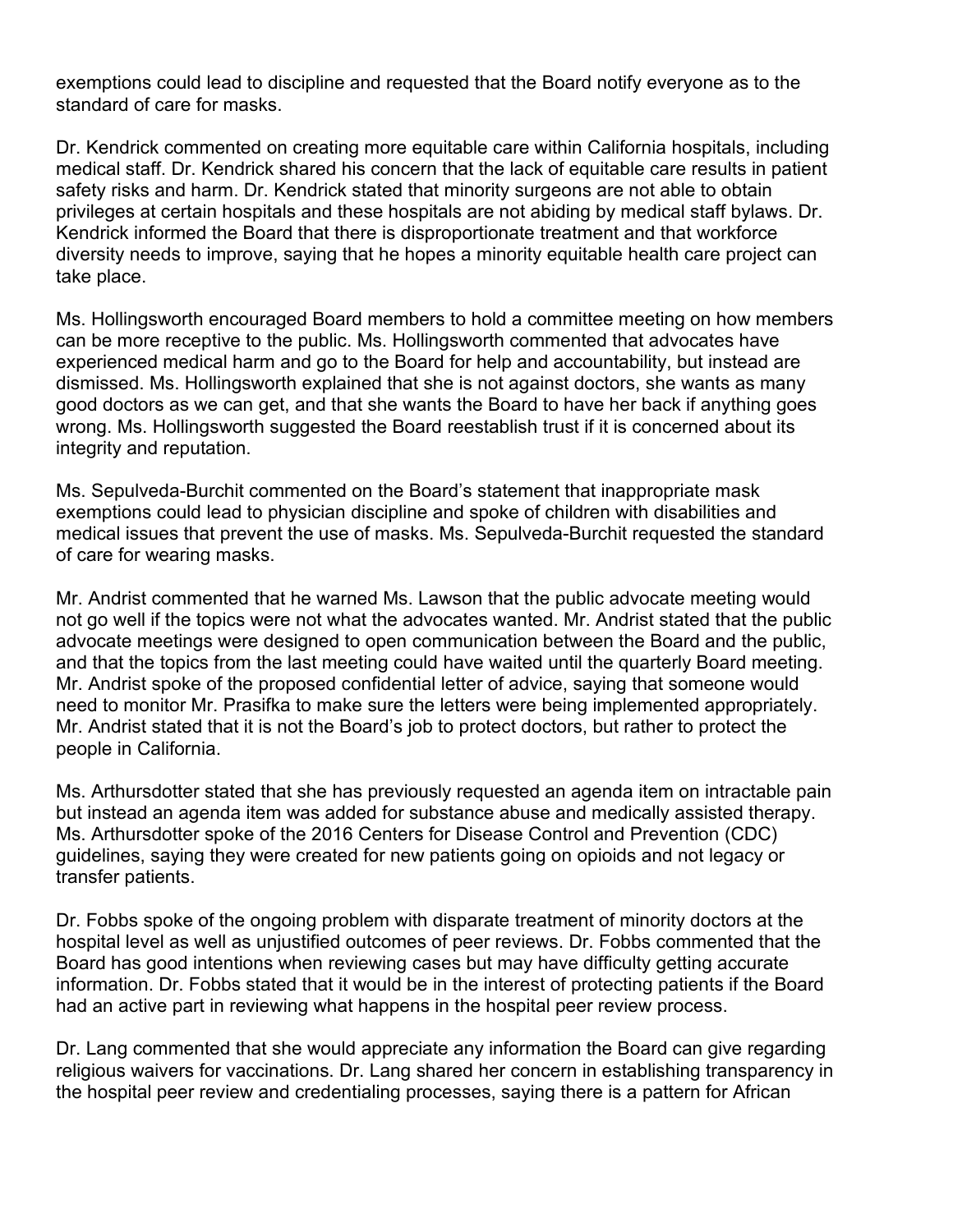exemptions could lead to discipline and requested that the Board notify everyone as to the standard of care for masks.

Dr. Kendrick commented on creating more equitable care within California hospitals, including medical staff. Dr. Kendrick shared his concern that the lack of equitable care results in patient safety risks and harm. Dr. Kendrick stated that minority surgeons are not able to obtain privileges at certain hospitals and these hospitals are not abiding by medical staff bylaws. Dr. Kendrick informed the Board that there is disproportionate treatment and that workforce diversity needs to improve, saying that he hopes a minority equitable health care project can take place.

Ms. Hollingsworth encouraged Board members to hold a committee meeting on how members can be more receptive to the public. Ms. Hollingsworth commented that advocates have experienced medical harm and go to the Board for help and accountability, but instead are dismissed. Ms. Hollingsworth explained that she is not against doctors, she wants as many good doctors as we can get, and that she wants the Board to have her back if anything goes wrong. Ms. Hollingsworth suggested the Board reestablish trust if it is concerned about its integrity and reputation.

Ms. Sepulveda-Burchit commented on the Board's statement that inappropriate mask exemptions could lead to physician discipline and spoke of children with disabilities and medical issues that prevent the use of masks. Ms. Sepulveda-Burchit requested the standard of care for wearing masks.

Mr. Andrist commented that he warned Ms. Lawson that the public advocate meeting would not go well if the topics were not what the advocates wanted. Mr. Andrist stated that the public advocate meetings were designed to open communication between the Board and the public, and that the topics from the last meeting could have waited until the quarterly Board meeting. Mr. Andrist spoke of the proposed confidential letter of advice, saying that someone would need to monitor Mr. Prasifka to make sure the letters were being implemented appropriately. Mr. Andrist stated that it is not the Board's job to protect doctors, but rather to protect the people in California.

Ms. Arthursdotter stated that she has previously requested an agenda item on intractable pain but instead an agenda item was added for substance abuse and medically assisted therapy. Ms. Arthursdotter spoke of the 2016 Centers for Disease Control and Prevention (CDC) guidelines, saying they were created for new patients going on opioids and not legacy or transfer patients.

Dr. Fobbs spoke of the ongoing problem with disparate treatment of minority doctors at the hospital level as well as unjustified outcomes of peer reviews. Dr. Fobbs commented that the Board has good intentions when reviewing cases but may have difficulty getting accurate information. Dr. Fobbs stated that it would be in the interest of protecting patients if the Board had an active part in reviewing what happens in the hospital peer review process.

Dr. Lang commented that she would appreciate any information the Board can give regarding religious waivers for vaccinations. Dr. Lang shared her concern in establishing transparency in the hospital peer review and credentialing processes, saying there is a pattern for African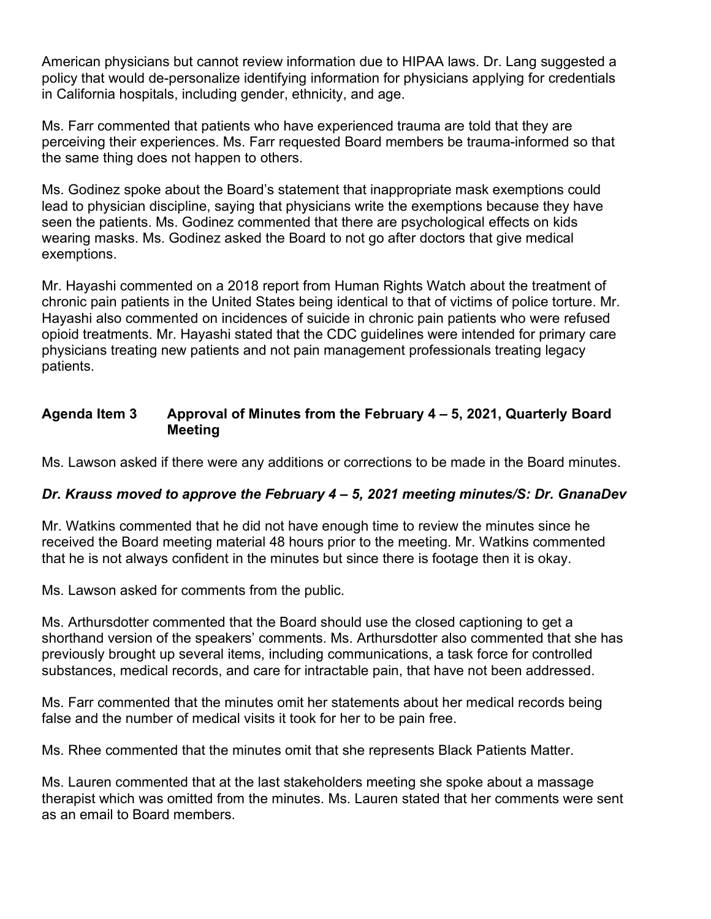American physicians but cannot review information due to HIPAA laws. Dr. Lang suggested a policy that would de-personalize identifying information for physicians applying for credentials in California hospitals, including gender, ethnicity, and age.

Ms. Farr commented that patients who have experienced trauma are told that they are perceiving their experiences. Ms. Farr requested Board members be trauma-informed so that the same thing does not happen to others.

Ms. Godinez spoke about the Board's statement that inappropriate mask exemptions could lead to physician discipline, saying that physicians write the exemptions because they have seen the patients. Ms. Godinez commented that there are psychological effects on kids wearing masks. Ms. Godinez asked the Board to not go after doctors that give medical exemptions.

Mr. Hayashi commented on a 2018 report from Human Rights Watch about the treatment of chronic pain patients in the United States being identical to that of victims of police torture. Mr. Hayashi also commented on incidences of suicide in chronic pain patients who were refused opioid treatments. Mr. Hayashi stated that the CDC guidelines were intended for primary care physicians treating new patients and not pain management professionals treating legacy patients.

## Agenda Item 3 Approval of Minutes from the February 4 – 5, 2021, Quarterly Board Meeting

Ms. Lawson asked if there were any additions or corrections to be made in the Board minutes.

***Dr. Krauss moved to approve the February 4 – 5, 2021 meeting minutes/S: Dr. GnanaDev***

Mr. Watkins commented that he did not have enough time to review the minutes since he received the Board meeting material 48 hours prior to the meeting. Mr. Watkins commented that he is not always confident in the minutes but since there is footage then it is okay.

Ms. Lawson asked for comments from the public.

Ms. Arthursdotter commented that the Board should use the closed captioning to get a shorthand version of the speakers' comments. Ms. Arthursdotter also commented that she has previously brought up several items, including communications, a task force for controlled substances, medical records, and care for intractable pain, that have not been addressed.

Ms. Farr commented that the minutes omit her statements about her medical records being false and the number of medical visits it took for her to be pain free.

Ms. Rhee commented that the minutes omit that she represents Black Patients Matter.

Ms. Lauren commented that at the last stakeholders meeting she spoke about a massage therapist which was omitted from the minutes. Ms. Lauren stated that her comments were sent as an email to Board members.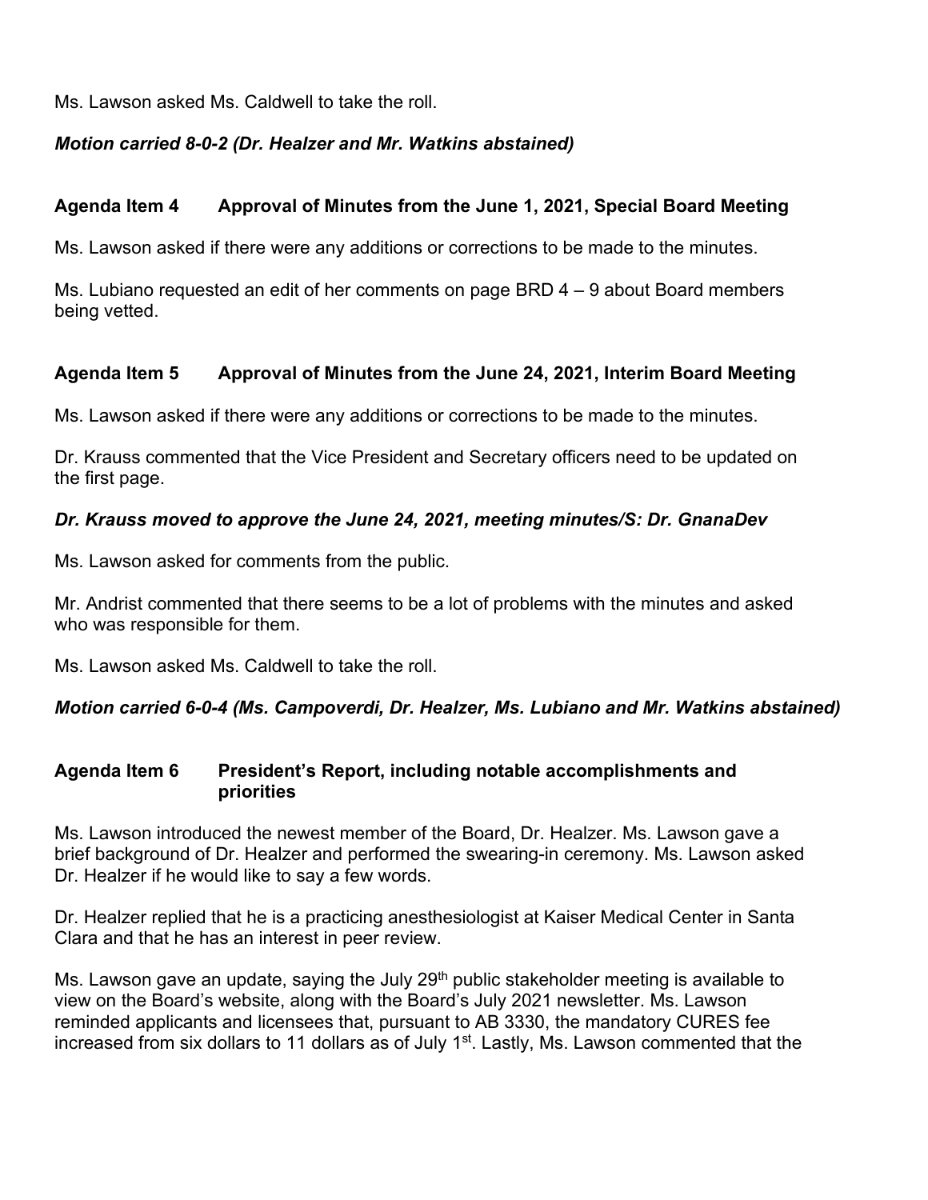Ms. Lawson asked Ms. Caldwell to take the roll.

***Motion carried 8-0-2 (Dr. Healzer and Mr. Watkins abstained)***

**Agenda Item 4 Approval of Minutes from the June 1, 2021, Special Board Meeting**

Ms. Lawson asked if there were any additions or corrections to be made to the minutes.

Ms. Lubiano requested an edit of her comments on page BRD 4 – 9 about Board members being vetted.

**Agenda Item 5 Approval of Minutes from the June 24, 2021, Interim Board Meeting**

Ms. Lawson asked if there were any additions or corrections to be made to the minutes.

Dr. Krauss commented that the Vice President and Secretary officers need to be updated on the first page.

***Dr. Krauss moved to approve the June 24, 2021, meeting minutes/S: Dr. GnanaDev***

Ms. Lawson asked for comments from the public.

Mr. Andrist commented that there seems to be a lot of problems with the minutes and asked who was responsible for them.

Ms. Lawson asked Ms. Caldwell to take the roll.

***Motion carried 6-0-4 (Ms. Campoverdi, Dr. Healzer, Ms. Lubiano and Mr. Watkins abstained)***

**Agenda Item 6 President's Report, including notable accomplishments and priorities**

Ms. Lawson introduced the newest member of the Board, Dr. Healzer. Ms. Lawson gave a brief background of Dr. Healzer and performed the swearing-in ceremony. Ms. Lawson asked Dr. Healzer if he would like to say a few words.

Dr. Healzer replied that he is a practicing anesthesiologist at Kaiser Medical Center in Santa Clara and that he has an interest in peer review.

Ms. Lawson gave an update, saying the July 29th public stakeholder meeting is available to view on the Board's website, along with the Board's July 2021 newsletter. Ms. Lawson reminded applicants and licensees that, pursuant to AB 3330, the mandatory CURES fee increased from six dollars to 11 dollars as of July 1st. Lastly, Ms. Lawson commented that the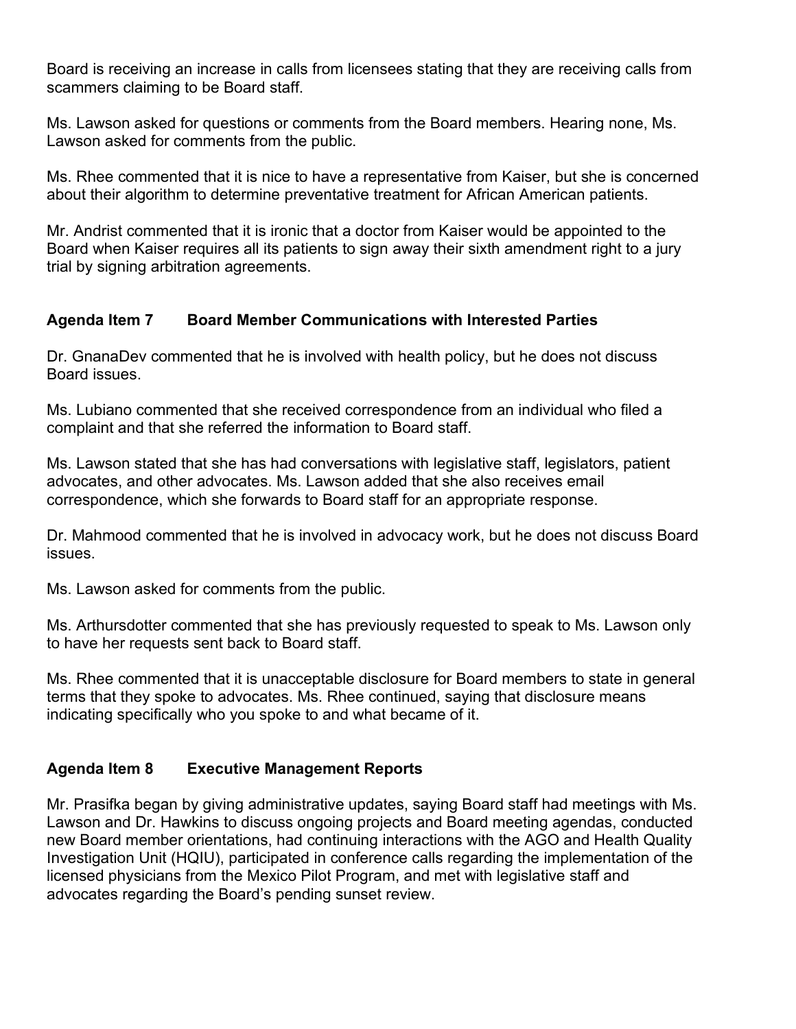Board is receiving an increase in calls from licensees stating that they are receiving calls from scammers claiming to be Board staff.

Ms. Lawson asked for questions or comments from the Board members. Hearing none, Ms. Lawson asked for comments from the public.

Ms. Rhee commented that it is nice to have a representative from Kaiser, but she is concerned about their algorithm to determine preventative treatment for African American patients.

Mr. Andrist commented that it is ironic that a doctor from Kaiser would be appointed to the Board when Kaiser requires all its patients to sign away their sixth amendment right to a jury trial by signing arbitration agreements.

## Agenda Item 7 Board Member Communications with Interested Parties

Dr. GnanaDev commented that he is involved with health policy, but he does not discuss Board issues.

Ms. Lubiano commented that she received correspondence from an individual who filed a complaint and that she referred the information to Board staff.

Ms. Lawson stated that she has had conversations with legislative staff, legislators, patient advocates, and other advocates. Ms. Lawson added that she also receives email correspondence, which she forwards to Board staff for an appropriate response.

Dr. Mahmood commented that he is involved in advocacy work, but he does not discuss Board issues.

Ms. Lawson asked for comments from the public.

Ms. Arthursdotter commented that she has previously requested to speak to Ms. Lawson only to have her requests sent back to Board staff.

Ms. Rhee commented that it is unacceptable disclosure for Board members to state in general terms that they spoke to advocates. Ms. Rhee continued, saying that disclosure means indicating specifically who you spoke to and what became of it.

## Agenda Item 8 Executive Management Reports

Mr. Prasifka began by giving administrative updates, saying Board staff had meetings with Ms. Lawson and Dr. Hawkins to discuss ongoing projects and Board meeting agendas, conducted new Board member orientations, had continuing interactions with the AGO and Health Quality Investigation Unit (HQIU), participated in conference calls regarding the implementation of the licensed physicians from the Mexico Pilot Program, and met with legislative staff and advocates regarding the Board's pending sunset review.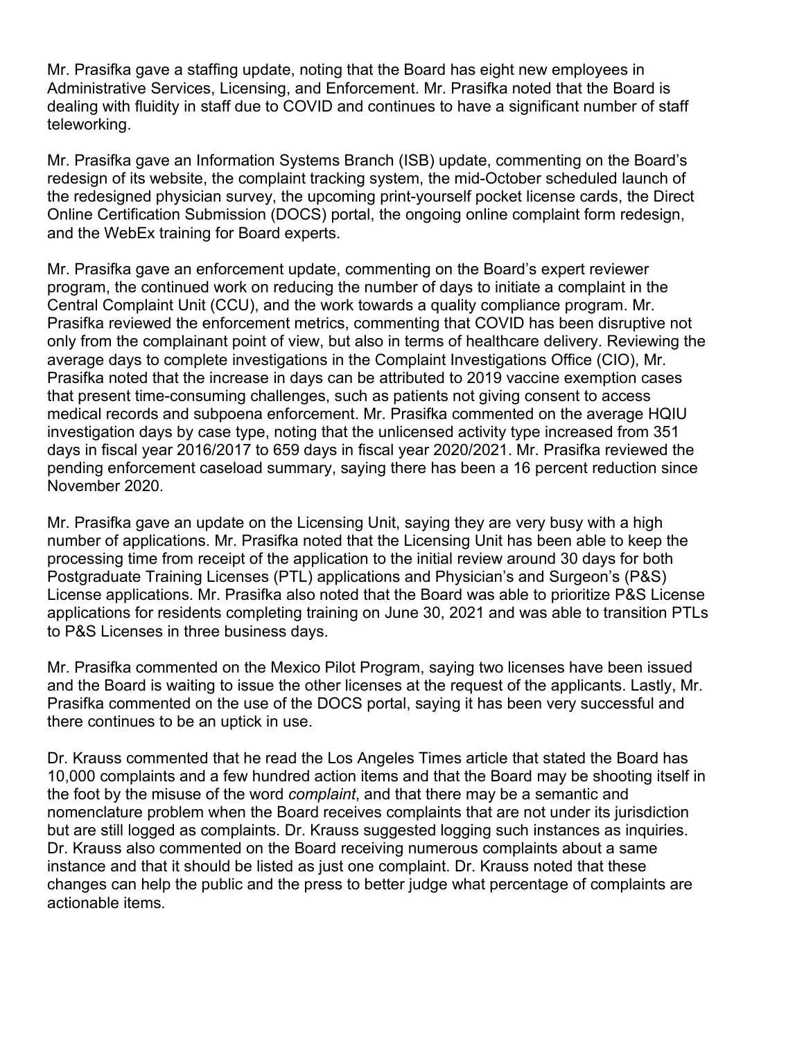Mr. Prasifka gave a staffing update, noting that the Board has eight new employees in Administrative Services, Licensing, and Enforcement. Mr. Prasifka noted that the Board is dealing with fluidity in staff due to COVID and continues to have a significant number of staff teleworking.

Mr. Prasifka gave an Information Systems Branch (ISB) update, commenting on the Board's redesign of its website, the complaint tracking system, the mid-October scheduled launch of the redesigned physician survey, the upcoming print-yourself pocket license cards, the Direct Online Certification Submission (DOCS) portal, the ongoing online complaint form redesign, and the WebEx training for Board experts.

Mr. Prasifka gave an enforcement update, commenting on the Board's expert reviewer program, the continued work on reducing the number of days to initiate a complaint in the Central Complaint Unit (CCU), and the work towards a quality compliance program. Mr. Prasifka reviewed the enforcement metrics, commenting that COVID has been disruptive not only from the complainant point of view, but also in terms of healthcare delivery. Reviewing the average days to complete investigations in the Complaint Investigations Office (CIO), Mr. Prasifka noted that the increase in days can be attributed to 2019 vaccine exemption cases that present time-consuming challenges, such as patients not giving consent to access medical records and subpoena enforcement. Mr. Prasifka commented on the average HQIU investigation days by case type, noting that the unlicensed activity type increased from 351 days in fiscal year 2016/2017 to 659 days in fiscal year 2020/2021. Mr. Prasifka reviewed the pending enforcement caseload summary, saying there has been a 16 percent reduction since November 2020.

Mr. Prasifka gave an update on the Licensing Unit, saying they are very busy with a high number of applications. Mr. Prasifka noted that the Licensing Unit has been able to keep the processing time from receipt of the application to the initial review around 30 days for both Postgraduate Training Licenses (PTL) applications and Physician's and Surgeon's (P&S) License applications. Mr. Prasifka also noted that the Board was able to prioritize P&S License applications for residents completing training on June 30, 2021 and was able to transition PTLs to P&S Licenses in three business days.

Mr. Prasifka commented on the Mexico Pilot Program, saying two licenses have been issued and the Board is waiting to issue the other licenses at the request of the applicants. Lastly, Mr. Prasifka commented on the use of the DOCS portal, saying it has been very successful and there continues to be an uptick in use.

Dr. Krauss commented that he read the Los Angeles Times article that stated the Board has 10,000 complaints and a few hundred action items and that the Board may be shooting itself in the foot by the misuse of the word *complaint*, and that there may be a semantic and nomenclature problem when the Board receives complaints that are not under its jurisdiction but are still logged as complaints. Dr. Krauss suggested logging such instances as inquiries. Dr. Krauss also commented on the Board receiving numerous complaints about a same instance and that it should be listed as just one complaint. Dr. Krauss noted that these changes can help the public and the press to better judge what percentage of complaints are actionable items.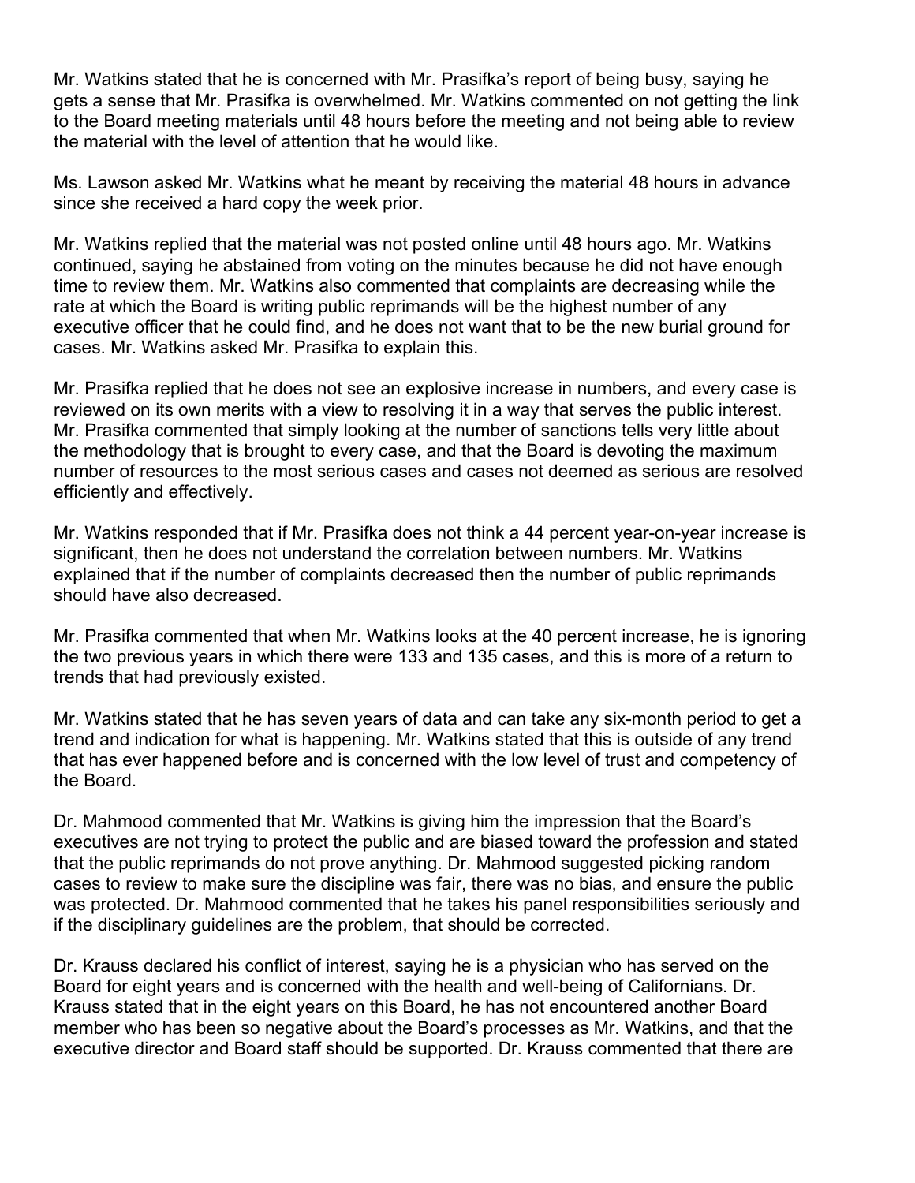Mr. Watkins stated that he is concerned with Mr. Prasifka's report of being busy, saying he gets a sense that Mr. Prasifka is overwhelmed. Mr. Watkins commented on not getting the link to the Board meeting materials until 48 hours before the meeting and not being able to review the material with the level of attention that he would like.

Ms. Lawson asked Mr. Watkins what he meant by receiving the material 48 hours in advance since she received a hard copy the week prior.

Mr. Watkins replied that the material was not posted online until 48 hours ago. Mr. Watkins continued, saying he abstained from voting on the minutes because he did not have enough time to review them. Mr. Watkins also commented that complaints are decreasing while the rate at which the Board is writing public reprimands will be the highest number of any executive officer that he could find, and he does not want that to be the new burial ground for cases. Mr. Watkins asked Mr. Prasifka to explain this.

Mr. Prasifka replied that he does not see an explosive increase in numbers, and every case is reviewed on its own merits with a view to resolving it in a way that serves the public interest. Mr. Prasifka commented that simply looking at the number of sanctions tells very little about the methodology that is brought to every case, and that the Board is devoting the maximum number of resources to the most serious cases and cases not deemed as serious are resolved efficiently and effectively.

Mr. Watkins responded that if Mr. Prasifka does not think a 44 percent year-on-year increase is significant, then he does not understand the correlation between numbers. Mr. Watkins explained that if the number of complaints decreased then the number of public reprimands should have also decreased.

Mr. Prasifka commented that when Mr. Watkins looks at the 40 percent increase, he is ignoring the two previous years in which there were 133 and 135 cases, and this is more of a return to trends that had previously existed.

Mr. Watkins stated that he has seven years of data and can take any six-month period to get a trend and indication for what is happening. Mr. Watkins stated that this is outside of any trend that has ever happened before and is concerned with the low level of trust and competency of the Board.

Dr. Mahmood commented that Mr. Watkins is giving him the impression that the Board's executives are not trying to protect the public and are biased toward the profession and stated that the public reprimands do not prove anything. Dr. Mahmood suggested picking random cases to review to make sure the discipline was fair, there was no bias, and ensure the public was protected. Dr. Mahmood commented that he takes his panel responsibilities seriously and if the disciplinary guidelines are the problem, that should be corrected.

Dr. Krauss declared his conflict of interest, saying he is a physician who has served on the Board for eight years and is concerned with the health and well-being of Californians. Dr. Krauss stated that in the eight years on this Board, he has not encountered another Board member who has been so negative about the Board's processes as Mr. Watkins, and that the executive director and Board staff should be supported. Dr. Krauss commented that there are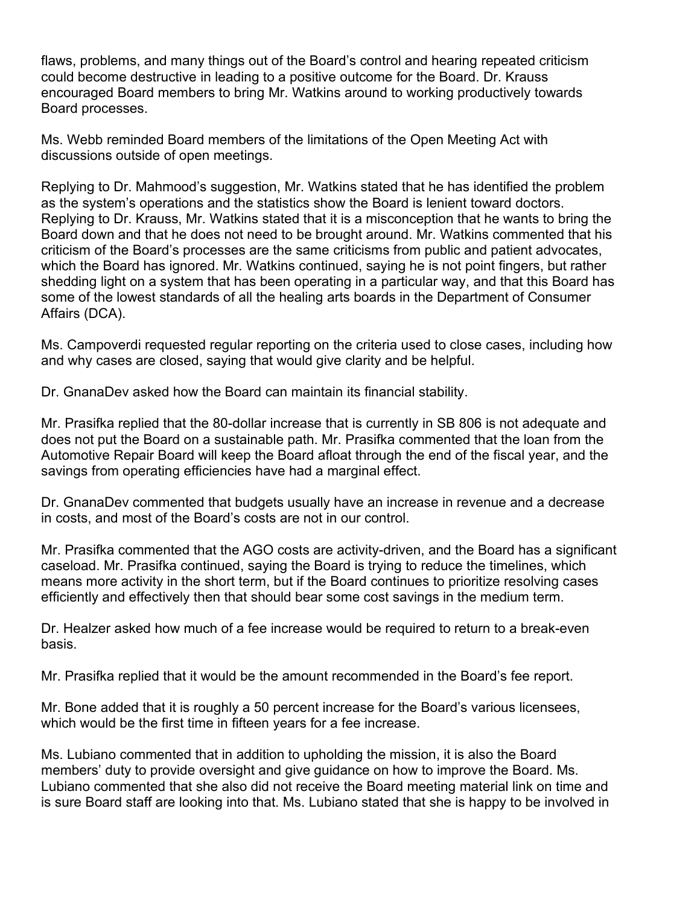flaws, problems, and many things out of the Board's control and hearing repeated criticism could become destructive in leading to a positive outcome for the Board. Dr. Krauss encouraged Board members to bring Mr. Watkins around to working productively towards Board processes.

Ms. Webb reminded Board members of the limitations of the Open Meeting Act with discussions outside of open meetings.

Replying to Dr. Mahmood's suggestion, Mr. Watkins stated that he has identified the problem as the system's operations and the statistics show the Board is lenient toward doctors. Replying to Dr. Krauss, Mr. Watkins stated that it is a misconception that he wants to bring the Board down and that he does not need to be brought around. Mr. Watkins commented that his criticism of the Board's processes are the same criticisms from public and patient advocates, which the Board has ignored. Mr. Watkins continued, saying he is not point fingers, but rather shedding light on a system that has been operating in a particular way, and that this Board has some of the lowest standards of all the healing arts boards in the Department of Consumer Affairs (DCA).

Ms. Campoverdi requested regular reporting on the criteria used to close cases, including how and why cases are closed, saying that would give clarity and be helpful.

Dr. GnanaDev asked how the Board can maintain its financial stability.

Mr. Prasifka replied that the 80-dollar increase that is currently in SB 806 is not adequate and does not put the Board on a sustainable path. Mr. Prasifka commented that the loan from the Automotive Repair Board will keep the Board afloat through the end of the fiscal year, and the savings from operating efficiencies have had a marginal effect.

Dr. GnanaDev commented that budgets usually have an increase in revenue and a decrease in costs, and most of the Board's costs are not in our control.

Mr. Prasifka commented that the AGO costs are activity-driven, and the Board has a significant caseload. Mr. Prasifka continued, saying the Board is trying to reduce the timelines, which means more activity in the short term, but if the Board continues to prioritize resolving cases efficiently and effectively then that should bear some cost savings in the medium term.

Dr. Healzer asked how much of a fee increase would be required to return to a break-even basis.

Mr. Prasifka replied that it would be the amount recommended in the Board's fee report.

Mr. Bone added that it is roughly a 50 percent increase for the Board's various licensees, which would be the first time in fifteen years for a fee increase.

Ms. Lubiano commented that in addition to upholding the mission, it is also the Board members' duty to provide oversight and give guidance on how to improve the Board. Ms. Lubiano commented that she also did not receive the Board meeting material link on time and is sure Board staff are looking into that. Ms. Lubiano stated that she is happy to be involved in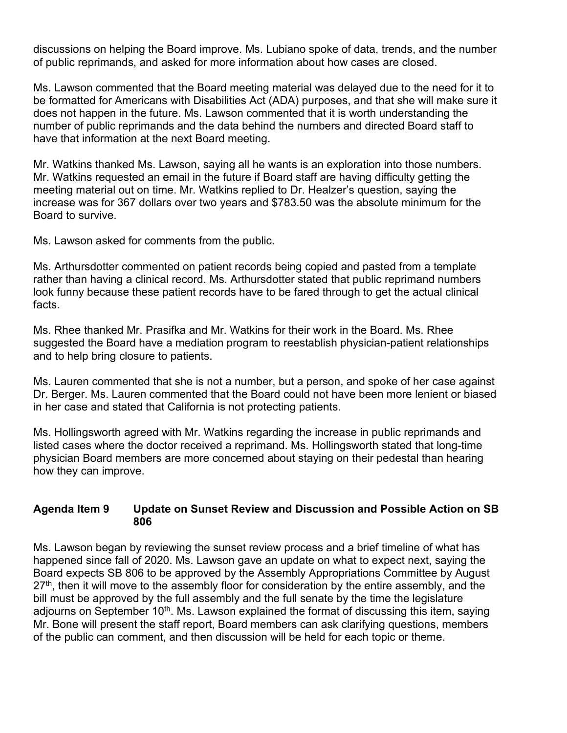discussions on helping the Board improve. Ms. Lubiano spoke of data, trends, and the number of public reprimands, and asked for more information about how cases are closed.

Ms. Lawson commented that the Board meeting material was delayed due to the need for it to be formatted for Americans with Disabilities Act (ADA) purposes, and that she will make sure it does not happen in the future. Ms. Lawson commented that it is worth understanding the number of public reprimands and the data behind the numbers and directed Board staff to have that information at the next Board meeting.

Mr. Watkins thanked Ms. Lawson, saying all he wants is an exploration into those numbers. Mr. Watkins requested an email in the future if Board staff are having difficulty getting the meeting material out on time. Mr. Watkins replied to Dr. Healzer's question, saying the increase was for 367 dollars over two years and $783.50 was the absolute minimum for the Board to survive.

Ms. Lawson asked for comments from the public.

Ms. Arthursdotter commented on patient records being copied and pasted from a template rather than having a clinical record. Ms. Arthursdotter stated that public reprimand numbers look funny because these patient records have to be fared through to get the actual clinical facts.

Ms. Rhee thanked Mr. Prasifka and Mr. Watkins for their work in the Board. Ms. Rhee suggested the Board have a mediation program to reestablish physician-patient relationships and to help bring closure to patients.

Ms. Lauren commented that she is not a number, but a person, and spoke of her case against Dr. Berger. Ms. Lauren commented that the Board could not have been more lenient or biased in her case and stated that California is not protecting patients.

Ms. Hollingsworth agreed with Mr. Watkins regarding the increase in public reprimands and listed cases where the doctor received a reprimand. Ms. Hollingsworth stated that long-time physician Board members are more concerned about staying on their pedestal than hearing how they can improve.

**Agenda Item 9 Update on Sunset Review and Discussion and Possible Action on SB 806**

Ms. Lawson began by reviewing the sunset review process and a brief timeline of what has happened since fall of 2020. Ms. Lawson gave an update on what to expect next, saying the Board expects SB 806 to be approved by the Assembly Appropriations Committee by August 27th, then it will move to the assembly floor for consideration by the entire assembly, and the bill must be approved by the full assembly and the full senate by the time the legislature adjourns on September 10th. Ms. Lawson explained the format of discussing this item, saying Mr. Bone will present the staff report, Board members can ask clarifying questions, members of the public can comment, and then discussion will be held for each topic or theme.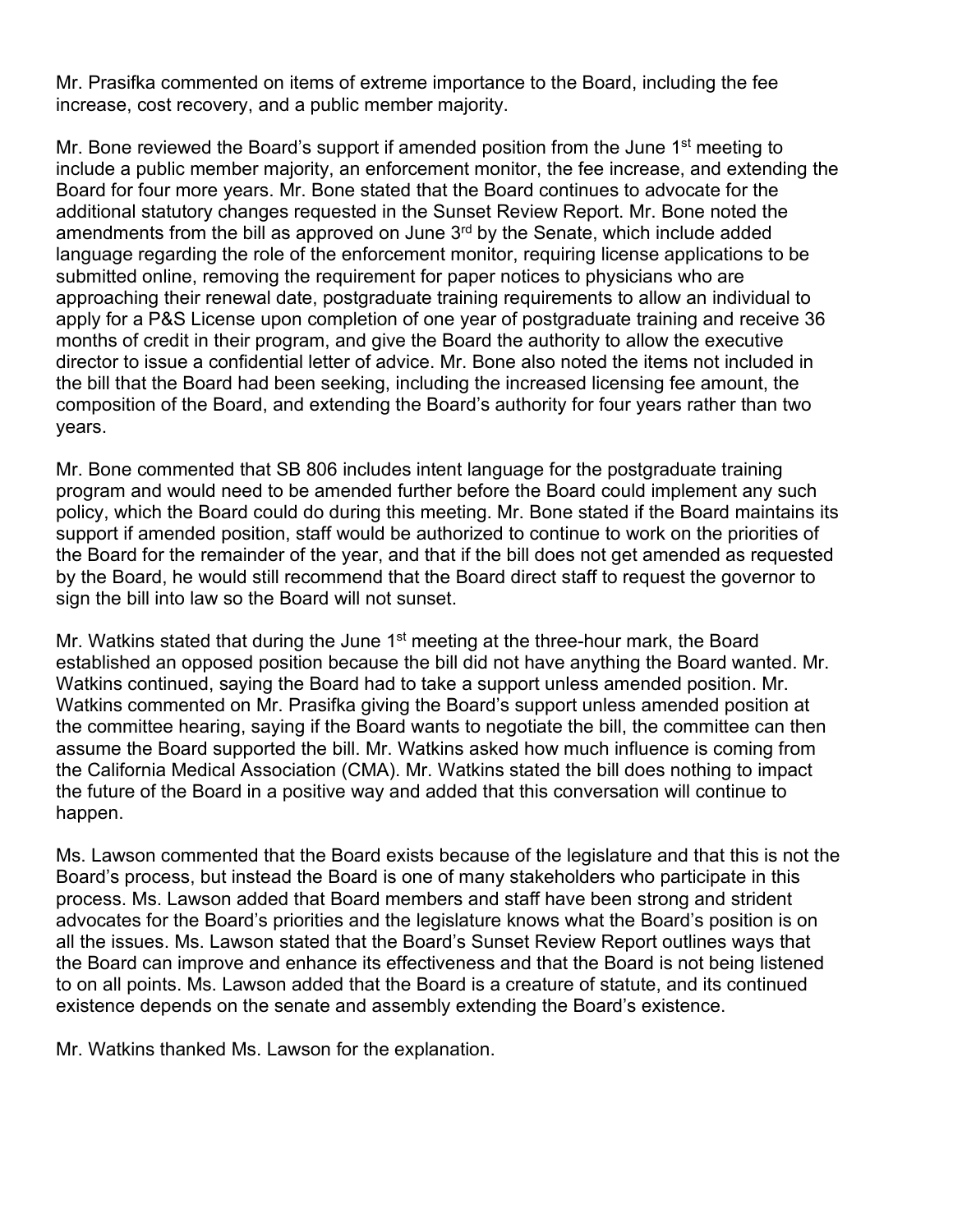Mr. Prasifka commented on items of extreme importance to the Board, including the fee increase, cost recovery, and a public member majority.

Mr. Bone reviewed the Board's support if amended position from the June 1st meeting to include a public member majority, an enforcement monitor, the fee increase, and extending the Board for four more years. Mr. Bone stated that the Board continues to advocate for the additional statutory changes requested in the Sunset Review Report. Mr. Bone noted the amendments from the bill as approved on June 3rd by the Senate, which include added language regarding the role of the enforcement monitor, requiring license applications to be submitted online, removing the requirement for paper notices to physicians who are approaching their renewal date, postgraduate training requirements to allow an individual to apply for a P&S License upon completion of one year of postgraduate training and receive 36 months of credit in their program, and give the Board the authority to allow the executive director to issue a confidential letter of advice. Mr. Bone also noted the items not included in the bill that the Board had been seeking, including the increased licensing fee amount, the composition of the Board, and extending the Board's authority for four years rather than two years.

Mr. Bone commented that SB 806 includes intent language for the postgraduate training program and would need to be amended further before the Board could implement any such policy, which the Board could do during this meeting. Mr. Bone stated if the Board maintains its support if amended position, staff would be authorized to continue to work on the priorities of the Board for the remainder of the year, and that if the bill does not get amended as requested by the Board, he would still recommend that the Board direct staff to request the governor to sign the bill into law so the Board will not sunset.

Mr. Watkins stated that during the June 1st meeting at the three-hour mark, the Board established an opposed position because the bill did not have anything the Board wanted. Mr. Watkins continued, saying the Board had to take a support unless amended position. Mr. Watkins commented on Mr. Prasifka giving the Board's support unless amended position at the committee hearing, saying if the Board wants to negotiate the bill, the committee can then assume the Board supported the bill. Mr. Watkins asked how much influence is coming from the California Medical Association (CMA). Mr. Watkins stated the bill does nothing to impact the future of the Board in a positive way and added that this conversation will continue to happen.

Ms. Lawson commented that the Board exists because of the legislature and that this is not the Board's process, but instead the Board is one of many stakeholders who participate in this process. Ms. Lawson added that Board members and staff have been strong and strident advocates for the Board's priorities and the legislature knows what the Board's position is on all the issues. Ms. Lawson stated that the Board's Sunset Review Report outlines ways that the Board can improve and enhance its effectiveness and that the Board is not being listened to on all points. Ms. Lawson added that the Board is a creature of statute, and its continued existence depends on the senate and assembly extending the Board's existence.

Mr. Watkins thanked Ms. Lawson for the explanation.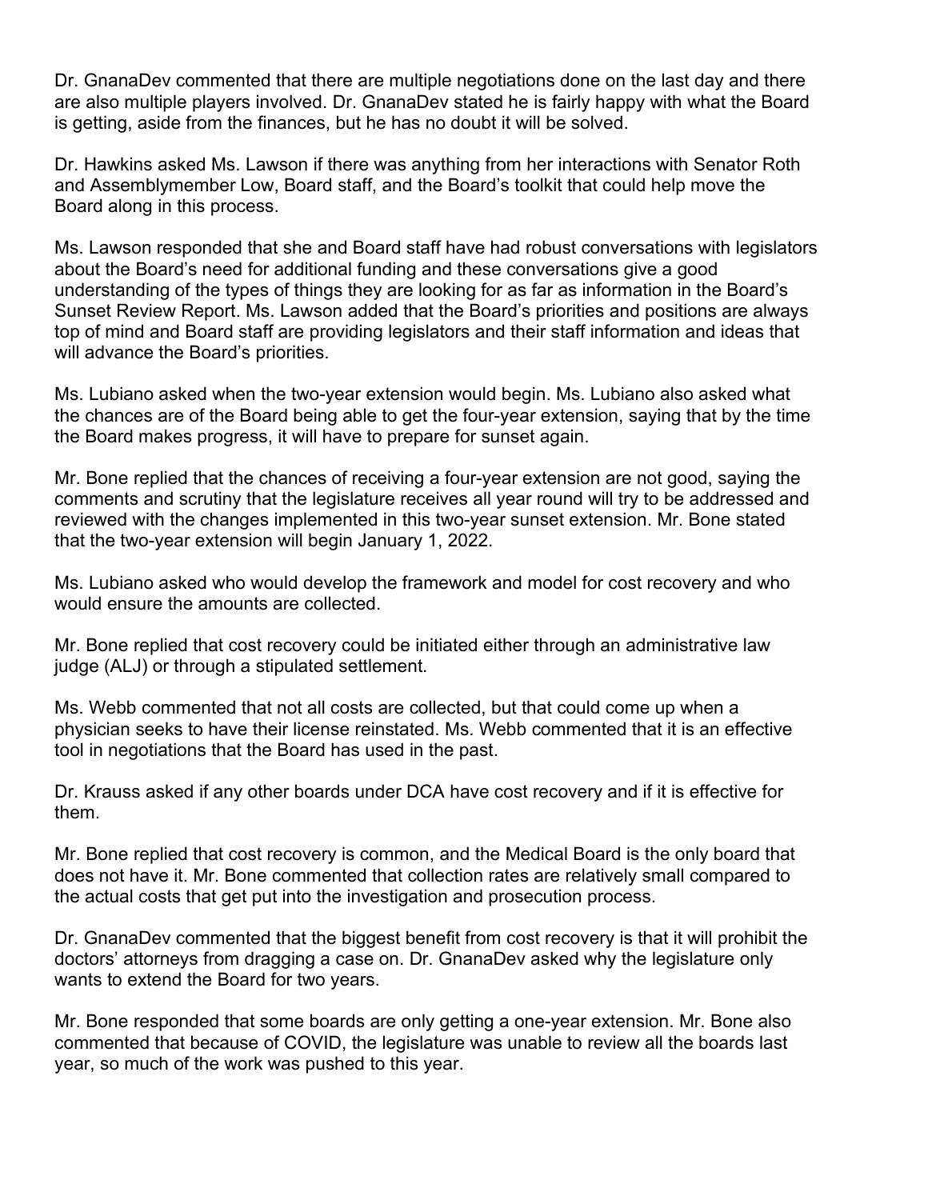Dr. GnanaDev commented that there are multiple negotiations done on the last day and there are also multiple players involved. Dr. GnanaDev stated he is fairly happy with what the Board is getting, aside from the finances, but he has no doubt it will be solved.

Dr. Hawkins asked Ms. Lawson if there was anything from her interactions with Senator Roth and Assemblymember Low, Board staff, and the Board's toolkit that could help move the Board along in this process.

Ms. Lawson responded that she and Board staff have had robust conversations with legislators about the Board's need for additional funding and these conversations give a good understanding of the types of things they are looking for as far as information in the Board's Sunset Review Report. Ms. Lawson added that the Board's priorities and positions are always top of mind and Board staff are providing legislators and their staff information and ideas that will advance the Board's priorities.

Ms. Lubiano asked when the two-year extension would begin. Ms. Lubiano also asked what the chances are of the Board being able to get the four-year extension, saying that by the time the Board makes progress, it will have to prepare for sunset again.

Mr. Bone replied that the chances of receiving a four-year extension are not good, saying the comments and scrutiny that the legislature receives all year round will try to be addressed and reviewed with the changes implemented in this two-year sunset extension. Mr. Bone stated that the two-year extension will begin January 1, 2022.

Ms. Lubiano asked who would develop the framework and model for cost recovery and who would ensure the amounts are collected.

Mr. Bone replied that cost recovery could be initiated either through an administrative law judge (ALJ) or through a stipulated settlement.

Ms. Webb commented that not all costs are collected, but that could come up when a physician seeks to have their license reinstated. Ms. Webb commented that it is an effective tool in negotiations that the Board has used in the past.

Dr. Krauss asked if any other boards under DCA have cost recovery and if it is effective for them.

Mr. Bone replied that cost recovery is common, and the Medical Board is the only board that does not have it. Mr. Bone commented that collection rates are relatively small compared to the actual costs that get put into the investigation and prosecution process.

Dr. GnanaDev commented that the biggest benefit from cost recovery is that it will prohibit the doctors' attorneys from dragging a case on. Dr. GnanaDev asked why the legislature only wants to extend the Board for two years.

Mr. Bone responded that some boards are only getting a one-year extension. Mr. Bone also commented that because of COVID, the legislature was unable to review all the boards last year, so much of the work was pushed to this year.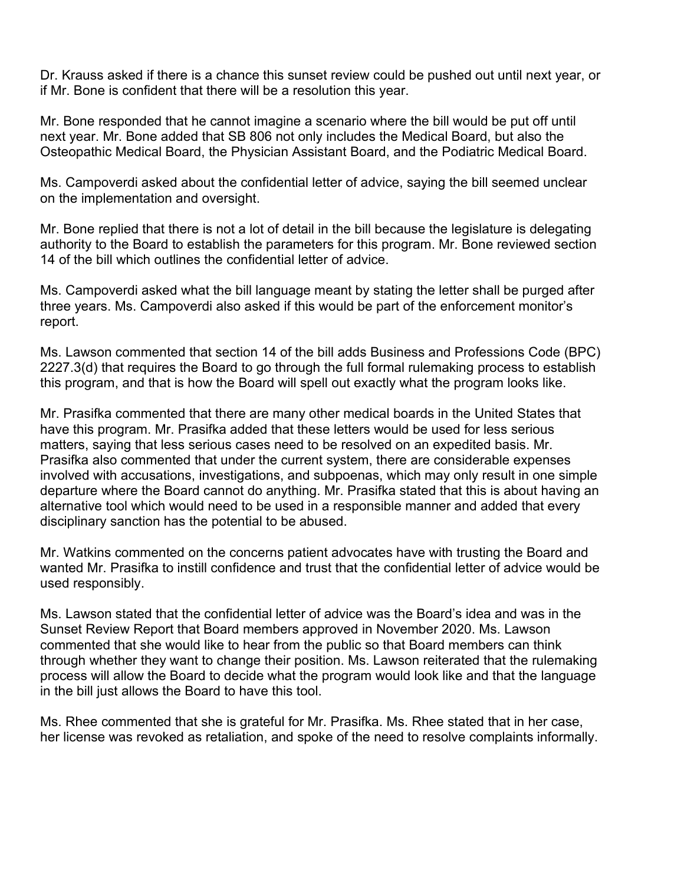Dr. Krauss asked if there is a chance this sunset review could be pushed out until next year, or if Mr. Bone is confident that there will be a resolution this year.

Mr. Bone responded that he cannot imagine a scenario where the bill would be put off until next year. Mr. Bone added that SB 806 not only includes the Medical Board, but also the Osteopathic Medical Board, the Physician Assistant Board, and the Podiatric Medical Board.

Ms. Campoverdi asked about the confidential letter of advice, saying the bill seemed unclear on the implementation and oversight.

Mr. Bone replied that there is not a lot of detail in the bill because the legislature is delegating authority to the Board to establish the parameters for this program. Mr. Bone reviewed section 14 of the bill which outlines the confidential letter of advice.

Ms. Campoverdi asked what the bill language meant by stating the letter shall be purged after three years. Ms. Campoverdi also asked if this would be part of the enforcement monitor's report.

Ms. Lawson commented that section 14 of the bill adds Business and Professions Code (BPC) 2227.3(d) that requires the Board to go through the full formal rulemaking process to establish this program, and that is how the Board will spell out exactly what the program looks like.

Mr. Prasifka commented that there are many other medical boards in the United States that have this program. Mr. Prasifka added that these letters would be used for less serious matters, saying that less serious cases need to be resolved on an expedited basis. Mr. Prasifka also commented that under the current system, there are considerable expenses involved with accusations, investigations, and subpoenas, which may only result in one simple departure where the Board cannot do anything. Mr. Prasifka stated that this is about having an alternative tool which would need to be used in a responsible manner and added that every disciplinary sanction has the potential to be abused.

Mr. Watkins commented on the concerns patient advocates have with trusting the Board and wanted Mr. Prasifka to instill confidence and trust that the confidential letter of advice would be used responsibly.

Ms. Lawson stated that the confidential letter of advice was the Board's idea and was in the Sunset Review Report that Board members approved in November 2020. Ms. Lawson commented that she would like to hear from the public so that Board members can think through whether they want to change their position. Ms. Lawson reiterated that the rulemaking process will allow the Board to decide what the program would look like and that the language in the bill just allows the Board to have this tool.

Ms. Rhee commented that she is grateful for Mr. Prasifka. Ms. Rhee stated that in her case, her license was revoked as retaliation, and spoke of the need to resolve complaints informally.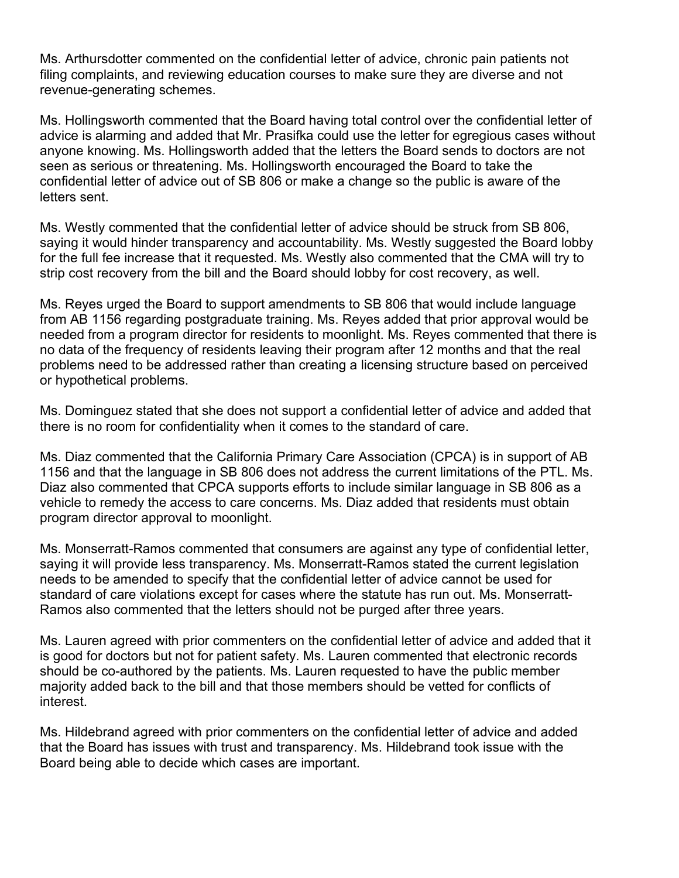Ms. Arthursdotter commented on the confidential letter of advice, chronic pain patients not filing complaints, and reviewing education courses to make sure they are diverse and not revenue-generating schemes.

Ms. Hollingsworth commented that the Board having total control over the confidential letter of advice is alarming and added that Mr. Prasifka could use the letter for egregious cases without anyone knowing. Ms. Hollingsworth added that the letters the Board sends to doctors are not seen as serious or threatening. Ms. Hollingsworth encouraged the Board to take the confidential letter of advice out of SB 806 or make a change so the public is aware of the letters sent.

Ms. Westly commented that the confidential letter of advice should be struck from SB 806, saying it would hinder transparency and accountability. Ms. Westly suggested the Board lobby for the full fee increase that it requested. Ms. Westly also commented that the CMA will try to strip cost recovery from the bill and the Board should lobby for cost recovery, as well.

Ms. Reyes urged the Board to support amendments to SB 806 that would include language from AB 1156 regarding postgraduate training. Ms. Reyes added that prior approval would be needed from a program director for residents to moonlight. Ms. Reyes commented that there is no data of the frequency of residents leaving their program after 12 months and that the real problems need to be addressed rather than creating a licensing structure based on perceived or hypothetical problems.

Ms. Dominguez stated that she does not support a confidential letter of advice and added that there is no room for confidentiality when it comes to the standard of care.

Ms. Diaz commented that the California Primary Care Association (CPCA) is in support of AB 1156 and that the language in SB 806 does not address the current limitations of the PTL. Ms. Diaz also commented that CPCA supports efforts to include similar language in SB 806 as a vehicle to remedy the access to care concerns. Ms. Diaz added that residents must obtain program director approval to moonlight.

Ms. Monserratt-Ramos commented that consumers are against any type of confidential letter, saying it will provide less transparency. Ms. Monserratt-Ramos stated the current legislation needs to be amended to specify that the confidential letter of advice cannot be used for standard of care violations except for cases where the statute has run out. Ms. Monserratt-Ramos also commented that the letters should not be purged after three years.

Ms. Lauren agreed with prior commenters on the confidential letter of advice and added that it is good for doctors but not for patient safety. Ms. Lauren commented that electronic records should be co-authored by the patients. Ms. Lauren requested to have the public member majority added back to the bill and that those members should be vetted for conflicts of interest.

Ms. Hildebrand agreed with prior commenters on the confidential letter of advice and added that the Board has issues with trust and transparency. Ms. Hildebrand took issue with the Board being able to decide which cases are important.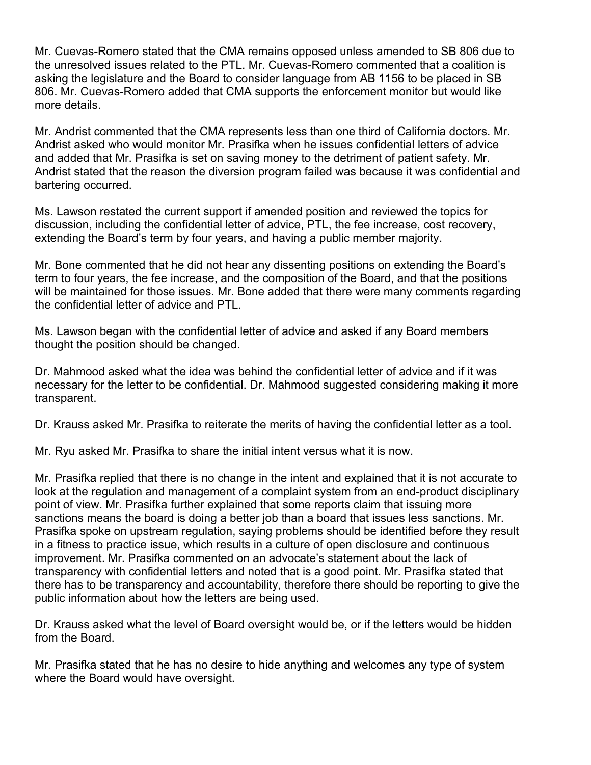Mr. Cuevas-Romero stated that the CMA remains opposed unless amended to SB 806 due to the unresolved issues related to the PTL. Mr. Cuevas-Romero commented that a coalition is asking the legislature and the Board to consider language from AB 1156 to be placed in SB 806. Mr. Cuevas-Romero added that CMA supports the enforcement monitor but would like more details.

Mr. Andrist commented that the CMA represents less than one third of California doctors. Mr. Andrist asked who would monitor Mr. Prasifka when he issues confidential letters of advice and added that Mr. Prasifka is set on saving money to the detriment of patient safety. Mr. Andrist stated that the reason the diversion program failed was because it was confidential and bartering occurred.

Ms. Lawson restated the current support if amended position and reviewed the topics for discussion, including the confidential letter of advice, PTL, the fee increase, cost recovery, extending the Board's term by four years, and having a public member majority.

Mr. Bone commented that he did not hear any dissenting positions on extending the Board's term to four years, the fee increase, and the composition of the Board, and that the positions will be maintained for those issues. Mr. Bone added that there were many comments regarding the confidential letter of advice and PTL.

Ms. Lawson began with the confidential letter of advice and asked if any Board members thought the position should be changed.

Dr. Mahmood asked what the idea was behind the confidential letter of advice and if it was necessary for the letter to be confidential. Dr. Mahmood suggested considering making it more transparent.

Dr. Krauss asked Mr. Prasifka to reiterate the merits of having the confidential letter as a tool.

Mr. Ryu asked Mr. Prasifka to share the initial intent versus what it is now.

Mr. Prasifka replied that there is no change in the intent and explained that it is not accurate to look at the regulation and management of a complaint system from an end-product disciplinary point of view. Mr. Prasifka further explained that some reports claim that issuing more sanctions means the board is doing a better job than a board that issues less sanctions. Mr. Prasifka spoke on upstream regulation, saying problems should be identified before they result in a fitness to practice issue, which results in a culture of open disclosure and continuous improvement. Mr. Prasifka commented on an advocate's statement about the lack of transparency with confidential letters and noted that is a good point. Mr. Prasifka stated that there has to be transparency and accountability, therefore there should be reporting to give the public information about how the letters are being used.

Dr. Krauss asked what the level of Board oversight would be, or if the letters would be hidden from the Board.

Mr. Prasifka stated that he has no desire to hide anything and welcomes any type of system where the Board would have oversight.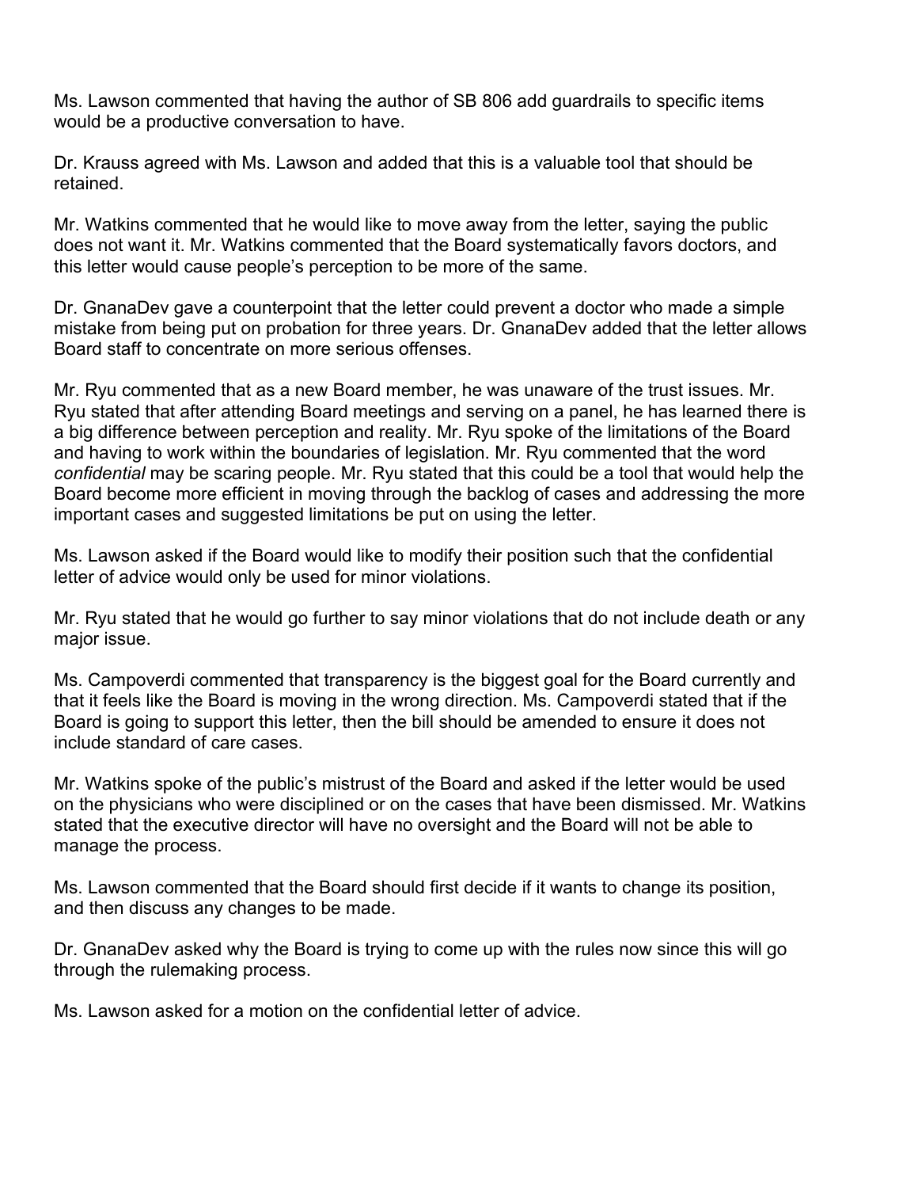Ms. Lawson commented that having the author of SB 806 add guardrails to specific items would be a productive conversation to have.

Dr. Krauss agreed with Ms. Lawson and added that this is a valuable tool that should be retained.

Mr. Watkins commented that he would like to move away from the letter, saying the public does not want it. Mr. Watkins commented that the Board systematically favors doctors, and this letter would cause people's perception to be more of the same.

Dr. GnanaDev gave a counterpoint that the letter could prevent a doctor who made a simple mistake from being put on probation for three years. Dr. GnanaDev added that the letter allows Board staff to concentrate on more serious offenses.

Mr. Ryu commented that as a new Board member, he was unaware of the trust issues. Mr. Ryu stated that after attending Board meetings and serving on a panel, he has learned there is a big difference between perception and reality. Mr. Ryu spoke of the limitations of the Board and having to work within the boundaries of legislation. Mr. Ryu commented that the word *confidential* may be scaring people. Mr. Ryu stated that this could be a tool that would help the Board become more efficient in moving through the backlog of cases and addressing the more important cases and suggested limitations be put on using the letter.

Ms. Lawson asked if the Board would like to modify their position such that the confidential letter of advice would only be used for minor violations.

Mr. Ryu stated that he would go further to say minor violations that do not include death or any major issue.

Ms. Campoverdi commented that transparency is the biggest goal for the Board currently and that it feels like the Board is moving in the wrong direction. Ms. Campoverdi stated that if the Board is going to support this letter, then the bill should be amended to ensure it does not include standard of care cases.

Mr. Watkins spoke of the public's mistrust of the Board and asked if the letter would be used on the physicians who were disciplined or on the cases that have been dismissed. Mr. Watkins stated that the executive director will have no oversight and the Board will not be able to manage the process.

Ms. Lawson commented that the Board should first decide if it wants to change its position, and then discuss any changes to be made.

Dr. GnanaDev asked why the Board is trying to come up with the rules now since this will go through the rulemaking process.

Ms. Lawson asked for a motion on the confidential letter of advice.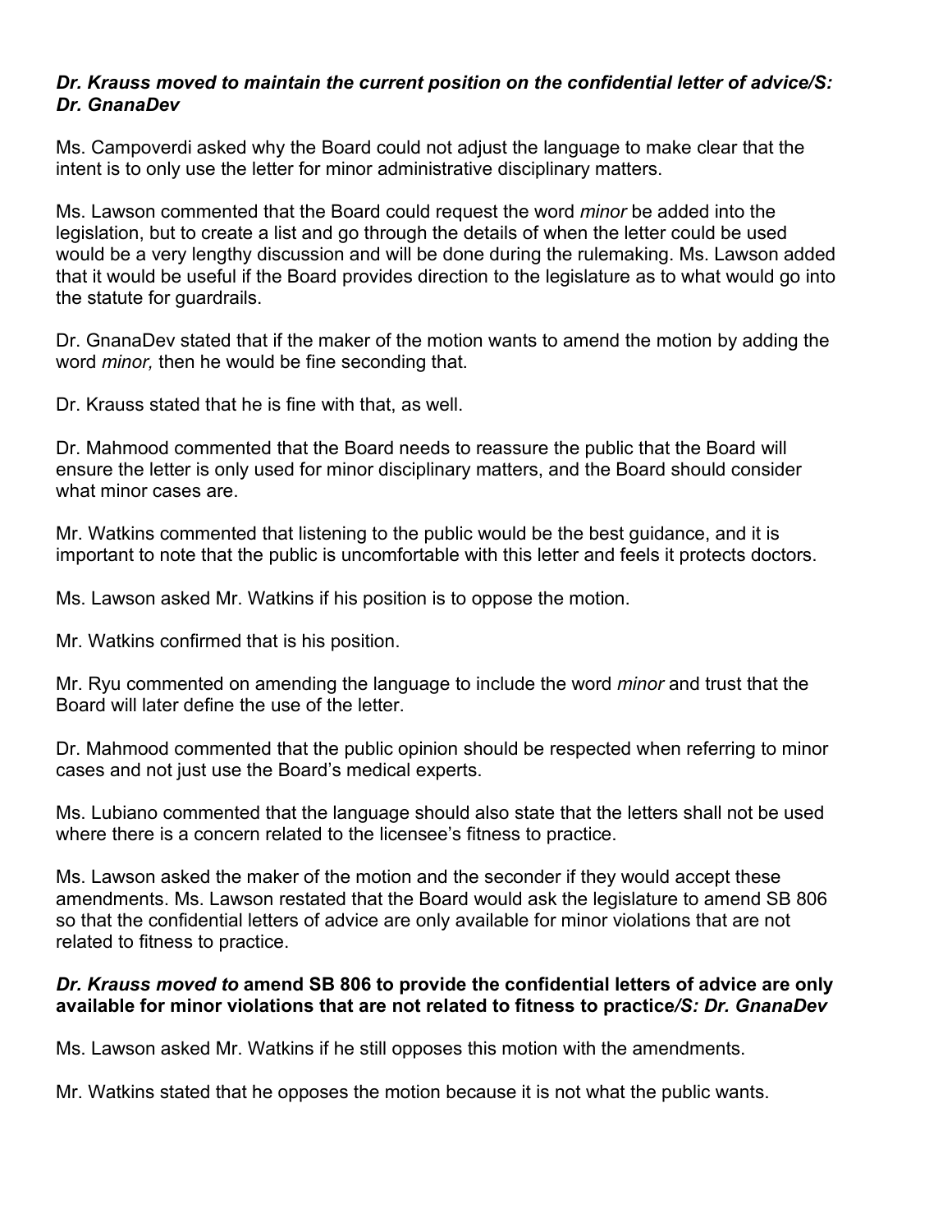***Dr. Krauss moved to maintain the current position on the confidential letter of advice/S: Dr. GnanaDev***

Ms. Campoverdi asked why the Board could not adjust the language to make clear that the intent is to only use the letter for minor administrative disciplinary matters.

Ms. Lawson commented that the Board could request the word *minor* be added into the legislation, but to create a list and go through the details of when the letter could be used would be a very lengthy discussion and will be done during the rulemaking. Ms. Lawson added that it would be useful if the Board provides direction to the legislature as to what would go into the statute for guardrails.

Dr. GnanaDev stated that if the maker of the motion wants to amend the motion by adding the word *minor,* then he would be fine seconding that.

Dr. Krauss stated that he is fine with that, as well.

Dr. Mahmood commented that the Board needs to reassure the public that the Board will ensure the letter is only used for minor disciplinary matters, and the Board should consider what minor cases are.

Mr. Watkins commented that listening to the public would be the best guidance, and it is important to note that the public is uncomfortable with this letter and feels it protects doctors.

Ms. Lawson asked Mr. Watkins if his position is to oppose the motion.

Mr. Watkins confirmed that is his position.

Mr. Ryu commented on amending the language to include the word *minor* and trust that the Board will later define the use of the letter.

Dr. Mahmood commented that the public opinion should be respected when referring to minor cases and not just use the Board's medical experts.

Ms. Lubiano commented that the language should also state that the letters shall not be used where there is a concern related to the licensee's fitness to practice.

Ms. Lawson asked the maker of the motion and the seconder if they would accept these amendments. Ms. Lawson restated that the Board would ask the legislature to amend SB 806 so that the confidential letters of advice are only available for minor violations that are not related to fitness to practice.

***Dr. Krauss moved to* amend SB 806 to provide the confidential letters of advice are only available for minor violations that are not related to fitness to practice*/S: Dr. GnanaDev***

Ms. Lawson asked Mr. Watkins if he still opposes this motion with the amendments.

Mr. Watkins stated that he opposes the motion because it is not what the public wants.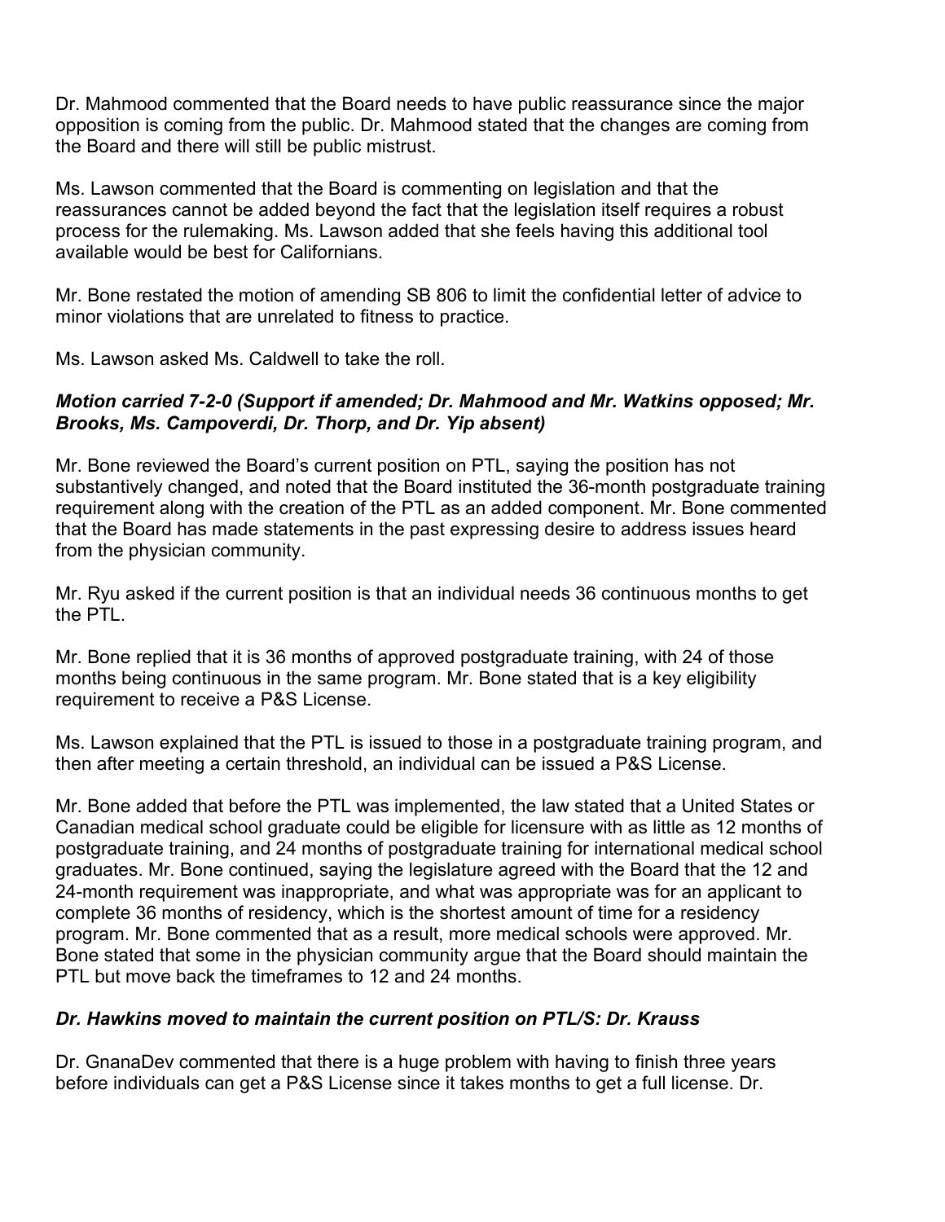Dr. Mahmood commented that the Board needs to have public reassurance since the major opposition is coming from the public. Dr. Mahmood stated that the changes are coming from the Board and there will still be public mistrust.

Ms. Lawson commented that the Board is commenting on legislation and that the reassurances cannot be added beyond the fact that the legislation itself requires a robust process for the rulemaking. Ms. Lawson added that she feels having this additional tool available would be best for Californians.

Mr. Bone restated the motion of amending SB 806 to limit the confidential letter of advice to minor violations that are unrelated to fitness to practice.

Ms. Lawson asked Ms. Caldwell to take the roll.

***Motion carried 7-2-0 (Support if amended; Dr. Mahmood and Mr. Watkins opposed; Mr. Brooks, Ms. Campoverdi, Dr. Thorp, and Dr. Yip absent)***

Mr. Bone reviewed the Board's current position on PTL, saying the position has not substantively changed, and noted that the Board instituted the 36-month postgraduate training requirement along with the creation of the PTL as an added component. Mr. Bone commented that the Board has made statements in the past expressing desire to address issues heard from the physician community.

Mr. Ryu asked if the current position is that an individual needs 36 continuous months to get the PTL.

Mr. Bone replied that it is 36 months of approved postgraduate training, with 24 of those months being continuous in the same program. Mr. Bone stated that is a key eligibility requirement to receive a P&S License.

Ms. Lawson explained that the PTL is issued to those in a postgraduate training program, and then after meeting a certain threshold, an individual can be issued a P&S License.

Mr. Bone added that before the PTL was implemented, the law stated that a United States or Canadian medical school graduate could be eligible for licensure with as little as 12 months of postgraduate training, and 24 months of postgraduate training for international medical school graduates. Mr. Bone continued, saying the legislature agreed with the Board that the 12 and 24-month requirement was inappropriate, and what was appropriate was for an applicant to complete 36 months of residency, which is the shortest amount of time for a residency program. Mr. Bone commented that as a result, more medical schools were approved. Mr. Bone stated that some in the physician community argue that the Board should maintain the PTL but move back the timeframes to 12 and 24 months.

***Dr. Hawkins moved to maintain the current position on PTL/S: Dr. Krauss***

Dr. GnanaDev commented that there is a huge problem with having to finish three years before individuals can get a P&S License since it takes months to get a full license. Dr.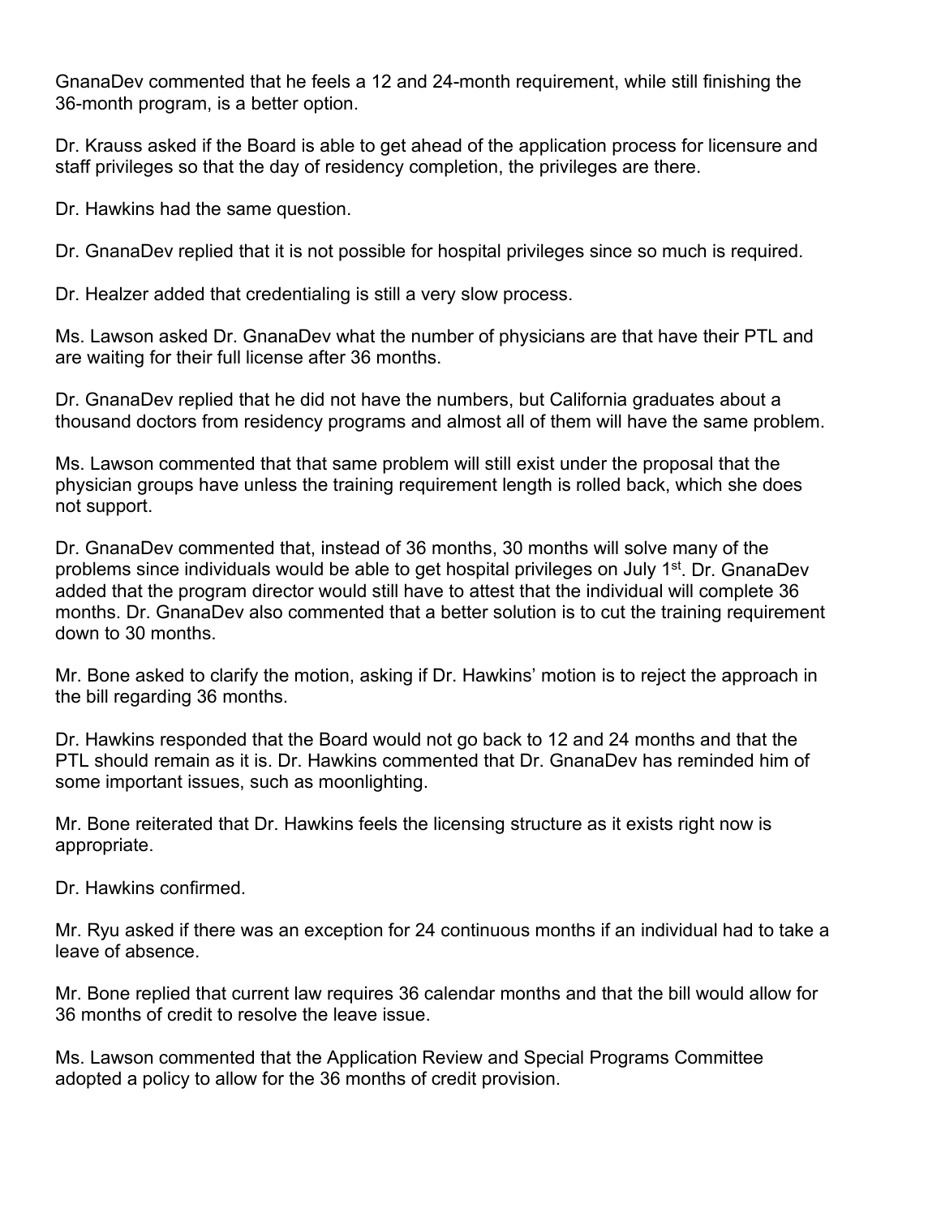GnanaDev commented that he feels a 12 and 24-month requirement, while still finishing the 36-month program, is a better option.

Dr. Krauss asked if the Board is able to get ahead of the application process for licensure and staff privileges so that the day of residency completion, the privileges are there.

Dr. Hawkins had the same question.

Dr. GnanaDev replied that it is not possible for hospital privileges since so much is required.

Dr. Healzer added that credentialing is still a very slow process.

Ms. Lawson asked Dr. GnanaDev what the number of physicians are that have their PTL and are waiting for their full license after 36 months.

Dr. GnanaDev replied that he did not have the numbers, but California graduates about a thousand doctors from residency programs and almost all of them will have the same problem.

Ms. Lawson commented that that same problem will still exist under the proposal that the physician groups have unless the training requirement length is rolled back, which she does not support.

Dr. GnanaDev commented that, instead of 36 months, 30 months will solve many of the problems since individuals would be able to get hospital privileges on July 1st. Dr. GnanaDev added that the program director would still have to attest that the individual will complete 36 months. Dr. GnanaDev also commented that a better solution is to cut the training requirement down to 30 months.

Mr. Bone asked to clarify the motion, asking if Dr. Hawkins' motion is to reject the approach in the bill regarding 36 months.

Dr. Hawkins responded that the Board would not go back to 12 and 24 months and that the PTL should remain as it is. Dr. Hawkins commented that Dr. GnanaDev has reminded him of some important issues, such as moonlighting.

Mr. Bone reiterated that Dr. Hawkins feels the licensing structure as it exists right now is appropriate.

Dr. Hawkins confirmed.

Mr. Ryu asked if there was an exception for 24 continuous months if an individual had to take a leave of absence.

Mr. Bone replied that current law requires 36 calendar months and that the bill would allow for 36 months of credit to resolve the leave issue.

Ms. Lawson commented that the Application Review and Special Programs Committee adopted a policy to allow for the 36 months of credit provision.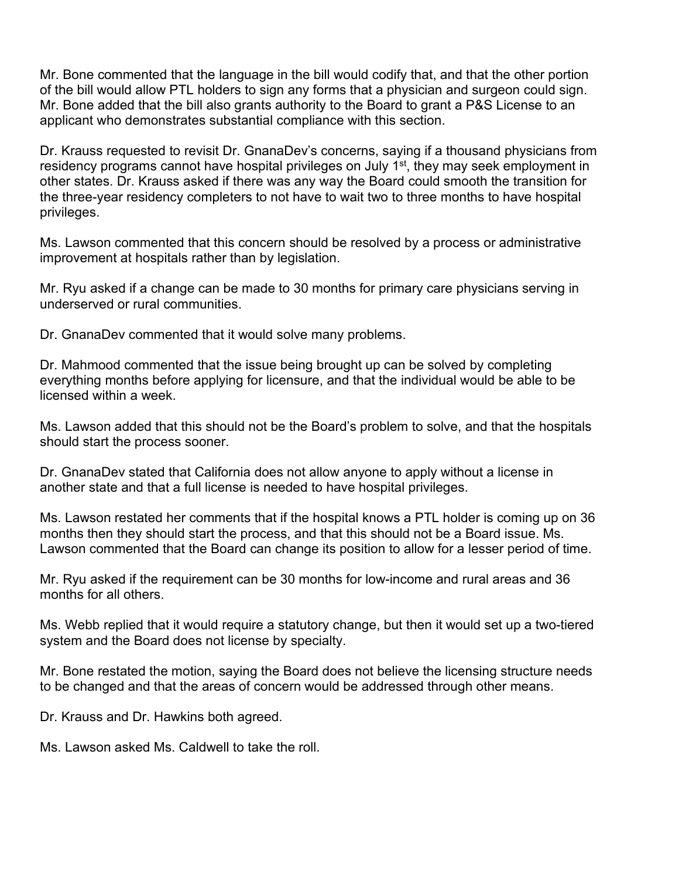Mr. Bone commented that the language in the bill would codify that, and that the other portion of the bill would allow PTL holders to sign any forms that a physician and surgeon could sign. Mr. Bone added that the bill also grants authority to the Board to grant a P&S License to an applicant who demonstrates substantial compliance with this section.

Dr. Krauss requested to revisit Dr. GnanaDev's concerns, saying if a thousand physicians from residency programs cannot have hospital privileges on July 1st, they may seek employment in other states. Dr. Krauss asked if there was any way the Board could smooth the transition for the three-year residency completers to not have to wait two to three months to have hospital privileges.

Ms. Lawson commented that this concern should be resolved by a process or administrative improvement at hospitals rather than by legislation.

Mr. Ryu asked if a change can be made to 30 months for primary care physicians serving in underserved or rural communities.

Dr. GnanaDev commented that it would solve many problems.

Dr. Mahmood commented that the issue being brought up can be solved by completing everything months before applying for licensure, and that the individual would be able to be licensed within a week.

Ms. Lawson added that this should not be the Board's problem to solve, and that the hospitals should start the process sooner.

Dr. GnanaDev stated that California does not allow anyone to apply without a license in another state and that a full license is needed to have hospital privileges.

Ms. Lawson restated her comments that if the hospital knows a PTL holder is coming up on 36 months then they should start the process, and that this should not be a Board issue. Ms. Lawson commented that the Board can change its position to allow for a lesser period of time.

Mr. Ryu asked if the requirement can be 30 months for low-income and rural areas and 36 months for all others.

Ms. Webb replied that it would require a statutory change, but then it would set up a two-tiered system and the Board does not license by specialty.

Mr. Bone restated the motion, saying the Board does not believe the licensing structure needs to be changed and that the areas of concern would be addressed through other means.

Dr. Krauss and Dr. Hawkins both agreed.

Ms. Lawson asked Ms. Caldwell to take the roll.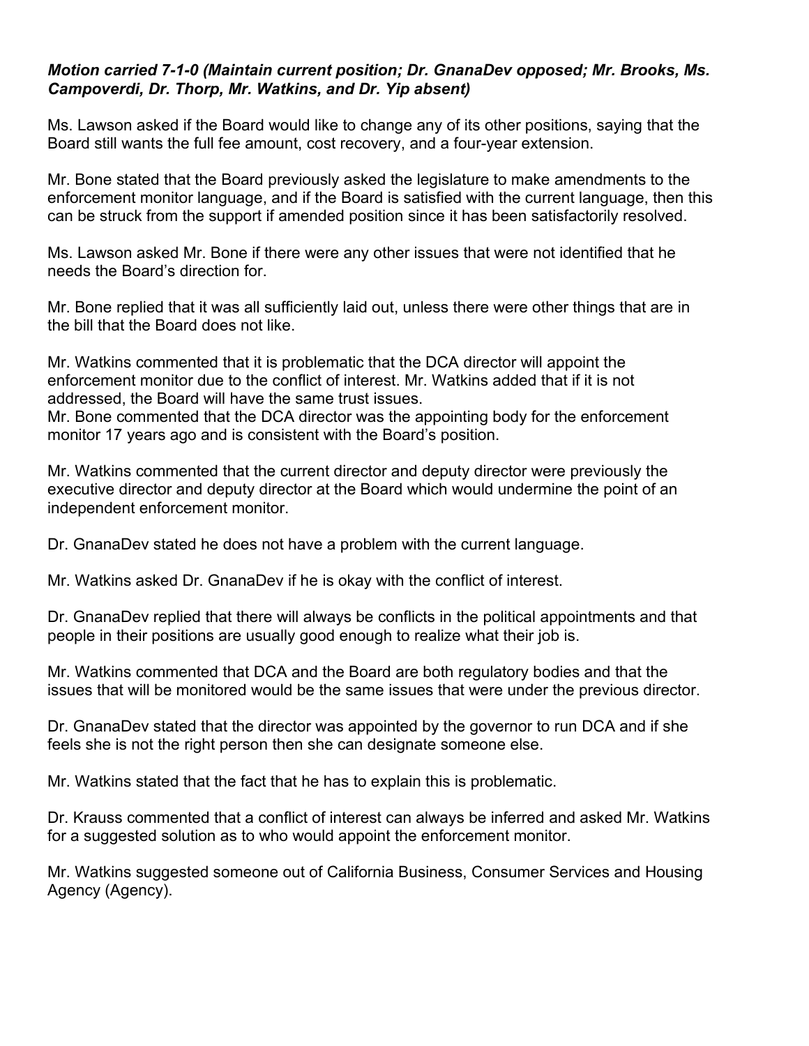***Motion carried 7-1-0 (Maintain current position; Dr. GnanaDev opposed; Mr. Brooks, Ms. Campoverdi, Dr. Thorp, Mr. Watkins, and Dr. Yip absent)***

Ms. Lawson asked if the Board would like to change any of its other positions, saying that the Board still wants the full fee amount, cost recovery, and a four-year extension.

Mr. Bone stated that the Board previously asked the legislature to make amendments to the enforcement monitor language, and if the Board is satisfied with the current language, then this can be struck from the support if amended position since it has been satisfactorily resolved.

Ms. Lawson asked Mr. Bone if there were any other issues that were not identified that he needs the Board's direction for.

Mr. Bone replied that it was all sufficiently laid out, unless there were other things that are in the bill that the Board does not like.

Mr. Watkins commented that it is problematic that the DCA director will appoint the enforcement monitor due to the conflict of interest. Mr. Watkins added that if it is not addressed, the Board will have the same trust issues.
Mr. Bone commented that the DCA director was the appointing body for the enforcement monitor 17 years ago and is consistent with the Board's position.

Mr. Watkins commented that the current director and deputy director were previously the executive director and deputy director at the Board which would undermine the point of an independent enforcement monitor.

Dr. GnanaDev stated he does not have a problem with the current language.

Mr. Watkins asked Dr. GnanaDev if he is okay with the conflict of interest.

Dr. GnanaDev replied that there will always be conflicts in the political appointments and that people in their positions are usually good enough to realize what their job is.

Mr. Watkins commented that DCA and the Board are both regulatory bodies and that the issues that will be monitored would be the same issues that were under the previous director.

Dr. GnanaDev stated that the director was appointed by the governor to run DCA and if she feels she is not the right person then she can designate someone else.

Mr. Watkins stated that the fact that he has to explain this is problematic.

Dr. Krauss commented that a conflict of interest can always be inferred and asked Mr. Watkins for a suggested solution as to who would appoint the enforcement monitor.

Mr. Watkins suggested someone out of California Business, Consumer Services and Housing Agency (Agency).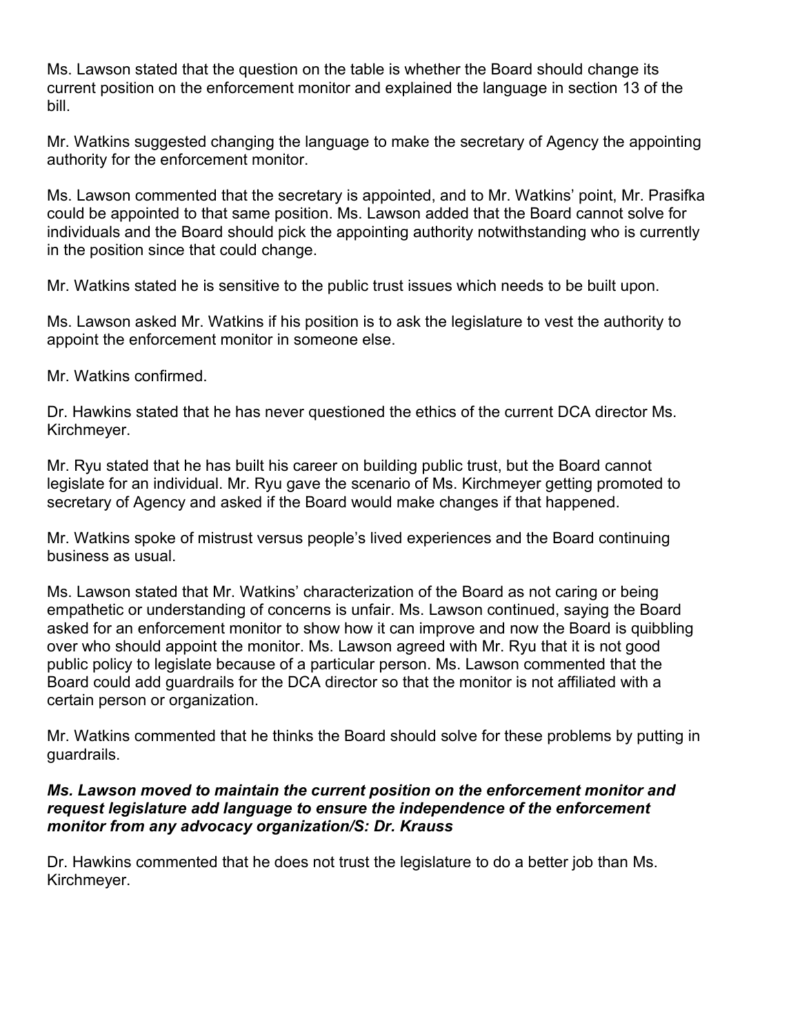Ms. Lawson stated that the question on the table is whether the Board should change its current position on the enforcement monitor and explained the language in section 13 of the bill.

Mr. Watkins suggested changing the language to make the secretary of Agency the appointing authority for the enforcement monitor.

Ms. Lawson commented that the secretary is appointed, and to Mr. Watkins' point, Mr. Prasifka could be appointed to that same position. Ms. Lawson added that the Board cannot solve for individuals and the Board should pick the appointing authority notwithstanding who is currently in the position since that could change.

Mr. Watkins stated he is sensitive to the public trust issues which needs to be built upon.

Ms. Lawson asked Mr. Watkins if his position is to ask the legislature to vest the authority to appoint the enforcement monitor in someone else.

Mr. Watkins confirmed.

Dr. Hawkins stated that he has never questioned the ethics of the current DCA director Ms. Kirchmeyer.

Mr. Ryu stated that he has built his career on building public trust, but the Board cannot legislate for an individual. Mr. Ryu gave the scenario of Ms. Kirchmeyer getting promoted to secretary of Agency and asked if the Board would make changes if that happened.

Mr. Watkins spoke of mistrust versus people's lived experiences and the Board continuing business as usual.

Ms. Lawson stated that Mr. Watkins' characterization of the Board as not caring or being empathetic or understanding of concerns is unfair. Ms. Lawson continued, saying the Board asked for an enforcement monitor to show how it can improve and now the Board is quibbling over who should appoint the monitor. Ms. Lawson agreed with Mr. Ryu that it is not good public policy to legislate because of a particular person. Ms. Lawson commented that the Board could add guardrails for the DCA director so that the monitor is not affiliated with a certain person or organization.

Mr. Watkins commented that he thinks the Board should solve for these problems by putting in guardrails.

***Ms. Lawson moved to maintain the current position on the enforcement monitor and request legislature add language to ensure the independence of the enforcement monitor from any advocacy organization/S: Dr. Krauss***

Dr. Hawkins commented that he does not trust the legislature to do a better job than Ms. Kirchmeyer.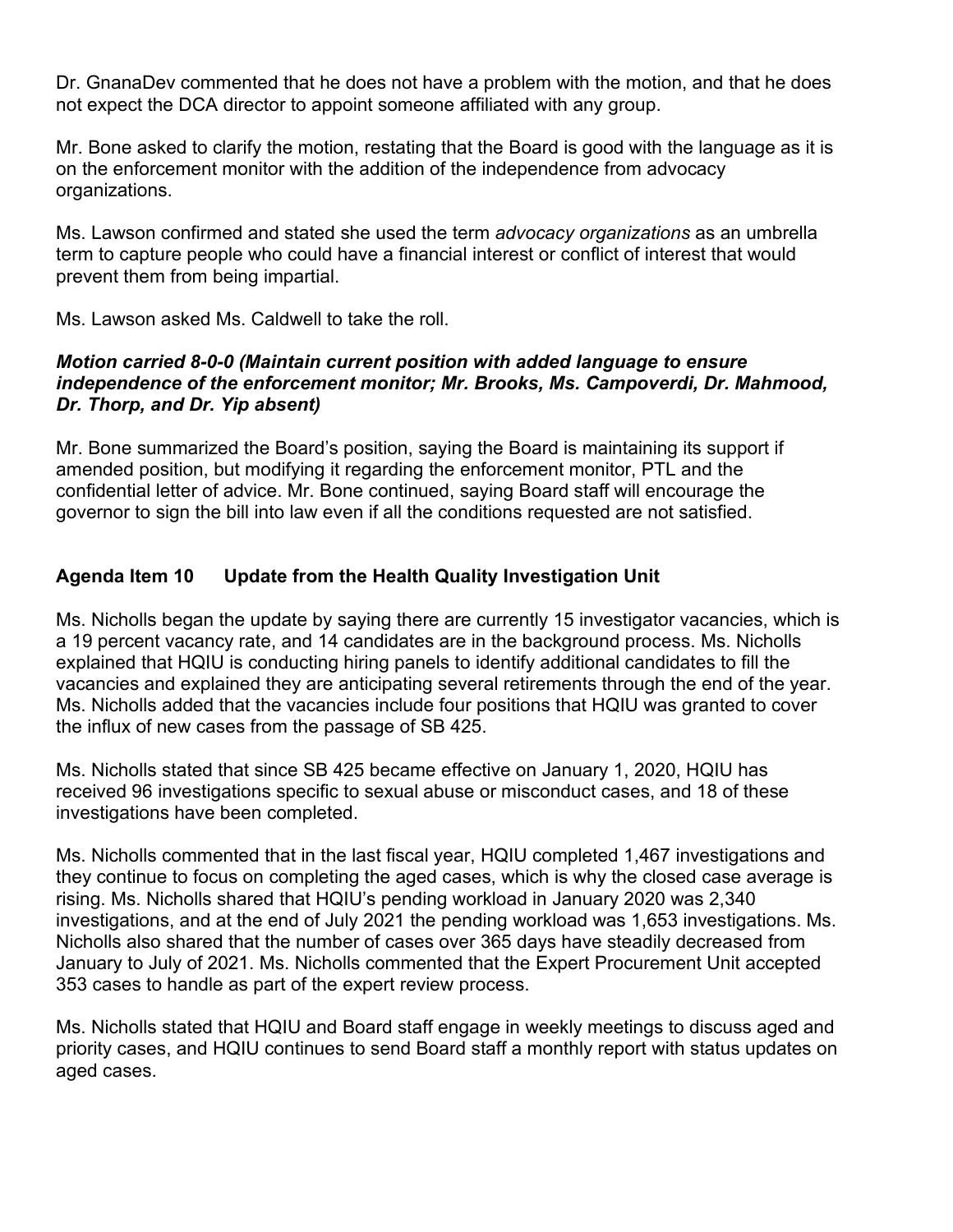Dr. GnanaDev commented that he does not have a problem with the motion, and that he does not expect the DCA director to appoint someone affiliated with any group.

Mr. Bone asked to clarify the motion, restating that the Board is good with the language as it is on the enforcement monitor with the addition of the independence from advocacy organizations.

Ms. Lawson confirmed and stated she used the term *advocacy organizations* as an umbrella term to capture people who could have a financial interest or conflict of interest that would prevent them from being impartial.

Ms. Lawson asked Ms. Caldwell to take the roll.

***Motion carried 8-0-0 (Maintain current position with added language to ensure independence of the enforcement monitor; Mr. Brooks, Ms. Campoverdi, Dr. Mahmood, Dr. Thorp, and Dr. Yip absent)***

Mr. Bone summarized the Board's position, saying the Board is maintaining its support if amended position, but modifying it regarding the enforcement monitor, PTL and the confidential letter of advice. Mr. Bone continued, saying Board staff will encourage the governor to sign the bill into law even if all the conditions requested are not satisfied.

## Agenda Item 10 Update from the Health Quality Investigation Unit

Ms. Nicholls began the update by saying there are currently 15 investigator vacancies, which is a 19 percent vacancy rate, and 14 candidates are in the background process. Ms. Nicholls explained that HQIU is conducting hiring panels to identify additional candidates to fill the vacancies and explained they are anticipating several retirements through the end of the year. Ms. Nicholls added that the vacancies include four positions that HQIU was granted to cover the influx of new cases from the passage of SB 425.

Ms. Nicholls stated that since SB 425 became effective on January 1, 2020, HQIU has received 96 investigations specific to sexual abuse or misconduct cases, and 18 of these investigations have been completed.

Ms. Nicholls commented that in the last fiscal year, HQIU completed 1,467 investigations and they continue to focus on completing the aged cases, which is why the closed case average is rising. Ms. Nicholls shared that HQIU's pending workload in January 2020 was 2,340 investigations, and at the end of July 2021 the pending workload was 1,653 investigations. Ms. Nicholls also shared that the number of cases over 365 days have steadily decreased from January to July of 2021. Ms. Nicholls commented that the Expert Procurement Unit accepted 353 cases to handle as part of the expert review process.

Ms. Nicholls stated that HQIU and Board staff engage in weekly meetings to discuss aged and priority cases, and HQIU continues to send Board staff a monthly report with status updates on aged cases.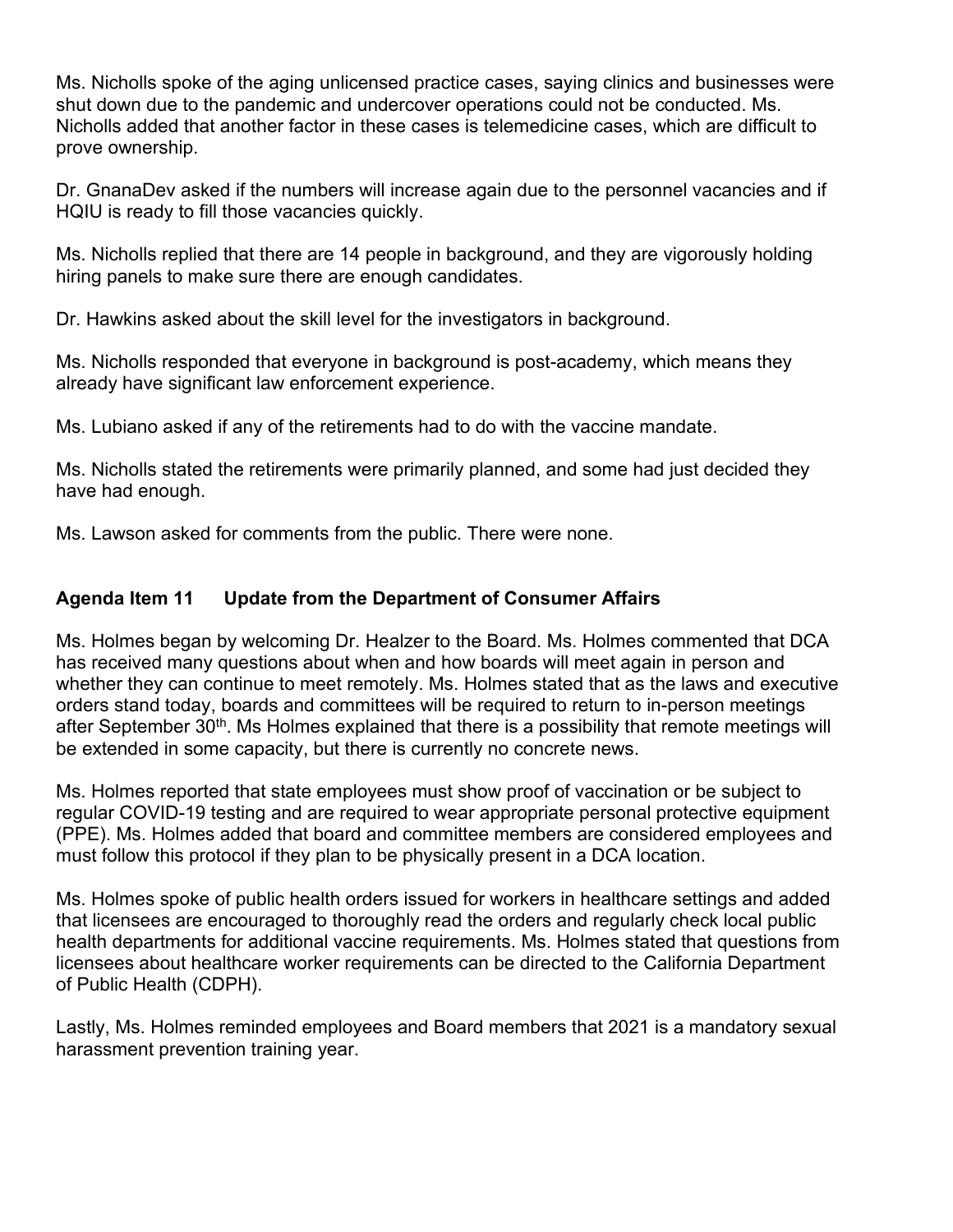Ms. Nicholls spoke of the aging unlicensed practice cases, saying clinics and businesses were shut down due to the pandemic and undercover operations could not be conducted. Ms. Nicholls added that another factor in these cases is telemedicine cases, which are difficult to prove ownership.

Dr. GnanaDev asked if the numbers will increase again due to the personnel vacancies and if HQIU is ready to fill those vacancies quickly.

Ms. Nicholls replied that there are 14 people in background, and they are vigorously holding hiring panels to make sure there are enough candidates.

Dr. Hawkins asked about the skill level for the investigators in background.

Ms. Nicholls responded that everyone in background is post-academy, which means they already have significant law enforcement experience.

Ms. Lubiano asked if any of the retirements had to do with the vaccine mandate.

Ms. Nicholls stated the retirements were primarily planned, and some had just decided they have had enough.

Ms. Lawson asked for comments from the public. There were none.

## Agenda Item 11 Update from the Department of Consumer Affairs

Ms. Holmes began by welcoming Dr. Healzer to the Board. Ms. Holmes commented that DCA has received many questions about when and how boards will meet again in person and whether they can continue to meet remotely. Ms. Holmes stated that as the laws and executive orders stand today, boards and committees will be required to return to in-person meetings after September 30th. Ms Holmes explained that there is a possibility that remote meetings will be extended in some capacity, but there is currently no concrete news.

Ms. Holmes reported that state employees must show proof of vaccination or be subject to regular COVID-19 testing and are required to wear appropriate personal protective equipment (PPE). Ms. Holmes added that board and committee members are considered employees and must follow this protocol if they plan to be physically present in a DCA location.

Ms. Holmes spoke of public health orders issued for workers in healthcare settings and added that licensees are encouraged to thoroughly read the orders and regularly check local public health departments for additional vaccine requirements. Ms. Holmes stated that questions from licensees about healthcare worker requirements can be directed to the California Department of Public Health (CDPH).

Lastly, Ms. Holmes reminded employees and Board members that 2021 is a mandatory sexual harassment prevention training year.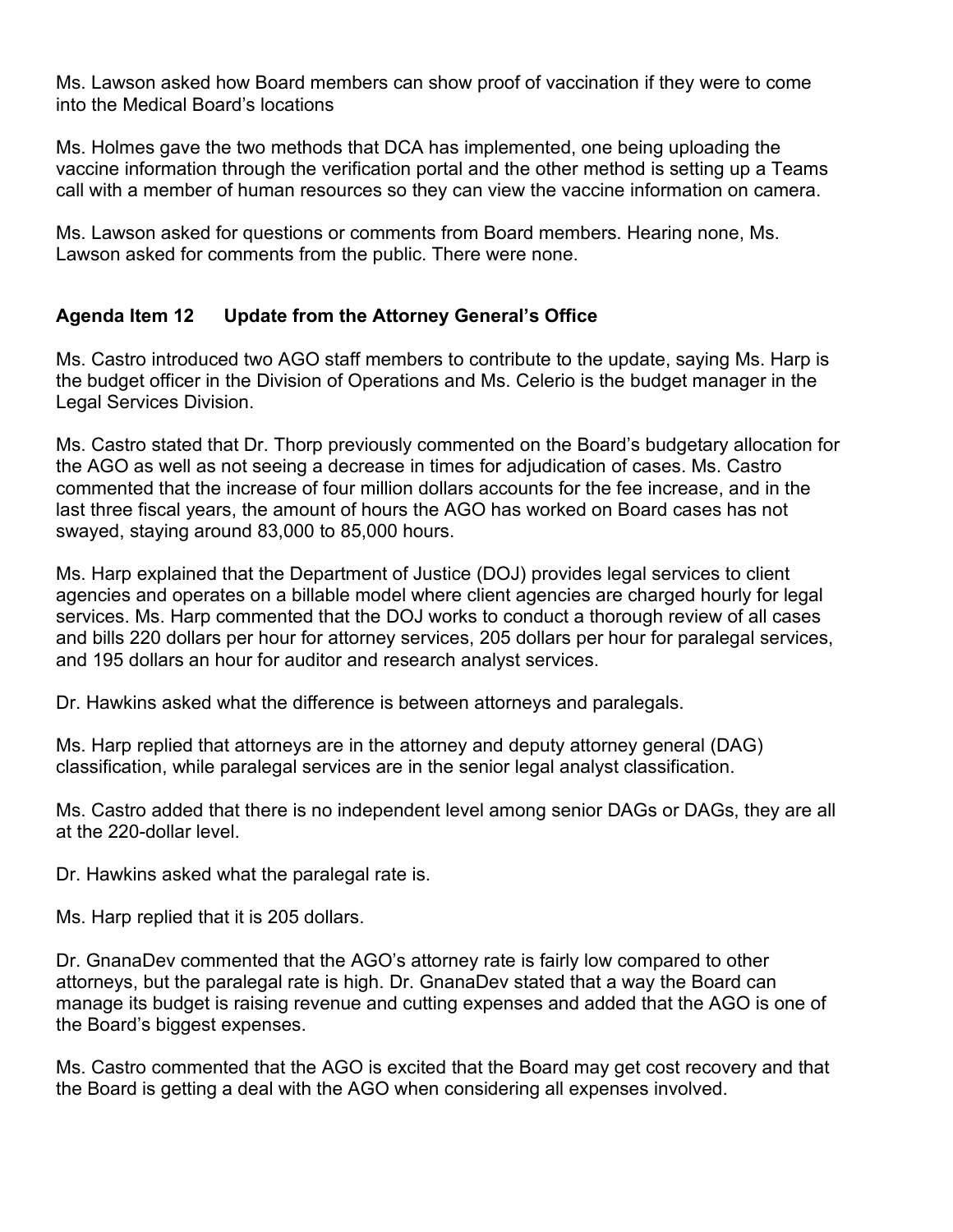Ms. Lawson asked how Board members can show proof of vaccination if they were to come into the Medical Board's locations

Ms. Holmes gave the two methods that DCA has implemented, one being uploading the vaccine information through the verification portal and the other method is setting up a Teams call with a member of human resources so they can view the vaccine information on camera.

Ms. Lawson asked for questions or comments from Board members. Hearing none, Ms. Lawson asked for comments from the public. There were none.

**Agenda Item 12 Update from the Attorney General's Office**

Ms. Castro introduced two AGO staff members to contribute to the update, saying Ms. Harp is the budget officer in the Division of Operations and Ms. Celerio is the budget manager in the Legal Services Division.

Ms. Castro stated that Dr. Thorp previously commented on the Board's budgetary allocation for the AGO as well as not seeing a decrease in times for adjudication of cases. Ms. Castro commented that the increase of four million dollars accounts for the fee increase, and in the last three fiscal years, the amount of hours the AGO has worked on Board cases has not swayed, staying around 83,000 to 85,000 hours.

Ms. Harp explained that the Department of Justice (DOJ) provides legal services to client agencies and operates on a billable model where client agencies are charged hourly for legal services. Ms. Harp commented that the DOJ works to conduct a thorough review of all cases and bills 220 dollars per hour for attorney services, 205 dollars per hour for paralegal services, and 195 dollars an hour for auditor and research analyst services.

Dr. Hawkins asked what the difference is between attorneys and paralegals.

Ms. Harp replied that attorneys are in the attorney and deputy attorney general (DAG) classification, while paralegal services are in the senior legal analyst classification.

Ms. Castro added that there is no independent level among senior DAGs or DAGs, they are all at the 220-dollar level.

Dr. Hawkins asked what the paralegal rate is.

Ms. Harp replied that it is 205 dollars.

Dr. GnanaDev commented that the AGO's attorney rate is fairly low compared to other attorneys, but the paralegal rate is high. Dr. GnanaDev stated that a way the Board can manage its budget is raising revenue and cutting expenses and added that the AGO is one of the Board's biggest expenses.

Ms. Castro commented that the AGO is excited that the Board may get cost recovery and that the Board is getting a deal with the AGO when considering all expenses involved.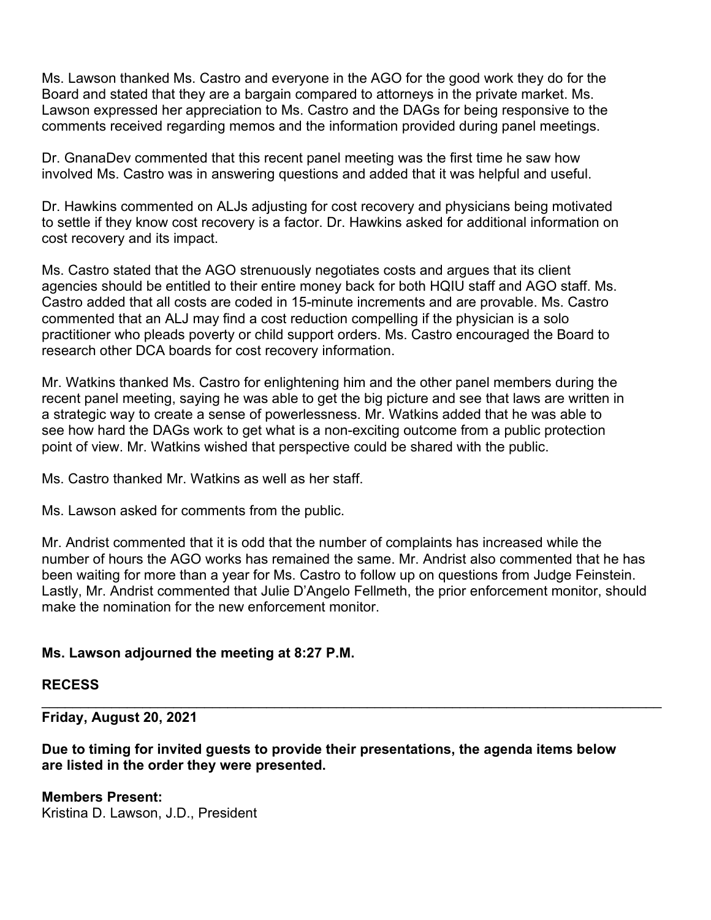Ms. Lawson thanked Ms. Castro and everyone in the AGO for the good work they do for the Board and stated that they are a bargain compared to attorneys in the private market. Ms. Lawson expressed her appreciation to Ms. Castro and the DAGs for being responsive to the comments received regarding memos and the information provided during panel meetings.

Dr. GnanaDev commented that this recent panel meeting was the first time he saw how involved Ms. Castro was in answering questions and added that it was helpful and useful.

Dr. Hawkins commented on ALJs adjusting for cost recovery and physicians being motivated to settle if they know cost recovery is a factor. Dr. Hawkins asked for additional information on cost recovery and its impact.

Ms. Castro stated that the AGO strenuously negotiates costs and argues that its client agencies should be entitled to their entire money back for both HQIU staff and AGO staff. Ms. Castro added that all costs are coded in 15-minute increments and are provable. Ms. Castro commented that an ALJ may find a cost reduction compelling if the physician is a solo practitioner who pleads poverty or child support orders. Ms. Castro encouraged the Board to research other DCA boards for cost recovery information.

Mr. Watkins thanked Ms. Castro for enlightening him and the other panel members during the recent panel meeting, saying he was able to get the big picture and see that laws are written in a strategic way to create a sense of powerlessness. Mr. Watkins added that he was able to see how hard the DAGs work to get what is a non-exciting outcome from a public protection point of view. Mr. Watkins wished that perspective could be shared with the public.

Ms. Castro thanked Mr. Watkins as well as her staff.

Ms. Lawson asked for comments from the public.

Mr. Andrist commented that it is odd that the number of complaints has increased while the number of hours the AGO works has remained the same. Mr. Andrist also commented that he has been waiting for more than a year for Ms. Castro to follow up on questions from Judge Feinstein. Lastly, Mr. Andrist commented that Julie D'Angelo Fellmeth, the prior enforcement monitor, should make the nomination for the new enforcement monitor.

**Ms. Lawson adjourned the meeting at 8:27 P.M.**

**RECESS**

---

**Friday, August 20, 2021**

**Due to timing for invited guests to provide their presentations, the agenda items below are listed in the order they were presented.**

**Members Present:**
Kristina D. Lawson, J.D., President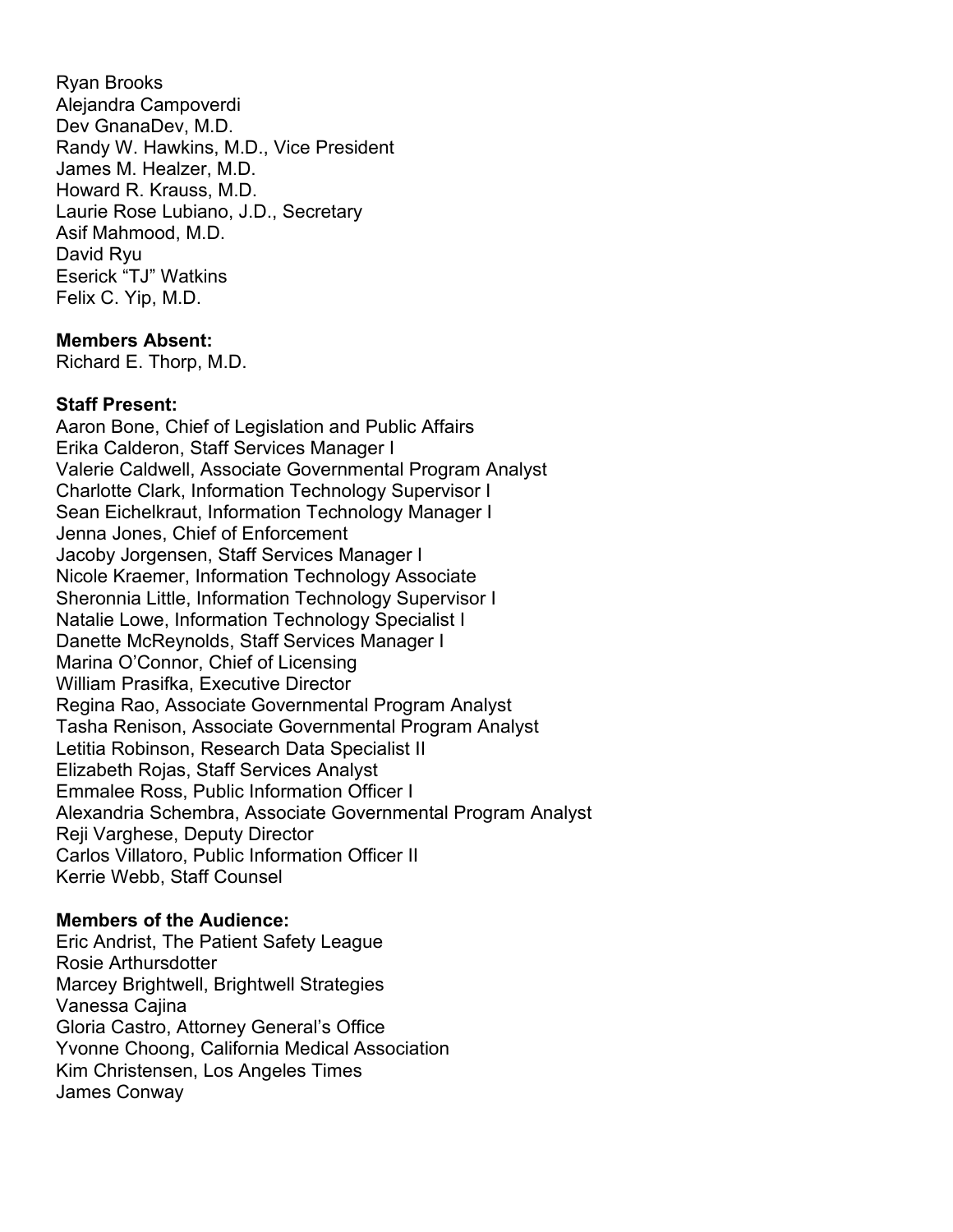Ryan Brooks
Alejandra Campoverdi
Dev GnanaDev, M.D.
Randy W. Hawkins, M.D., Vice President
James M. Healzer, M.D.
Howard R. Krauss, M.D.
Laurie Rose Lubiano, J.D., Secretary
Asif Mahmood, M.D.
David Ryu
Eserick "TJ" Watkins
Felix C. Yip, M.D.

**Members Absent:**
Richard E. Thorp, M.D.

**Staff Present:**
Aaron Bone, Chief of Legislation and Public Affairs
Erika Calderon, Staff Services Manager I
Valerie Caldwell, Associate Governmental Program Analyst
Charlotte Clark, Information Technology Supervisor I
Sean Eichelkraut, Information Technology Manager I
Jenna Jones, Chief of Enforcement
Jacoby Jorgensen, Staff Services Manager I
Nicole Kraemer, Information Technology Associate
Sheronnia Little, Information Technology Supervisor I
Natalie Lowe, Information Technology Specialist I
Danette McReynolds, Staff Services Manager I
Marina O'Connor, Chief of Licensing
William Prasifka, Executive Director
Regina Rao, Associate Governmental Program Analyst
Tasha Renison, Associate Governmental Program Analyst
Letitia Robinson, Research Data Specialist II
Elizabeth Rojas, Staff Services Analyst
Emmalee Ross, Public Information Officer I
Alexandria Schembra, Associate Governmental Program Analyst
Reji Varghese, Deputy Director
Carlos Villatoro, Public Information Officer II
Kerrie Webb, Staff Counsel

**Members of the Audience:**
Eric Andrist, The Patient Safety League
Rosie Arthursdotter
Marcey Brightwell, Brightwell Strategies
Vanessa Cajina
Gloria Castro, Attorney General's Office
Yvonne Choong, California Medical Association
Kim Christensen, Los Angeles Times
James Conway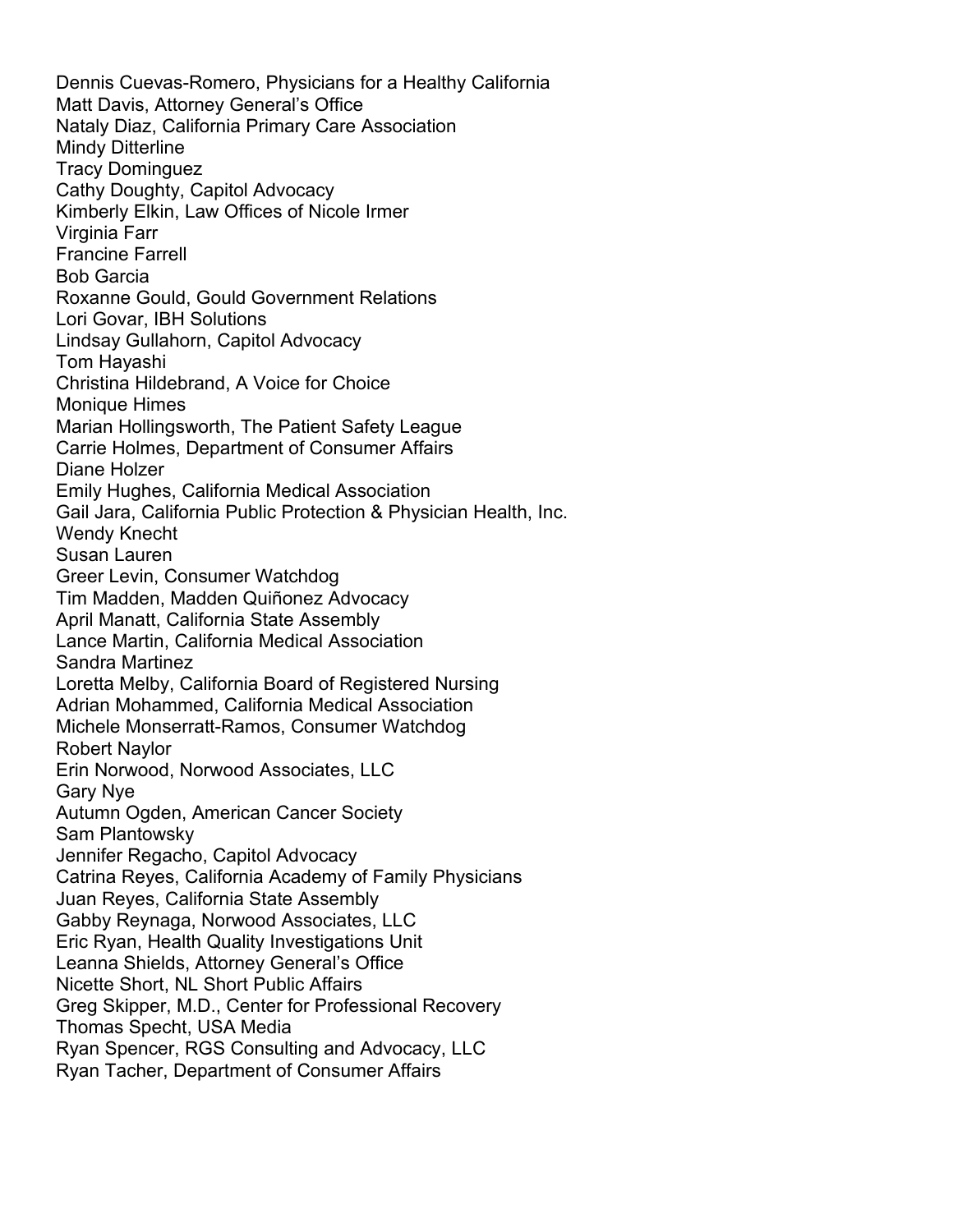Dennis Cuevas-Romero, Physicians for a Healthy California
Matt Davis, Attorney General's Office
Nataly Diaz, California Primary Care Association
Mindy Ditterline
Tracy Dominguez
Cathy Doughty, Capitol Advocacy
Kimberly Elkin, Law Offices of Nicole Irmer
Virginia Farr
Francine Farrell
Bob Garcia
Roxanne Gould, Gould Government Relations
Lori Govar, IBH Solutions
Lindsay Gullahorn, Capitol Advocacy
Tom Hayashi
Christina Hildebrand, A Voice for Choice
Monique Himes
Marian Hollingsworth, The Patient Safety League
Carrie Holmes, Department of Consumer Affairs
Diane Holzer
Emily Hughes, California Medical Association
Gail Jara, California Public Protection & Physician Health, Inc.
Wendy Knecht
Susan Lauren
Greer Levin, Consumer Watchdog
Tim Madden, Madden Quiñonez Advocacy
April Manatt, California State Assembly
Lance Martin, California Medical Association
Sandra Martinez
Loretta Melby, California Board of Registered Nursing
Adrian Mohammed, California Medical Association
Michele Monserratt-Ramos, Consumer Watchdog
Robert Naylor
Erin Norwood, Norwood Associates, LLC
Gary Nye
Autumn Ogden, American Cancer Society
Sam Plantowsky
Jennifer Regacho, Capitol Advocacy
Catrina Reyes, California Academy of Family Physicians
Juan Reyes, California State Assembly
Gabby Reynaga, Norwood Associates, LLC
Eric Ryan, Health Quality Investigations Unit
Leanna Shields, Attorney General's Office
Nicette Short, NL Short Public Affairs
Greg Skipper, M.D., Center for Professional Recovery
Thomas Specht, USA Media
Ryan Spencer, RGS Consulting and Advocacy, LLC
Ryan Tacher, Department of Consumer Affairs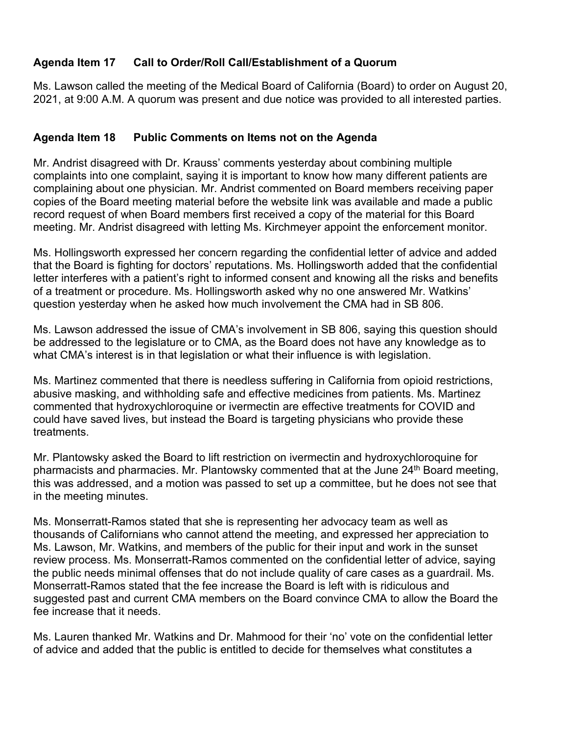**Agenda Item 17 Call to Order/Roll Call/Establishment of a Quorum**

Ms. Lawson called the meeting of the Medical Board of California (Board) to order on August 20, 2021, at 9:00 A.M. A quorum was present and due notice was provided to all interested parties.

**Agenda Item 18 Public Comments on Items not on the Agenda**

Mr. Andrist disagreed with Dr. Krauss' comments yesterday about combining multiple complaints into one complaint, saying it is important to know how many different patients are complaining about one physician. Mr. Andrist commented on Board members receiving paper copies of the Board meeting material before the website link was available and made a public record request of when Board members first received a copy of the material for this Board meeting. Mr. Andrist disagreed with letting Ms. Kirchmeyer appoint the enforcement monitor.

Ms. Hollingsworth expressed her concern regarding the confidential letter of advice and added that the Board is fighting for doctors' reputations. Ms. Hollingsworth added that the confidential letter interferes with a patient's right to informed consent and knowing all the risks and benefits of a treatment or procedure. Ms. Hollingsworth asked why no one answered Mr. Watkins' question yesterday when he asked how much involvement the CMA had in SB 806.

Ms. Lawson addressed the issue of CMA's involvement in SB 806, saying this question should be addressed to the legislature or to CMA, as the Board does not have any knowledge as to what CMA's interest is in that legislation or what their influence is with legislation.

Ms. Martinez commented that there is needless suffering in California from opioid restrictions, abusive masking, and withholding safe and effective medicines from patients. Ms. Martinez commented that hydroxychloroquine or ivermectin are effective treatments for COVID and could have saved lives, but instead the Board is targeting physicians who provide these treatments.

Mr. Plantowsky asked the Board to lift restriction on ivermectin and hydroxychloroquine for pharmacists and pharmacies. Mr. Plantowsky commented that at the June 24th Board meeting, this was addressed, and a motion was passed to set up a committee, but he does not see that in the meeting minutes.

Ms. Monserratt-Ramos stated that she is representing her advocacy team as well as thousands of Californians who cannot attend the meeting, and expressed her appreciation to Ms. Lawson, Mr. Watkins, and members of the public for their input and work in the sunset review process. Ms. Monserratt-Ramos commented on the confidential letter of advice, saying the public needs minimal offenses that do not include quality of care cases as a guardrail. Ms. Monserratt-Ramos stated that the fee increase the Board is left with is ridiculous and suggested past and current CMA members on the Board convince CMA to allow the Board the fee increase that it needs.

Ms. Lauren thanked Mr. Watkins and Dr. Mahmood for their 'no' vote on the confidential letter of advice and added that the public is entitled to decide for themselves what constitutes a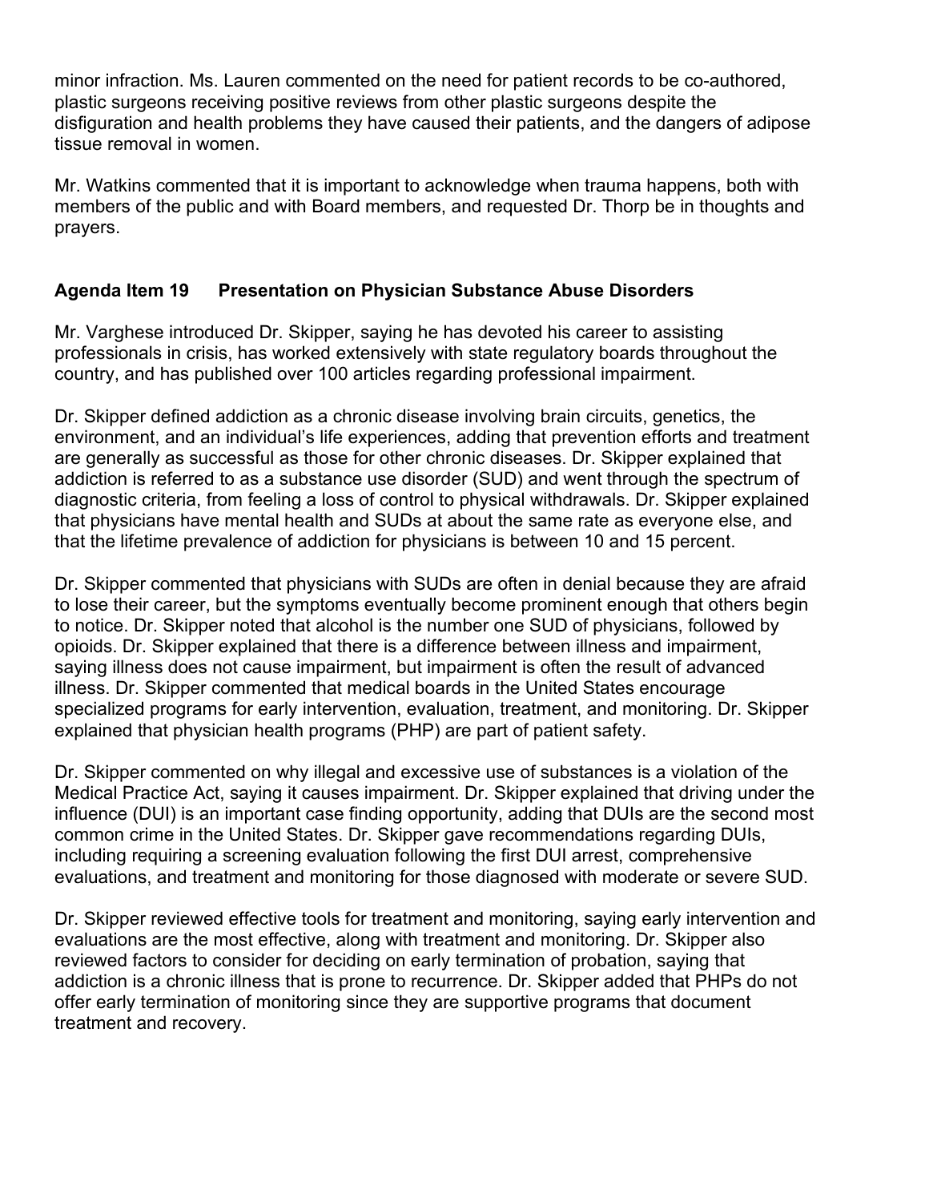minor infraction. Ms. Lauren commented on the need for patient records to be co-authored, plastic surgeons receiving positive reviews from other plastic surgeons despite the disfiguration and health problems they have caused their patients, and the dangers of adipose tissue removal in women.

Mr. Watkins commented that it is important to acknowledge when trauma happens, both with members of the public and with Board members, and requested Dr. Thorp be in thoughts and prayers.

**Agenda Item 19 Presentation on Physician Substance Abuse Disorders**

Mr. Varghese introduced Dr. Skipper, saying he has devoted his career to assisting professionals in crisis, has worked extensively with state regulatory boards throughout the country, and has published over 100 articles regarding professional impairment.

Dr. Skipper defined addiction as a chronic disease involving brain circuits, genetics, the environment, and an individual's life experiences, adding that prevention efforts and treatment are generally as successful as those for other chronic diseases. Dr. Skipper explained that addiction is referred to as a substance use disorder (SUD) and went through the spectrum of diagnostic criteria, from feeling a loss of control to physical withdrawals. Dr. Skipper explained that physicians have mental health and SUDs at about the same rate as everyone else, and that the lifetime prevalence of addiction for physicians is between 10 and 15 percent.

Dr. Skipper commented that physicians with SUDs are often in denial because they are afraid to lose their career, but the symptoms eventually become prominent enough that others begin to notice. Dr. Skipper noted that alcohol is the number one SUD of physicians, followed by opioids. Dr. Skipper explained that there is a difference between illness and impairment, saying illness does not cause impairment, but impairment is often the result of advanced illness. Dr. Skipper commented that medical boards in the United States encourage specialized programs for early intervention, evaluation, treatment, and monitoring. Dr. Skipper explained that physician health programs (PHP) are part of patient safety.

Dr. Skipper commented on why illegal and excessive use of substances is a violation of the Medical Practice Act, saying it causes impairment. Dr. Skipper explained that driving under the influence (DUI) is an important case finding opportunity, adding that DUIs are the second most common crime in the United States. Dr. Skipper gave recommendations regarding DUIs, including requiring a screening evaluation following the first DUI arrest, comprehensive evaluations, and treatment and monitoring for those diagnosed with moderate or severe SUD.

Dr. Skipper reviewed effective tools for treatment and monitoring, saying early intervention and evaluations are the most effective, along with treatment and monitoring. Dr. Skipper also reviewed factors to consider for deciding on early termination of probation, saying that addiction is a chronic illness that is prone to recurrence. Dr. Skipper added that PHPs do not offer early termination of monitoring since they are supportive programs that document treatment and recovery.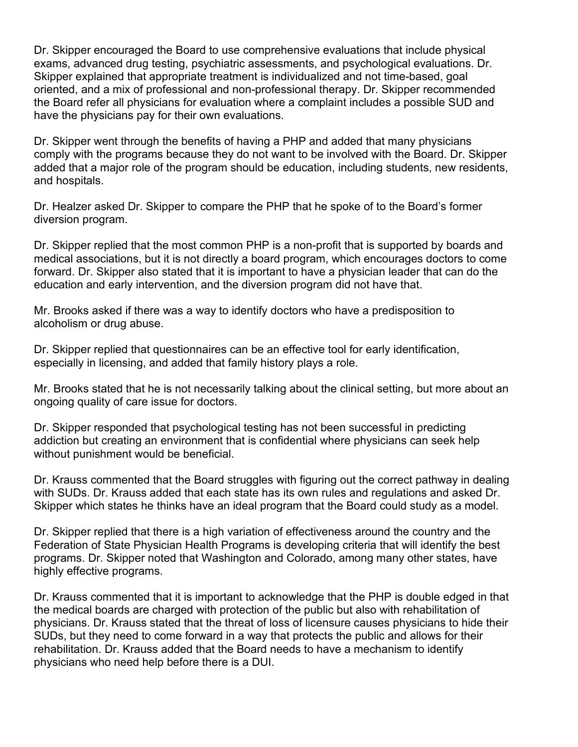Dr. Skipper encouraged the Board to use comprehensive evaluations that include physical exams, advanced drug testing, psychiatric assessments, and psychological evaluations. Dr. Skipper explained that appropriate treatment is individualized and not time-based, goal oriented, and a mix of professional and non-professional therapy. Dr. Skipper recommended the Board refer all physicians for evaluation where a complaint includes a possible SUD and have the physicians pay for their own evaluations.

Dr. Skipper went through the benefits of having a PHP and added that many physicians comply with the programs because they do not want to be involved with the Board. Dr. Skipper added that a major role of the program should be education, including students, new residents, and hospitals.

Dr. Healzer asked Dr. Skipper to compare the PHP that he spoke of to the Board's former diversion program.

Dr. Skipper replied that the most common PHP is a non-profit that is supported by boards and medical associations, but it is not directly a board program, which encourages doctors to come forward. Dr. Skipper also stated that it is important to have a physician leader that can do the education and early intervention, and the diversion program did not have that.

Mr. Brooks asked if there was a way to identify doctors who have a predisposition to alcoholism or drug abuse.

Dr. Skipper replied that questionnaires can be an effective tool for early identification, especially in licensing, and added that family history plays a role.

Mr. Brooks stated that he is not necessarily talking about the clinical setting, but more about an ongoing quality of care issue for doctors.

Dr. Skipper responded that psychological testing has not been successful in predicting addiction but creating an environment that is confidential where physicians can seek help without punishment would be beneficial.

Dr. Krauss commented that the Board struggles with figuring out the correct pathway in dealing with SUDs. Dr. Krauss added that each state has its own rules and regulations and asked Dr. Skipper which states he thinks have an ideal program that the Board could study as a model.

Dr. Skipper replied that there is a high variation of effectiveness around the country and the Federation of State Physician Health Programs is developing criteria that will identify the best programs. Dr. Skipper noted that Washington and Colorado, among many other states, have highly effective programs.

Dr. Krauss commented that it is important to acknowledge that the PHP is double edged in that the medical boards are charged with protection of the public but also with rehabilitation of physicians. Dr. Krauss stated that the threat of loss of licensure causes physicians to hide their SUDs, but they need to come forward in a way that protects the public and allows for their rehabilitation. Dr. Krauss added that the Board needs to have a mechanism to identify physicians who need help before there is a DUI.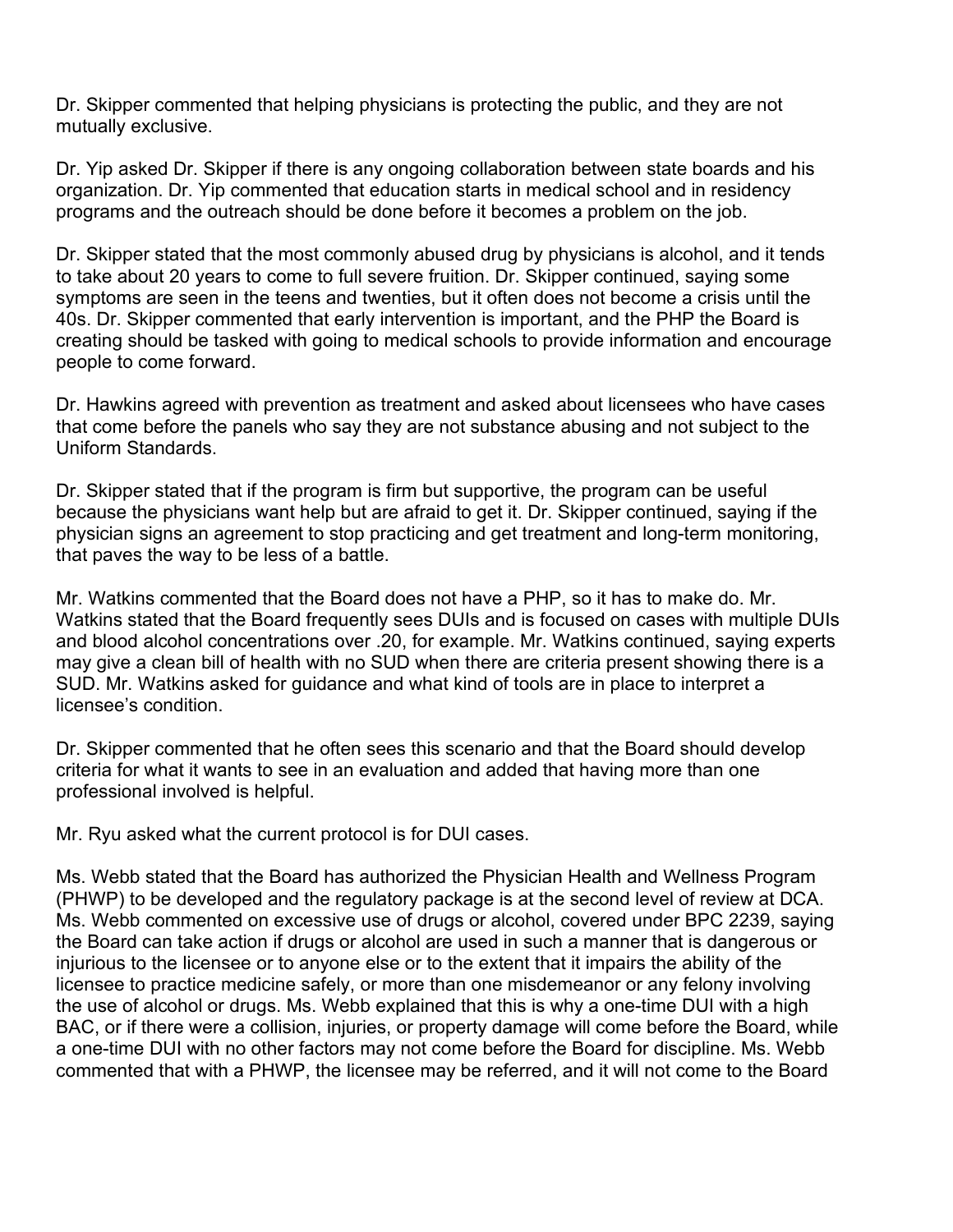Dr. Skipper commented that helping physicians is protecting the public, and they are not mutually exclusive.

Dr. Yip asked Dr. Skipper if there is any ongoing collaboration between state boards and his organization. Dr. Yip commented that education starts in medical school and in residency programs and the outreach should be done before it becomes a problem on the job.

Dr. Skipper stated that the most commonly abused drug by physicians is alcohol, and it tends to take about 20 years to come to full severe fruition. Dr. Skipper continued, saying some symptoms are seen in the teens and twenties, but it often does not become a crisis until the 40s. Dr. Skipper commented that early intervention is important, and the PHP the Board is creating should be tasked with going to medical schools to provide information and encourage people to come forward.

Dr. Hawkins agreed with prevention as treatment and asked about licensees who have cases that come before the panels who say they are not substance abusing and not subject to the Uniform Standards.

Dr. Skipper stated that if the program is firm but supportive, the program can be useful because the physicians want help but are afraid to get it. Dr. Skipper continued, saying if the physician signs an agreement to stop practicing and get treatment and long-term monitoring, that paves the way to be less of a battle.

Mr. Watkins commented that the Board does not have a PHP, so it has to make do. Mr. Watkins stated that the Board frequently sees DUIs and is focused on cases with multiple DUIs and blood alcohol concentrations over .20, for example. Mr. Watkins continued, saying experts may give a clean bill of health with no SUD when there are criteria present showing there is a SUD. Mr. Watkins asked for guidance and what kind of tools are in place to interpret a licensee's condition.

Dr. Skipper commented that he often sees this scenario and that the Board should develop criteria for what it wants to see in an evaluation and added that having more than one professional involved is helpful.

Mr. Ryu asked what the current protocol is for DUI cases.

Ms. Webb stated that the Board has authorized the Physician Health and Wellness Program (PHWP) to be developed and the regulatory package is at the second level of review at DCA. Ms. Webb commented on excessive use of drugs or alcohol, covered under BPC 2239, saying the Board can take action if drugs or alcohol are used in such a manner that is dangerous or injurious to the licensee or to anyone else or to the extent that it impairs the ability of the licensee to practice medicine safely, or more than one misdemeanor or any felony involving the use of alcohol or drugs. Ms. Webb explained that this is why a one-time DUI with a high BAC, or if there were a collision, injuries, or property damage will come before the Board, while a one-time DUI with no other factors may not come before the Board for discipline. Ms. Webb commented that with a PHWP, the licensee may be referred, and it will not come to the Board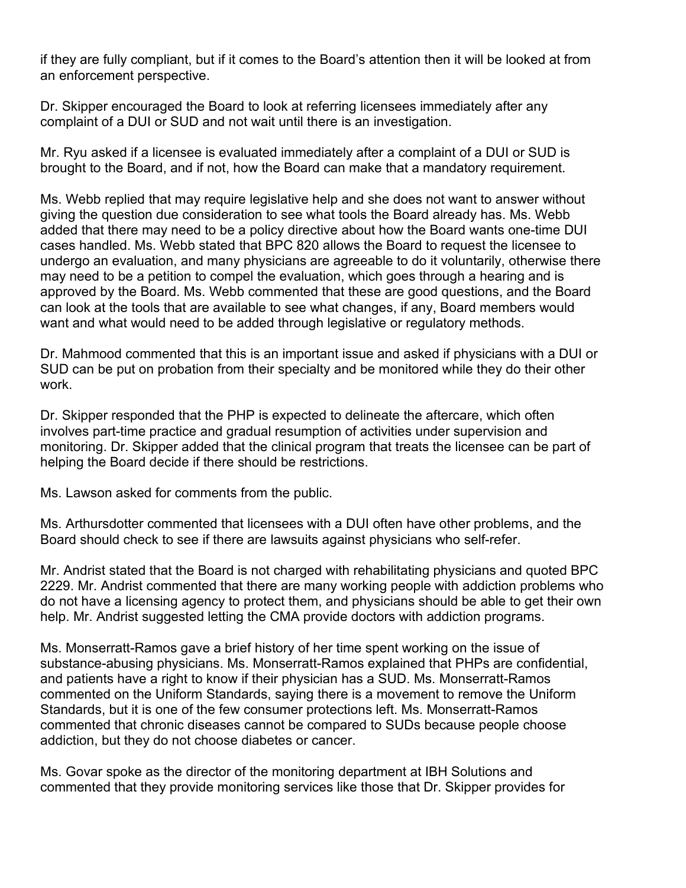if they are fully compliant, but if it comes to the Board's attention then it will be looked at from an enforcement perspective.

Dr. Skipper encouraged the Board to look at referring licensees immediately after any complaint of a DUI or SUD and not wait until there is an investigation.

Mr. Ryu asked if a licensee is evaluated immediately after a complaint of a DUI or SUD is brought to the Board, and if not, how the Board can make that a mandatory requirement.

Ms. Webb replied that may require legislative help and she does not want to answer without giving the question due consideration to see what tools the Board already has. Ms. Webb added that there may need to be a policy directive about how the Board wants one-time DUI cases handled. Ms. Webb stated that BPC 820 allows the Board to request the licensee to undergo an evaluation, and many physicians are agreeable to do it voluntarily, otherwise there may need to be a petition to compel the evaluation, which goes through a hearing and is approved by the Board. Ms. Webb commented that these are good questions, and the Board can look at the tools that are available to see what changes, if any, Board members would want and what would need to be added through legislative or regulatory methods.

Dr. Mahmood commented that this is an important issue and asked if physicians with a DUI or SUD can be put on probation from their specialty and be monitored while they do their other work.

Dr. Skipper responded that the PHP is expected to delineate the aftercare, which often involves part-time practice and gradual resumption of activities under supervision and monitoring. Dr. Skipper added that the clinical program that treats the licensee can be part of helping the Board decide if there should be restrictions.

Ms. Lawson asked for comments from the public.

Ms. Arthursdotter commented that licensees with a DUI often have other problems, and the Board should check to see if there are lawsuits against physicians who self-refer.

Mr. Andrist stated that the Board is not charged with rehabilitating physicians and quoted BPC 2229. Mr. Andrist commented that there are many working people with addiction problems who do not have a licensing agency to protect them, and physicians should be able to get their own help. Mr. Andrist suggested letting the CMA provide doctors with addiction programs.

Ms. Monserratt-Ramos gave a brief history of her time spent working on the issue of substance-abusing physicians. Ms. Monserratt-Ramos explained that PHPs are confidential, and patients have a right to know if their physician has a SUD. Ms. Monserratt-Ramos commented on the Uniform Standards, saying there is a movement to remove the Uniform Standards, but it is one of the few consumer protections left. Ms. Monserratt-Ramos commented that chronic diseases cannot be compared to SUDs because people choose addiction, but they do not choose diabetes or cancer.

Ms. Govar spoke as the director of the monitoring department at IBH Solutions and commented that they provide monitoring services like those that Dr. Skipper provides for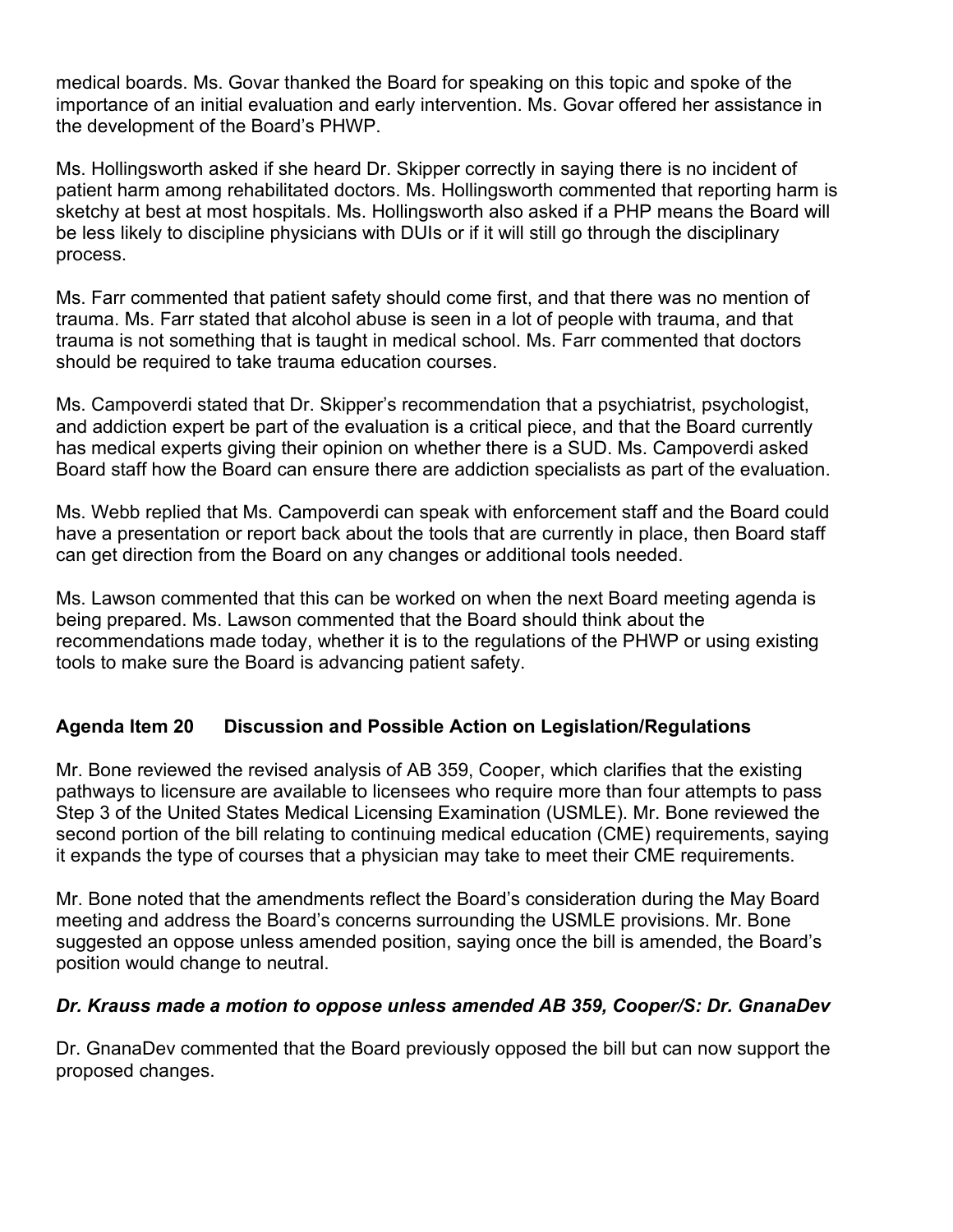medical boards. Ms. Govar thanked the Board for speaking on this topic and spoke of the importance of an initial evaluation and early intervention. Ms. Govar offered her assistance in the development of the Board's PHWP.

Ms. Hollingsworth asked if she heard Dr. Skipper correctly in saying there is no incident of patient harm among rehabilitated doctors. Ms. Hollingsworth commented that reporting harm is sketchy at best at most hospitals. Ms. Hollingsworth also asked if a PHP means the Board will be less likely to discipline physicians with DUIs or if it will still go through the disciplinary process.

Ms. Farr commented that patient safety should come first, and that there was no mention of trauma. Ms. Farr stated that alcohol abuse is seen in a lot of people with trauma, and that trauma is not something that is taught in medical school. Ms. Farr commented that doctors should be required to take trauma education courses.

Ms. Campoverdi stated that Dr. Skipper's recommendation that a psychiatrist, psychologist, and addiction expert be part of the evaluation is a critical piece, and that the Board currently has medical experts giving their opinion on whether there is a SUD. Ms. Campoverdi asked Board staff how the Board can ensure there are addiction specialists as part of the evaluation.

Ms. Webb replied that Ms. Campoverdi can speak with enforcement staff and the Board could have a presentation or report back about the tools that are currently in place, then Board staff can get direction from the Board on any changes or additional tools needed.

Ms. Lawson commented that this can be worked on when the next Board meeting agenda is being prepared. Ms. Lawson commented that the Board should think about the recommendations made today, whether it is to the regulations of the PHWP or using existing tools to make sure the Board is advancing patient safety.

## Agenda Item 20 Discussion and Possible Action on Legislation/Regulations

Mr. Bone reviewed the revised analysis of AB 359, Cooper, which clarifies that the existing pathways to licensure are available to licensees who require more than four attempts to pass Step 3 of the United States Medical Licensing Examination (USMLE). Mr. Bone reviewed the second portion of the bill relating to continuing medical education (CME) requirements, saying it expands the type of courses that a physician may take to meet their CME requirements.

Mr. Bone noted that the amendments reflect the Board's consideration during the May Board meeting and address the Board's concerns surrounding the USMLE provisions. Mr. Bone suggested an oppose unless amended position, saying once the bill is amended, the Board's position would change to neutral.

***Dr. Krauss made a motion to oppose unless amended AB 359, Cooper/S: Dr. GnanaDev***

Dr. GnanaDev commented that the Board previously opposed the bill but can now support the proposed changes.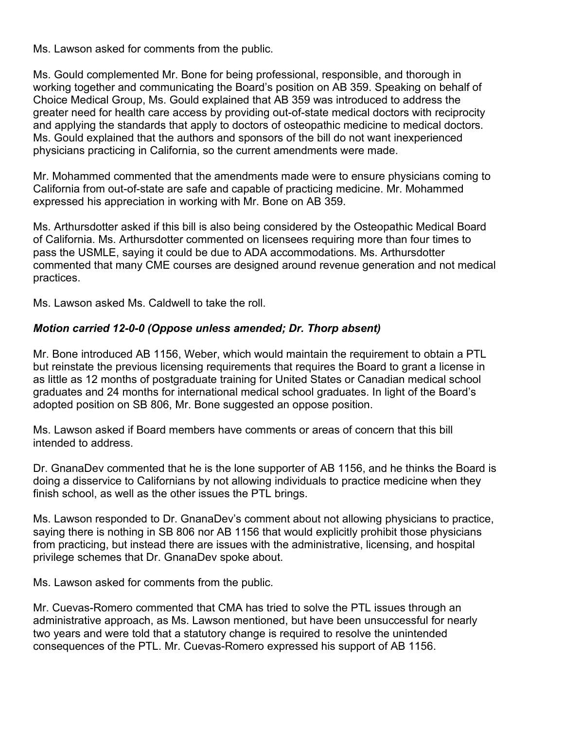Ms. Lawson asked for comments from the public.

Ms. Gould complemented Mr. Bone for being professional, responsible, and thorough in working together and communicating the Board's position on AB 359. Speaking on behalf of Choice Medical Group, Ms. Gould explained that AB 359 was introduced to address the greater need for health care access by providing out-of-state medical doctors with reciprocity and applying the standards that apply to doctors of osteopathic medicine to medical doctors. Ms. Gould explained that the authors and sponsors of the bill do not want inexperienced physicians practicing in California, so the current amendments were made.

Mr. Mohammed commented that the amendments made were to ensure physicians coming to California from out-of-state are safe and capable of practicing medicine. Mr. Mohammed expressed his appreciation in working with Mr. Bone on AB 359.

Ms. Arthursdotter asked if this bill is also being considered by the Osteopathic Medical Board of California. Ms. Arthursdotter commented on licensees requiring more than four times to pass the USMLE, saying it could be due to ADA accommodations. Ms. Arthursdotter commented that many CME courses are designed around revenue generation and not medical practices.

Ms. Lawson asked Ms. Caldwell to take the roll.

***Motion carried 12-0-0 (Oppose unless amended; Dr. Thorp absent)***

Mr. Bone introduced AB 1156, Weber, which would maintain the requirement to obtain a PTL but reinstate the previous licensing requirements that requires the Board to grant a license in as little as 12 months of postgraduate training for United States or Canadian medical school graduates and 24 months for international medical school graduates. In light of the Board's adopted position on SB 806, Mr. Bone suggested an oppose position.

Ms. Lawson asked if Board members have comments or areas of concern that this bill intended to address.

Dr. GnanaDev commented that he is the lone supporter of AB 1156, and he thinks the Board is doing a disservice to Californians by not allowing individuals to practice medicine when they finish school, as well as the other issues the PTL brings.

Ms. Lawson responded to Dr. GnanaDev's comment about not allowing physicians to practice, saying there is nothing in SB 806 nor AB 1156 that would explicitly prohibit those physicians from practicing, but instead there are issues with the administrative, licensing, and hospital privilege schemes that Dr. GnanaDev spoke about.

Ms. Lawson asked for comments from the public.

Mr. Cuevas-Romero commented that CMA has tried to solve the PTL issues through an administrative approach, as Ms. Lawson mentioned, but have been unsuccessful for nearly two years and were told that a statutory change is required to resolve the unintended consequences of the PTL. Mr. Cuevas-Romero expressed his support of AB 1156.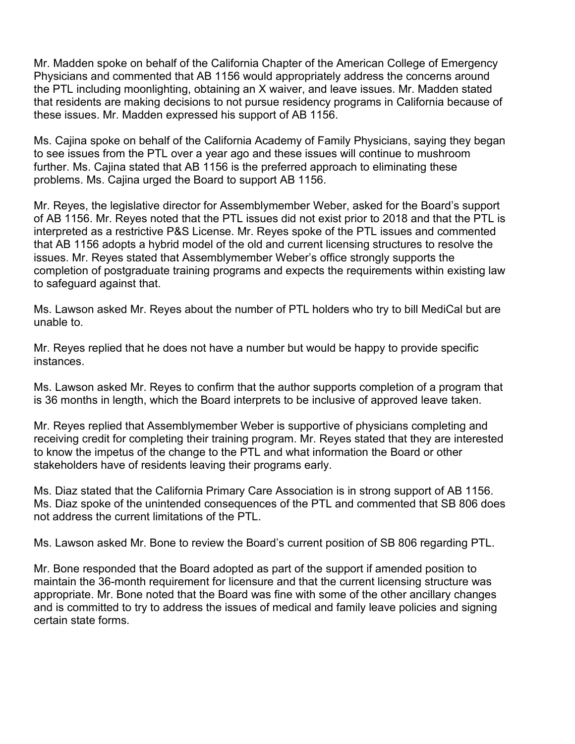Mr. Madden spoke on behalf of the California Chapter of the American College of Emergency Physicians and commented that AB 1156 would appropriately address the concerns around the PTL including moonlighting, obtaining an X waiver, and leave issues. Mr. Madden stated that residents are making decisions to not pursue residency programs in California because of these issues. Mr. Madden expressed his support of AB 1156.

Ms. Cajina spoke on behalf of the California Academy of Family Physicians, saying they began to see issues from the PTL over a year ago and these issues will continue to mushroom further. Ms. Cajina stated that AB 1156 is the preferred approach to eliminating these problems. Ms. Cajina urged the Board to support AB 1156.

Mr. Reyes, the legislative director for Assemblymember Weber, asked for the Board's support of AB 1156. Mr. Reyes noted that the PTL issues did not exist prior to 2018 and that the PTL is interpreted as a restrictive P&S License. Mr. Reyes spoke of the PTL issues and commented that AB 1156 adopts a hybrid model of the old and current licensing structures to resolve the issues. Mr. Reyes stated that Assemblymember Weber's office strongly supports the completion of postgraduate training programs and expects the requirements within existing law to safeguard against that.

Ms. Lawson asked Mr. Reyes about the number of PTL holders who try to bill MediCal but are unable to.

Mr. Reyes replied that he does not have a number but would be happy to provide specific instances.

Ms. Lawson asked Mr. Reyes to confirm that the author supports completion of a program that is 36 months in length, which the Board interprets to be inclusive of approved leave taken.

Mr. Reyes replied that Assemblymember Weber is supportive of physicians completing and receiving credit for completing their training program. Mr. Reyes stated that they are interested to know the impetus of the change to the PTL and what information the Board or other stakeholders have of residents leaving their programs early.

Ms. Diaz stated that the California Primary Care Association is in strong support of AB 1156. Ms. Diaz spoke of the unintended consequences of the PTL and commented that SB 806 does not address the current limitations of the PTL.

Ms. Lawson asked Mr. Bone to review the Board's current position of SB 806 regarding PTL.

Mr. Bone responded that the Board adopted as part of the support if amended position to maintain the 36-month requirement for licensure and that the current licensing structure was appropriate. Mr. Bone noted that the Board was fine with some of the other ancillary changes and is committed to try to address the issues of medical and family leave policies and signing certain state forms.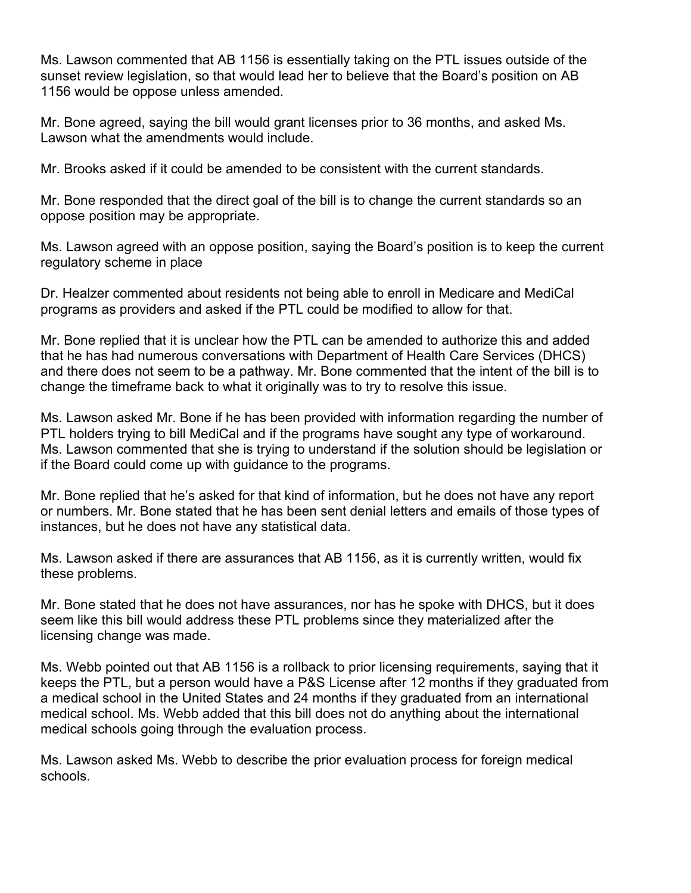Ms. Lawson commented that AB 1156 is essentially taking on the PTL issues outside of the sunset review legislation, so that would lead her to believe that the Board's position on AB 1156 would be oppose unless amended.

Mr. Bone agreed, saying the bill would grant licenses prior to 36 months, and asked Ms. Lawson what the amendments would include.

Mr. Brooks asked if it could be amended to be consistent with the current standards.

Mr. Bone responded that the direct goal of the bill is to change the current standards so an oppose position may be appropriate.

Ms. Lawson agreed with an oppose position, saying the Board's position is to keep the current regulatory scheme in place

Dr. Healzer commented about residents not being able to enroll in Medicare and MediCal programs as providers and asked if the PTL could be modified to allow for that.

Mr. Bone replied that it is unclear how the PTL can be amended to authorize this and added that he has had numerous conversations with Department of Health Care Services (DHCS) and there does not seem to be a pathway. Mr. Bone commented that the intent of the bill is to change the timeframe back to what it originally was to try to resolve this issue.

Ms. Lawson asked Mr. Bone if he has been provided with information regarding the number of PTL holders trying to bill MediCal and if the programs have sought any type of workaround. Ms. Lawson commented that she is trying to understand if the solution should be legislation or if the Board could come up with guidance to the programs.

Mr. Bone replied that he's asked for that kind of information, but he does not have any report or numbers. Mr. Bone stated that he has been sent denial letters and emails of those types of instances, but he does not have any statistical data.

Ms. Lawson asked if there are assurances that AB 1156, as it is currently written, would fix these problems.

Mr. Bone stated that he does not have assurances, nor has he spoke with DHCS, but it does seem like this bill would address these PTL problems since they materialized after the licensing change was made.

Ms. Webb pointed out that AB 1156 is a rollback to prior licensing requirements, saying that it keeps the PTL, but a person would have a P&S License after 12 months if they graduated from a medical school in the United States and 24 months if they graduated from an international medical school. Ms. Webb added that this bill does not do anything about the international medical schools going through the evaluation process.

Ms. Lawson asked Ms. Webb to describe the prior evaluation process for foreign medical schools.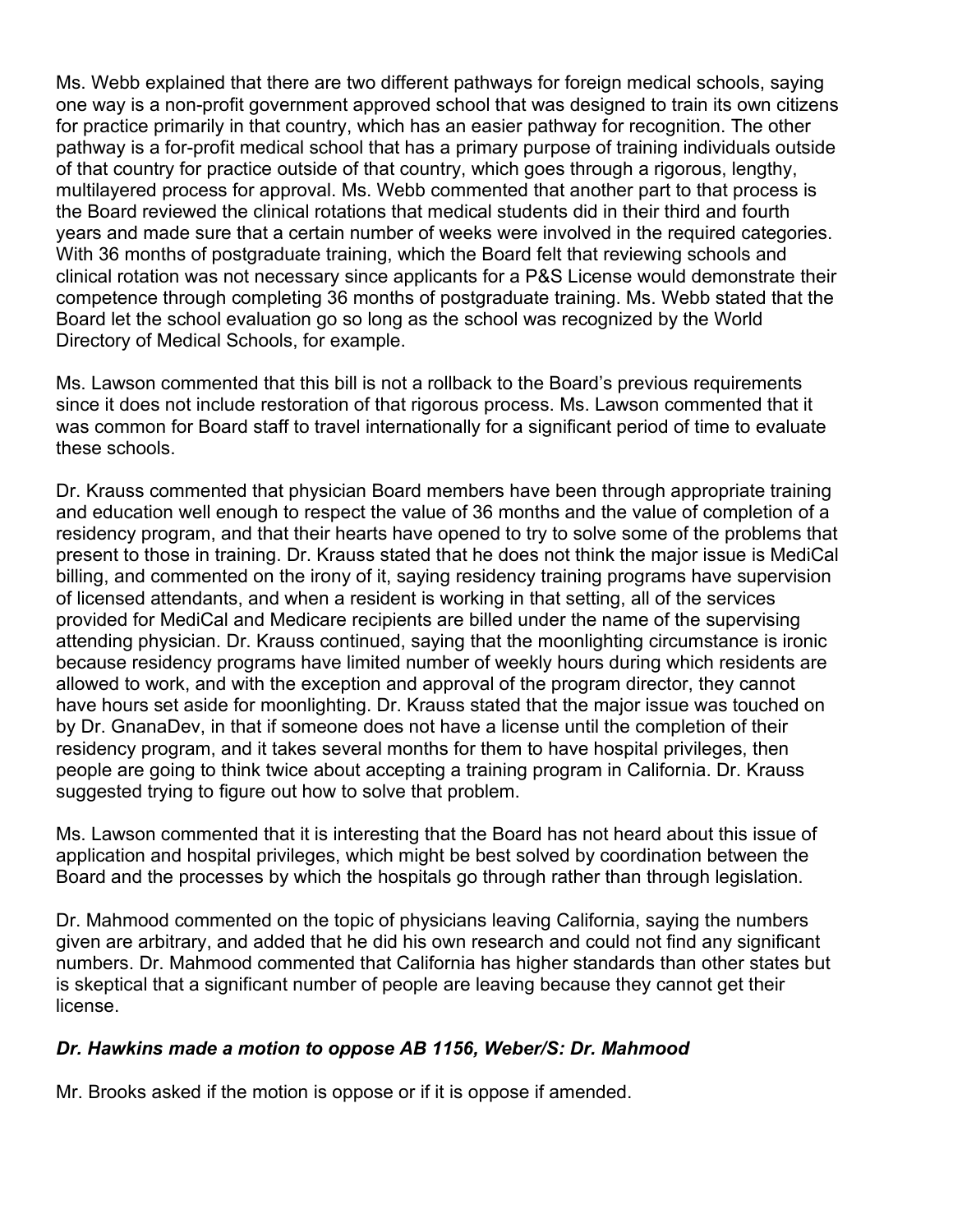Ms. Webb explained that there are two different pathways for foreign medical schools, saying one way is a non-profit government approved school that was designed to train its own citizens for practice primarily in that country, which has an easier pathway for recognition. The other pathway is a for-profit medical school that has a primary purpose of training individuals outside of that country for practice outside of that country, which goes through a rigorous, lengthy, multilayered process for approval. Ms. Webb commented that another part to that process is the Board reviewed the clinical rotations that medical students did in their third and fourth years and made sure that a certain number of weeks were involved in the required categories. With 36 months of postgraduate training, which the Board felt that reviewing schools and clinical rotation was not necessary since applicants for a P&S License would demonstrate their competence through completing 36 months of postgraduate training. Ms. Webb stated that the Board let the school evaluation go so long as the school was recognized by the World Directory of Medical Schools, for example.

Ms. Lawson commented that this bill is not a rollback to the Board's previous requirements since it does not include restoration of that rigorous process. Ms. Lawson commented that it was common for Board staff to travel internationally for a significant period of time to evaluate these schools.

Dr. Krauss commented that physician Board members have been through appropriate training and education well enough to respect the value of 36 months and the value of completion of a residency program, and that their hearts have opened to try to solve some of the problems that present to those in training. Dr. Krauss stated that he does not think the major issue is MediCal billing, and commented on the irony of it, saying residency training programs have supervision of licensed attendants, and when a resident is working in that setting, all of the services provided for MediCal and Medicare recipients are billed under the name of the supervising attending physician. Dr. Krauss continued, saying that the moonlighting circumstance is ironic because residency programs have limited number of weekly hours during which residents are allowed to work, and with the exception and approval of the program director, they cannot have hours set aside for moonlighting. Dr. Krauss stated that the major issue was touched on by Dr. GnanaDev, in that if someone does not have a license until the completion of their residency program, and it takes several months for them to have hospital privileges, then people are going to think twice about accepting a training program in California. Dr. Krauss suggested trying to figure out how to solve that problem.

Ms. Lawson commented that it is interesting that the Board has not heard about this issue of application and hospital privileges, which might be best solved by coordination between the Board and the processes by which the hospitals go through rather than through legislation.

Dr. Mahmood commented on the topic of physicians leaving California, saying the numbers given are arbitrary, and added that he did his own research and could not find any significant numbers. Dr. Mahmood commented that California has higher standards than other states but is skeptical that a significant number of people are leaving because they cannot get their license.

***Dr. Hawkins made a motion to oppose AB 1156, Weber/S: Dr. Mahmood***

Mr. Brooks asked if the motion is oppose or if it is oppose if amended.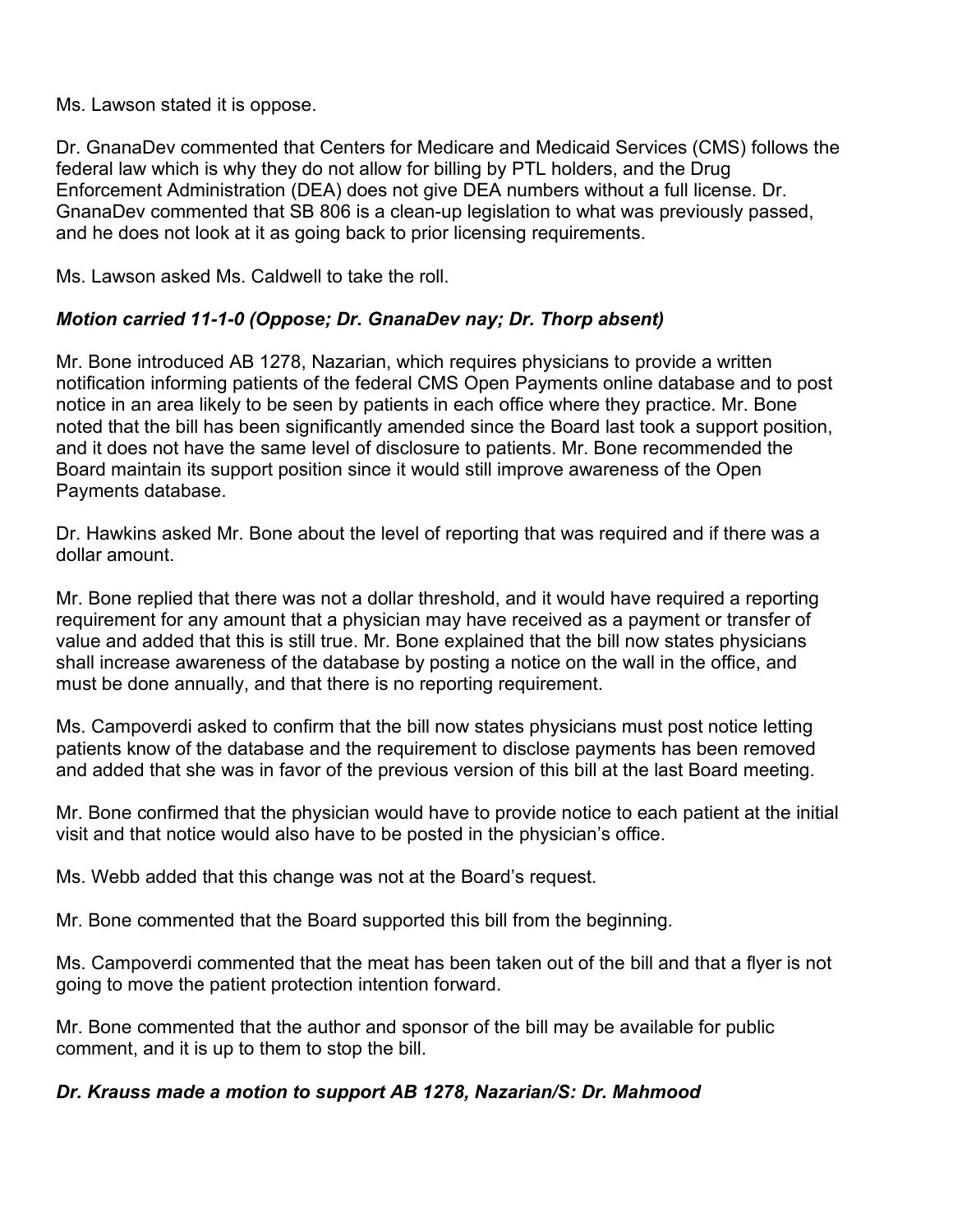Ms. Lawson stated it is oppose.

Dr. GnanaDev commented that Centers for Medicare and Medicaid Services (CMS) follows the federal law which is why they do not allow for billing by PTL holders, and the Drug Enforcement Administration (DEA) does not give DEA numbers without a full license. Dr. GnanaDev commented that SB 806 is a clean-up legislation to what was previously passed, and he does not look at it as going back to prior licensing requirements.

Ms. Lawson asked Ms. Caldwell to take the roll.

***Motion carried 11-1-0 (Oppose; Dr. GnanaDev nay; Dr. Thorp absent)***

Mr. Bone introduced AB 1278, Nazarian, which requires physicians to provide a written notification informing patients of the federal CMS Open Payments online database and to post notice in an area likely to be seen by patients in each office where they practice. Mr. Bone noted that the bill has been significantly amended since the Board last took a support position, and it does not have the same level of disclosure to patients. Mr. Bone recommended the Board maintain its support position since it would still improve awareness of the Open Payments database.

Dr. Hawkins asked Mr. Bone about the level of reporting that was required and if there was a dollar amount.

Mr. Bone replied that there was not a dollar threshold, and it would have required a reporting requirement for any amount that a physician may have received as a payment or transfer of value and added that this is still true. Mr. Bone explained that the bill now states physicians shall increase awareness of the database by posting a notice on the wall in the office, and must be done annually, and that there is no reporting requirement.

Ms. Campoverdi asked to confirm that the bill now states physicians must post notice letting patients know of the database and the requirement to disclose payments has been removed and added that she was in favor of the previous version of this bill at the last Board meeting.

Mr. Bone confirmed that the physician would have to provide notice to each patient at the initial visit and that notice would also have to be posted in the physician's office.

Ms. Webb added that this change was not at the Board's request.

Mr. Bone commented that the Board supported this bill from the beginning.

Ms. Campoverdi commented that the meat has been taken out of the bill and that a flyer is not going to move the patient protection intention forward.

Mr. Bone commented that the author and sponsor of the bill may be available for public comment, and it is up to them to stop the bill.

***Dr. Krauss made a motion to support AB 1278, Nazarian/S: Dr. Mahmood***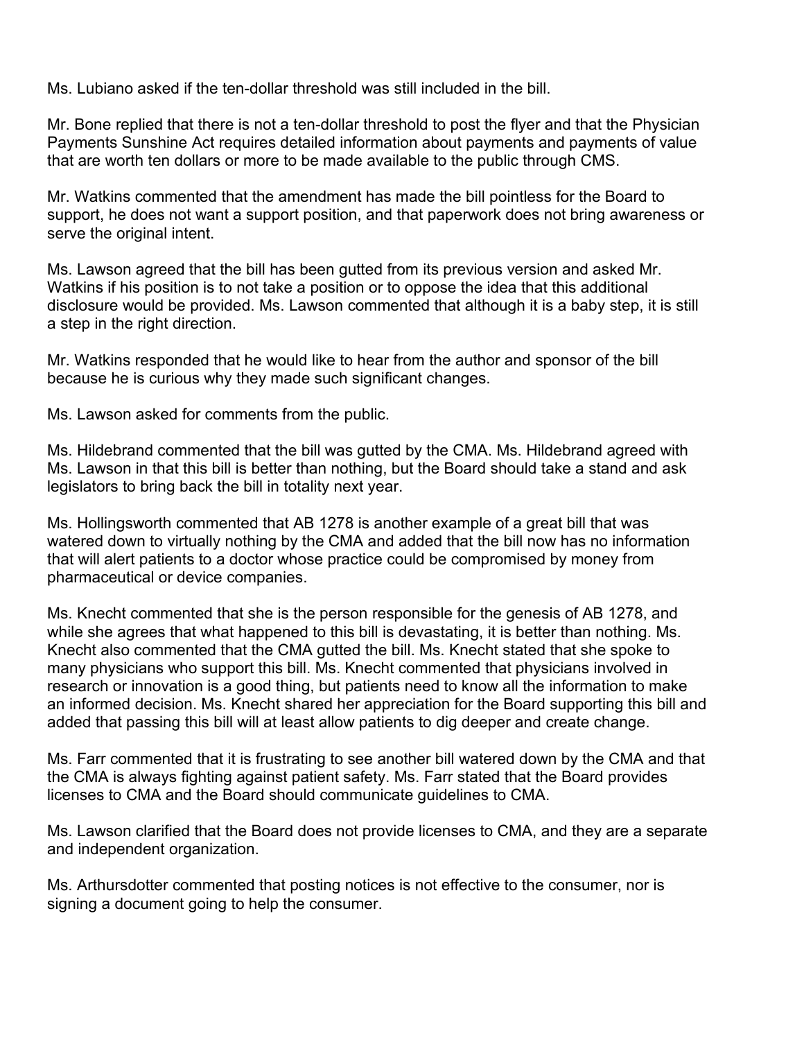Ms. Lubiano asked if the ten-dollar threshold was still included in the bill.

Mr. Bone replied that there is not a ten-dollar threshold to post the flyer and that the Physician Payments Sunshine Act requires detailed information about payments and payments of value that are worth ten dollars or more to be made available to the public through CMS.

Mr. Watkins commented that the amendment has made the bill pointless for the Board to support, he does not want a support position, and that paperwork does not bring awareness or serve the original intent.

Ms. Lawson agreed that the bill has been gutted from its previous version and asked Mr. Watkins if his position is to not take a position or to oppose the idea that this additional disclosure would be provided. Ms. Lawson commented that although it is a baby step, it is still a step in the right direction.

Mr. Watkins responded that he would like to hear from the author and sponsor of the bill because he is curious why they made such significant changes.

Ms. Lawson asked for comments from the public.

Ms. Hildebrand commented that the bill was gutted by the CMA. Ms. Hildebrand agreed with Ms. Lawson in that this bill is better than nothing, but the Board should take a stand and ask legislators to bring back the bill in totality next year.

Ms. Hollingsworth commented that AB 1278 is another example of a great bill that was watered down to virtually nothing by the CMA and added that the bill now has no information that will alert patients to a doctor whose practice could be compromised by money from pharmaceutical or device companies.

Ms. Knecht commented that she is the person responsible for the genesis of AB 1278, and while she agrees that what happened to this bill is devastating, it is better than nothing. Ms. Knecht also commented that the CMA gutted the bill. Ms. Knecht stated that she spoke to many physicians who support this bill. Ms. Knecht commented that physicians involved in research or innovation is a good thing, but patients need to know all the information to make an informed decision. Ms. Knecht shared her appreciation for the Board supporting this bill and added that passing this bill will at least allow patients to dig deeper and create change.

Ms. Farr commented that it is frustrating to see another bill watered down by the CMA and that the CMA is always fighting against patient safety. Ms. Farr stated that the Board provides licenses to CMA and the Board should communicate guidelines to CMA.

Ms. Lawson clarified that the Board does not provide licenses to CMA, and they are a separate and independent organization.

Ms. Arthursdotter commented that posting notices is not effective to the consumer, nor is signing a document going to help the consumer.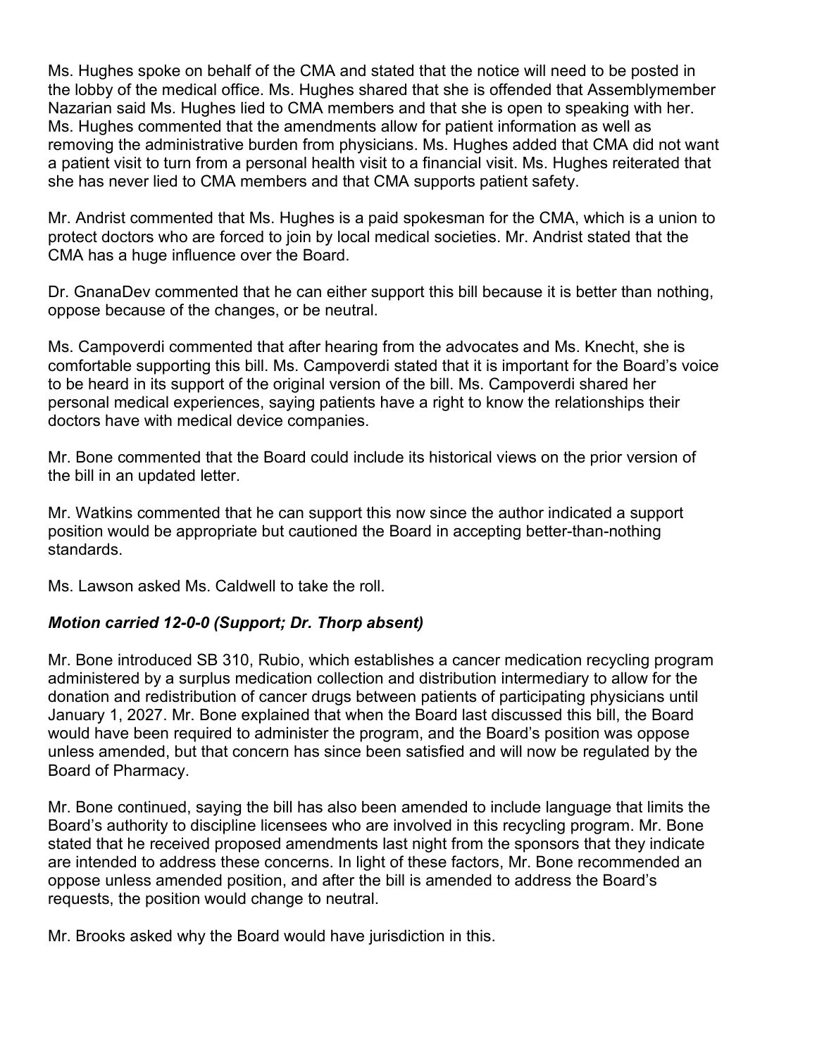Ms. Hughes spoke on behalf of the CMA and stated that the notice will need to be posted in the lobby of the medical office. Ms. Hughes shared that she is offended that Assemblymember Nazarian said Ms. Hughes lied to CMA members and that she is open to speaking with her. Ms. Hughes commented that the amendments allow for patient information as well as removing the administrative burden from physicians. Ms. Hughes added that CMA did not want a patient visit to turn from a personal health visit to a financial visit. Ms. Hughes reiterated that she has never lied to CMA members and that CMA supports patient safety.

Mr. Andrist commented that Ms. Hughes is a paid spokesman for the CMA, which is a union to protect doctors who are forced to join by local medical societies. Mr. Andrist stated that the CMA has a huge influence over the Board.

Dr. GnanaDev commented that he can either support this bill because it is better than nothing, oppose because of the changes, or be neutral.

Ms. Campoverdi commented that after hearing from the advocates and Ms. Knecht, she is comfortable supporting this bill. Ms. Campoverdi stated that it is important for the Board's voice to be heard in its support of the original version of the bill. Ms. Campoverdi shared her personal medical experiences, saying patients have a right to know the relationships their doctors have with medical device companies.

Mr. Bone commented that the Board could include its historical views on the prior version of the bill in an updated letter.

Mr. Watkins commented that he can support this now since the author indicated a support position would be appropriate but cautioned the Board in accepting better-than-nothing standards.

Ms. Lawson asked Ms. Caldwell to take the roll.

***Motion carried 12-0-0 (Support; Dr. Thorp absent)***

Mr. Bone introduced SB 310, Rubio, which establishes a cancer medication recycling program administered by a surplus medication collection and distribution intermediary to allow for the donation and redistribution of cancer drugs between patients of participating physicians until January 1, 2027. Mr. Bone explained that when the Board last discussed this bill, the Board would have been required to administer the program, and the Board's position was oppose unless amended, but that concern has since been satisfied and will now be regulated by the Board of Pharmacy.

Mr. Bone continued, saying the bill has also been amended to include language that limits the Board's authority to discipline licensees who are involved in this recycling program. Mr. Bone stated that he received proposed amendments last night from the sponsors that they indicate are intended to address these concerns. In light of these factors, Mr. Bone recommended an oppose unless amended position, and after the bill is amended to address the Board's requests, the position would change to neutral.

Mr. Brooks asked why the Board would have jurisdiction in this.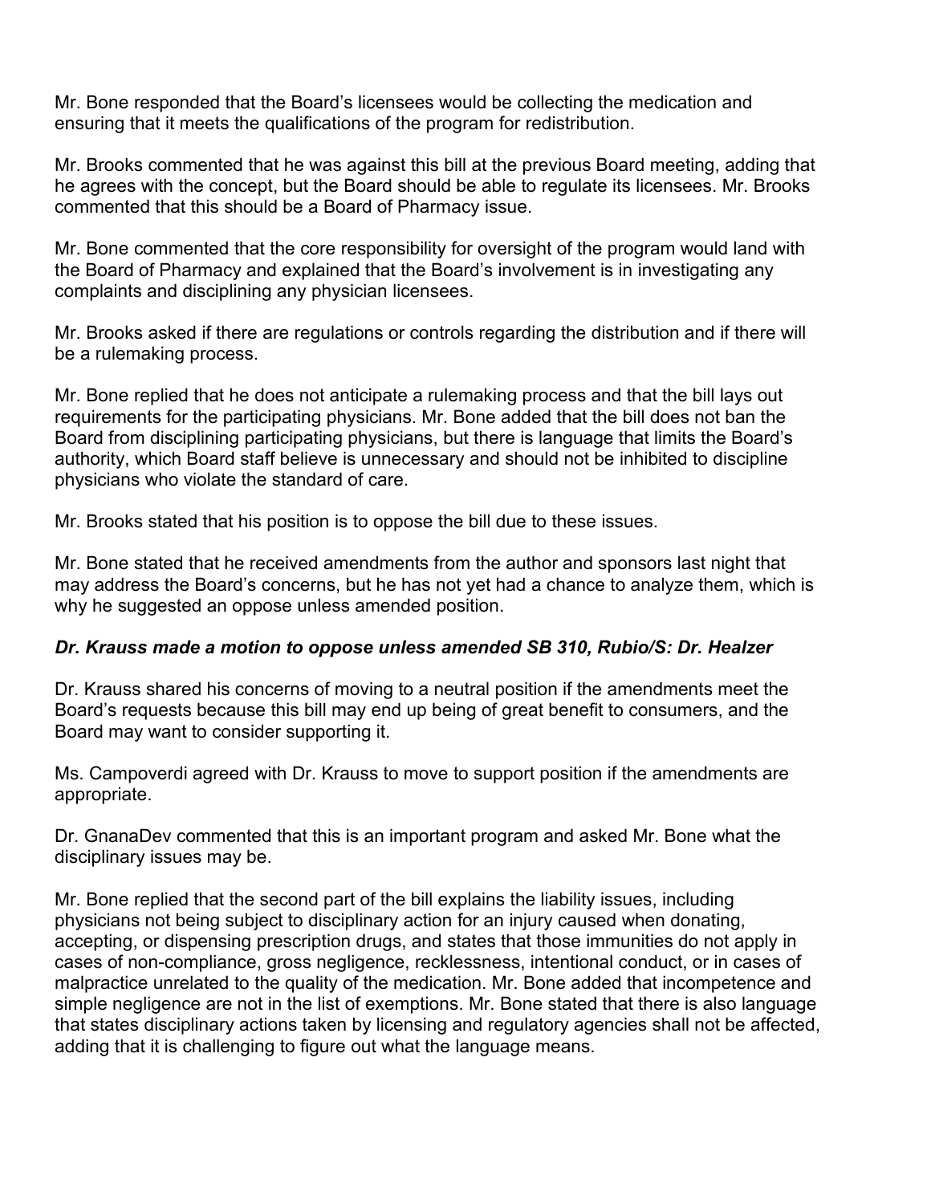Mr. Bone responded that the Board's licensees would be collecting the medication and ensuring that it meets the qualifications of the program for redistribution.

Mr. Brooks commented that he was against this bill at the previous Board meeting, adding that he agrees with the concept, but the Board should be able to regulate its licensees. Mr. Brooks commented that this should be a Board of Pharmacy issue.

Mr. Bone commented that the core responsibility for oversight of the program would land with the Board of Pharmacy and explained that the Board's involvement is in investigating any complaints and disciplining any physician licensees.

Mr. Brooks asked if there are regulations or controls regarding the distribution and if there will be a rulemaking process.

Mr. Bone replied that he does not anticipate a rulemaking process and that the bill lays out requirements for the participating physicians. Mr. Bone added that the bill does not ban the Board from disciplining participating physicians, but there is language that limits the Board's authority, which Board staff believe is unnecessary and should not be inhibited to discipline physicians who violate the standard of care.

Mr. Brooks stated that his position is to oppose the bill due to these issues.

Mr. Bone stated that he received amendments from the author and sponsors last night that may address the Board's concerns, but he has not yet had a chance to analyze them, which is why he suggested an oppose unless amended position.

***Dr. Krauss made a motion to oppose unless amended SB 310, Rubio/S: Dr. Healzer***

Dr. Krauss shared his concerns of moving to a neutral position if the amendments meet the Board's requests because this bill may end up being of great benefit to consumers, and the Board may want to consider supporting it.

Ms. Campoverdi agreed with Dr. Krauss to move to support position if the amendments are appropriate.

Dr. GnanaDev commented that this is an important program and asked Mr. Bone what the disciplinary issues may be.

Mr. Bone replied that the second part of the bill explains the liability issues, including physicians not being subject to disciplinary action for an injury caused when donating, accepting, or dispensing prescription drugs, and states that those immunities do not apply in cases of non-compliance, gross negligence, recklessness, intentional conduct, or in cases of malpractice unrelated to the quality of the medication. Mr. Bone added that incompetence and simple negligence are not in the list of exemptions. Mr. Bone stated that there is also language that states disciplinary actions taken by licensing and regulatory agencies shall not be affected, adding that it is challenging to figure out what the language means.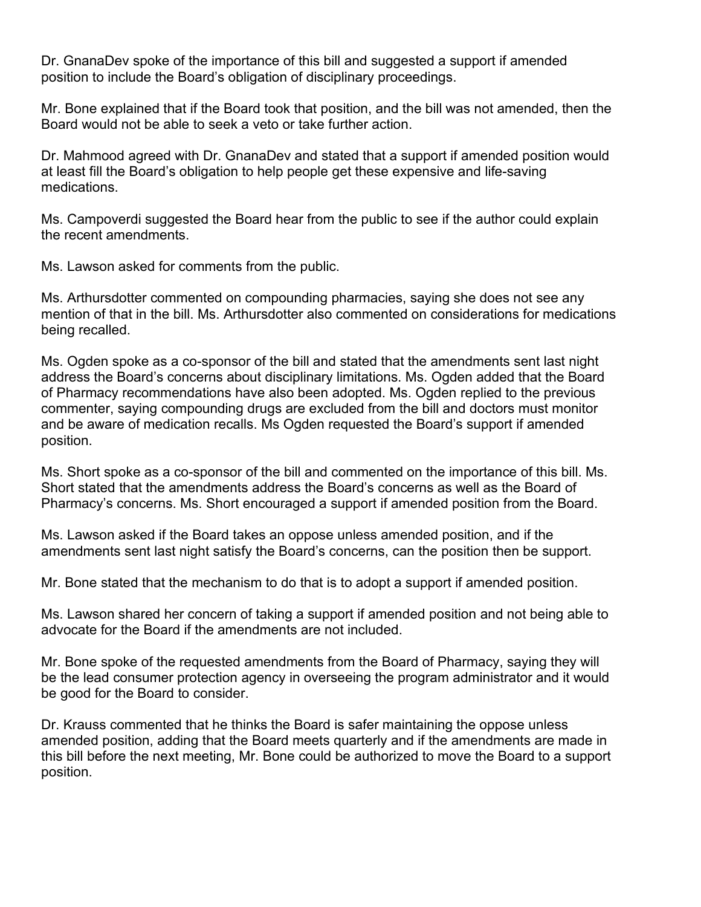Dr. GnanaDev spoke of the importance of this bill and suggested a support if amended position to include the Board's obligation of disciplinary proceedings.

Mr. Bone explained that if the Board took that position, and the bill was not amended, then the Board would not be able to seek a veto or take further action.

Dr. Mahmood agreed with Dr. GnanaDev and stated that a support if amended position would at least fill the Board's obligation to help people get these expensive and life-saving medications.

Ms. Campoverdi suggested the Board hear from the public to see if the author could explain the recent amendments.

Ms. Lawson asked for comments from the public.

Ms. Arthursdotter commented on compounding pharmacies, saying she does not see any mention of that in the bill. Ms. Arthursdotter also commented on considerations for medications being recalled.

Ms. Ogden spoke as a co-sponsor of the bill and stated that the amendments sent last night address the Board's concerns about disciplinary limitations. Ms. Ogden added that the Board of Pharmacy recommendations have also been adopted. Ms. Ogden replied to the previous commenter, saying compounding drugs are excluded from the bill and doctors must monitor and be aware of medication recalls. Ms Ogden requested the Board's support if amended position.

Ms. Short spoke as a co-sponsor of the bill and commented on the importance of this bill. Ms. Short stated that the amendments address the Board's concerns as well as the Board of Pharmacy's concerns. Ms. Short encouraged a support if amended position from the Board.

Ms. Lawson asked if the Board takes an oppose unless amended position, and if the amendments sent last night satisfy the Board's concerns, can the position then be support.

Mr. Bone stated that the mechanism to do that is to adopt a support if amended position.

Ms. Lawson shared her concern of taking a support if amended position and not being able to advocate for the Board if the amendments are not included.

Mr. Bone spoke of the requested amendments from the Board of Pharmacy, saying they will be the lead consumer protection agency in overseeing the program administrator and it would be good for the Board to consider.

Dr. Krauss commented that he thinks the Board is safer maintaining the oppose unless amended position, adding that the Board meets quarterly and if the amendments are made in this bill before the next meeting, Mr. Bone could be authorized to move the Board to a support position.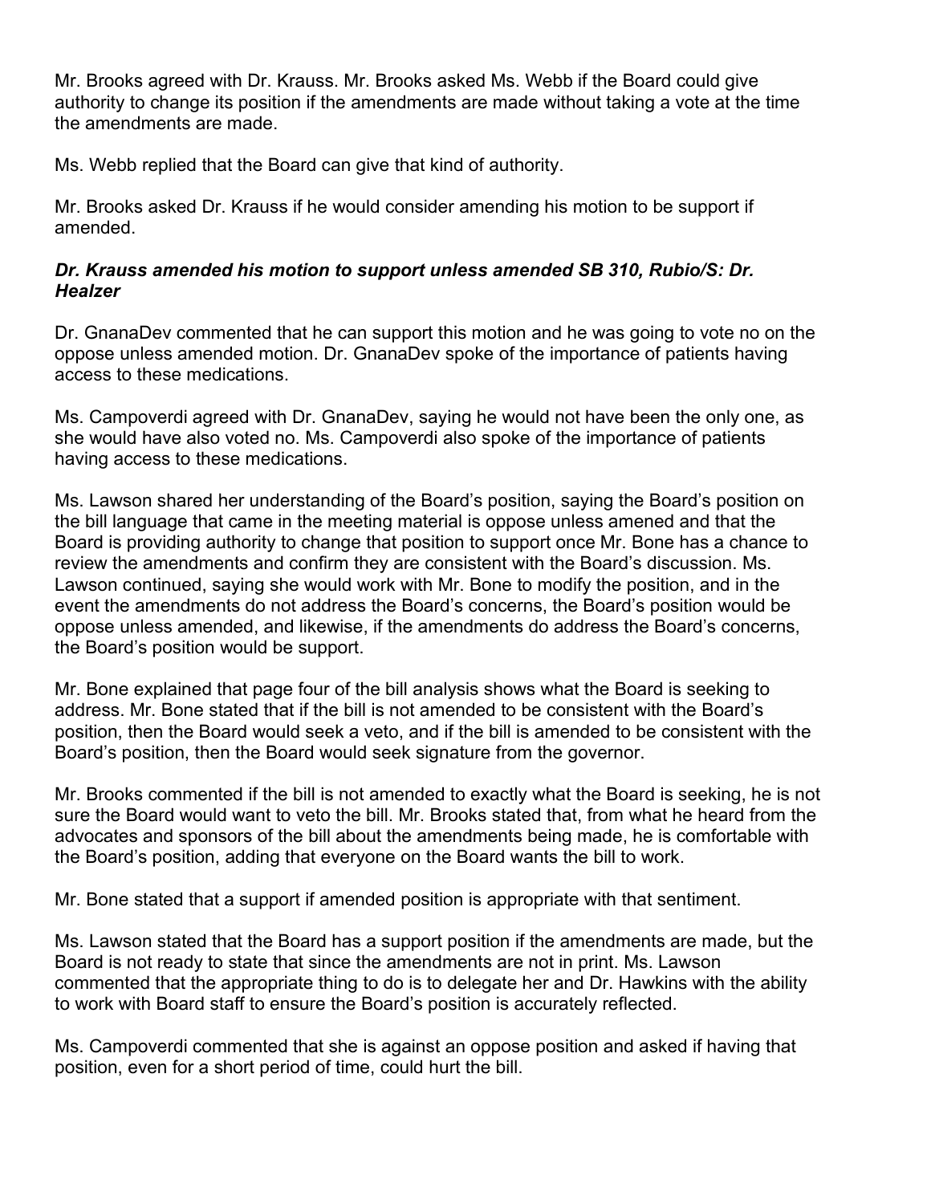Mr. Brooks agreed with Dr. Krauss. Mr. Brooks asked Ms. Webb if the Board could give authority to change its position if the amendments are made without taking a vote at the time the amendments are made.

Ms. Webb replied that the Board can give that kind of authority.

Mr. Brooks asked Dr. Krauss if he would consider amending his motion to be support if amended.

***Dr. Krauss amended his motion to support unless amended SB 310, Rubio/S: Dr. Healzer***

Dr. GnanaDev commented that he can support this motion and he was going to vote no on the oppose unless amended motion. Dr. GnanaDev spoke of the importance of patients having access to these medications.

Ms. Campoverdi agreed with Dr. GnanaDev, saying he would not have been the only one, as she would have also voted no. Ms. Campoverdi also spoke of the importance of patients having access to these medications.

Ms. Lawson shared her understanding of the Board's position, saying the Board's position on the bill language that came in the meeting material is oppose unless amened and that the Board is providing authority to change that position to support once Mr. Bone has a chance to review the amendments and confirm they are consistent with the Board's discussion. Ms. Lawson continued, saying she would work with Mr. Bone to modify the position, and in the event the amendments do not address the Board's concerns, the Board's position would be oppose unless amended, and likewise, if the amendments do address the Board's concerns, the Board's position would be support.

Mr. Bone explained that page four of the bill analysis shows what the Board is seeking to address. Mr. Bone stated that if the bill is not amended to be consistent with the Board's position, then the Board would seek a veto, and if the bill is amended to be consistent with the Board's position, then the Board would seek signature from the governor.

Mr. Brooks commented if the bill is not amended to exactly what the Board is seeking, he is not sure the Board would want to veto the bill. Mr. Brooks stated that, from what he heard from the advocates and sponsors of the bill about the amendments being made, he is comfortable with the Board's position, adding that everyone on the Board wants the bill to work.

Mr. Bone stated that a support if amended position is appropriate with that sentiment.

Ms. Lawson stated that the Board has a support position if the amendments are made, but the Board is not ready to state that since the amendments are not in print. Ms. Lawson commented that the appropriate thing to do is to delegate her and Dr. Hawkins with the ability to work with Board staff to ensure the Board's position is accurately reflected.

Ms. Campoverdi commented that she is against an oppose position and asked if having that position, even for a short period of time, could hurt the bill.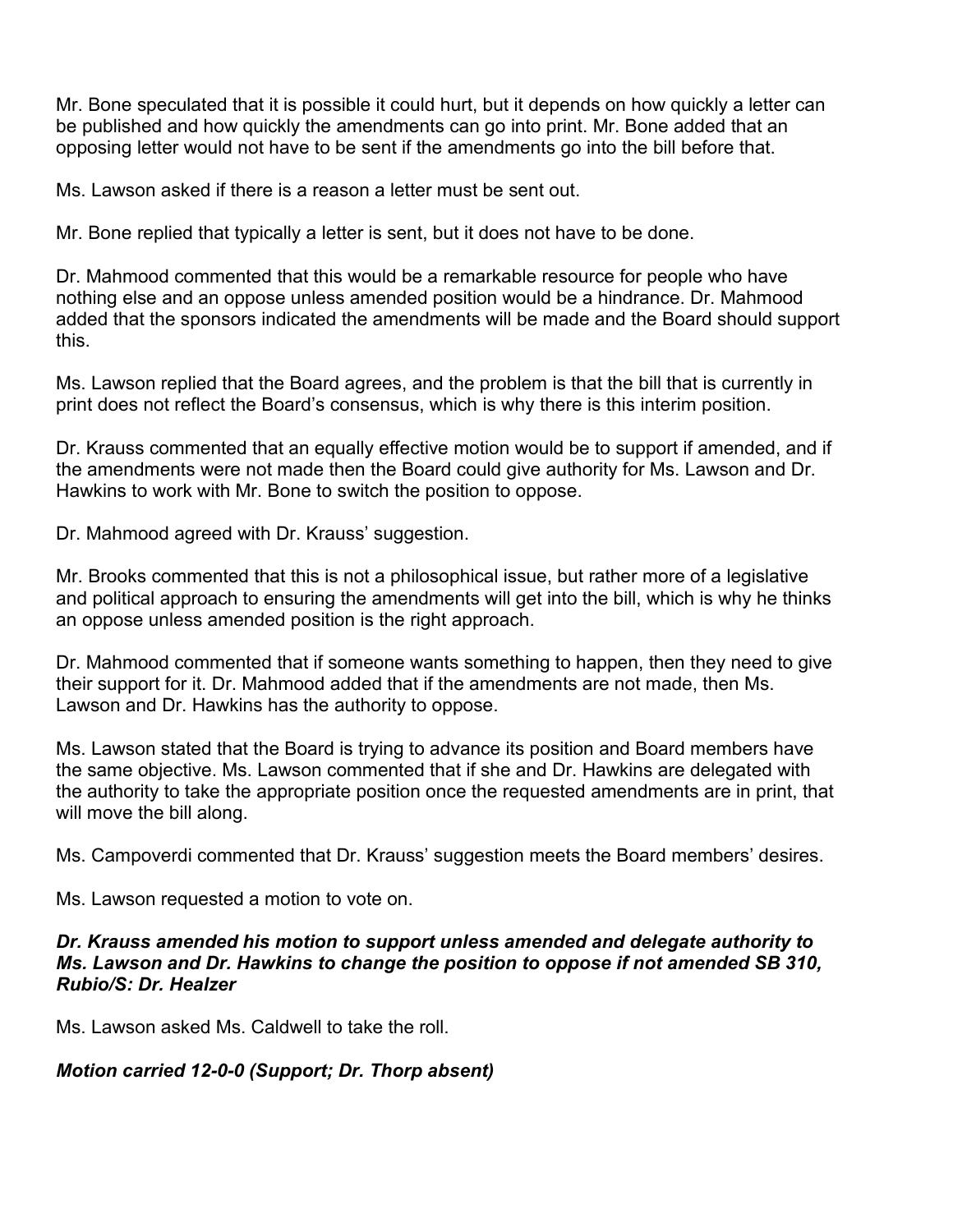Mr. Bone speculated that it is possible it could hurt, but it depends on how quickly a letter can be published and how quickly the amendments can go into print. Mr. Bone added that an opposing letter would not have to be sent if the amendments go into the bill before that.

Ms. Lawson asked if there is a reason a letter must be sent out.

Mr. Bone replied that typically a letter is sent, but it does not have to be done.

Dr. Mahmood commented that this would be a remarkable resource for people who have nothing else and an oppose unless amended position would be a hindrance. Dr. Mahmood added that the sponsors indicated the amendments will be made and the Board should support this.

Ms. Lawson replied that the Board agrees, and the problem is that the bill that is currently in print does not reflect the Board's consensus, which is why there is this interim position.

Dr. Krauss commented that an equally effective motion would be to support if amended, and if the amendments were not made then the Board could give authority for Ms. Lawson and Dr. Hawkins to work with Mr. Bone to switch the position to oppose.

Dr. Mahmood agreed with Dr. Krauss' suggestion.

Mr. Brooks commented that this is not a philosophical issue, but rather more of a legislative and political approach to ensuring the amendments will get into the bill, which is why he thinks an oppose unless amended position is the right approach.

Dr. Mahmood commented that if someone wants something to happen, then they need to give their support for it. Dr. Mahmood added that if the amendments are not made, then Ms. Lawson and Dr. Hawkins has the authority to oppose.

Ms. Lawson stated that the Board is trying to advance its position and Board members have the same objective. Ms. Lawson commented that if she and Dr. Hawkins are delegated with the authority to take the appropriate position once the requested amendments are in print, that will move the bill along.

Ms. Campoverdi commented that Dr. Krauss' suggestion meets the Board members' desires.

Ms. Lawson requested a motion to vote on.

***Dr. Krauss amended his motion to support unless amended and delegate authority to Ms. Lawson and Dr. Hawkins to change the position to oppose if not amended SB 310, Rubio/S: Dr. Healzer***

Ms. Lawson asked Ms. Caldwell to take the roll.

***Motion carried 12-0-0 (Support; Dr. Thorp absent)***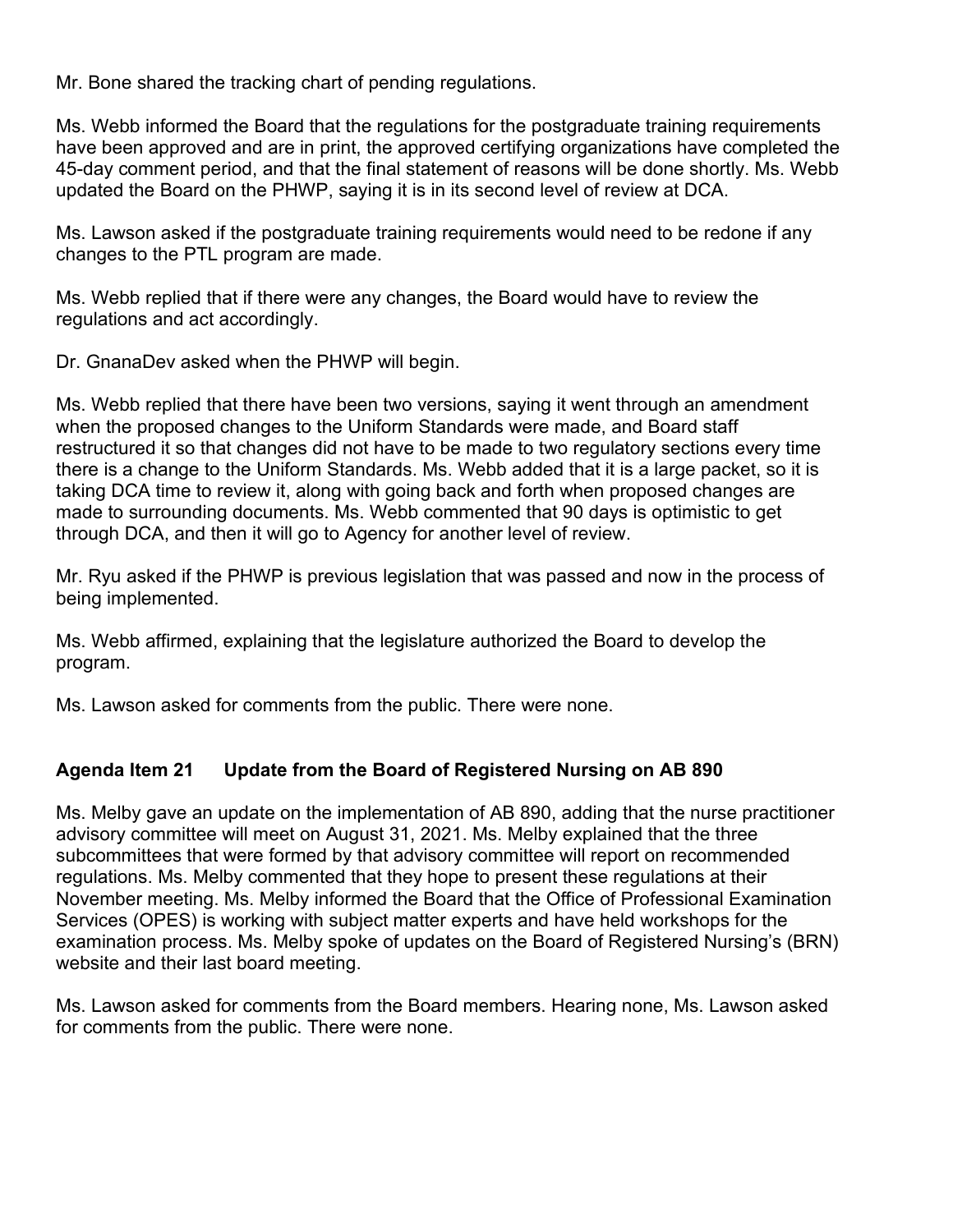Mr. Bone shared the tracking chart of pending regulations.

Ms. Webb informed the Board that the regulations for the postgraduate training requirements have been approved and are in print, the approved certifying organizations have completed the 45-day comment period, and that the final statement of reasons will be done shortly. Ms. Webb updated the Board on the PHWP, saying it is in its second level of review at DCA.

Ms. Lawson asked if the postgraduate training requirements would need to be redone if any changes to the PTL program are made.

Ms. Webb replied that if there were any changes, the Board would have to review the regulations and act accordingly.

Dr. GnanaDev asked when the PHWP will begin.

Ms. Webb replied that there have been two versions, saying it went through an amendment when the proposed changes to the Uniform Standards were made, and Board staff restructured it so that changes did not have to be made to two regulatory sections every time there is a change to the Uniform Standards. Ms. Webb added that it is a large packet, so it is taking DCA time to review it, along with going back and forth when proposed changes are made to surrounding documents. Ms. Webb commented that 90 days is optimistic to get through DCA, and then it will go to Agency for another level of review.

Mr. Ryu asked if the PHWP is previous legislation that was passed and now in the process of being implemented.

Ms. Webb affirmed, explaining that the legislature authorized the Board to develop the program.

Ms. Lawson asked for comments from the public. There were none.

## Agenda Item 21 Update from the Board of Registered Nursing on AB 890

Ms. Melby gave an update on the implementation of AB 890, adding that the nurse practitioner advisory committee will meet on August 31, 2021. Ms. Melby explained that the three subcommittees that were formed by that advisory committee will report on recommended regulations. Ms. Melby commented that they hope to present these regulations at their November meeting. Ms. Melby informed the Board that the Office of Professional Examination Services (OPES) is working with subject matter experts and have held workshops for the examination process. Ms. Melby spoke of updates on the Board of Registered Nursing's (BRN) website and their last board meeting.

Ms. Lawson asked for comments from the Board members. Hearing none, Ms. Lawson asked for comments from the public. There were none.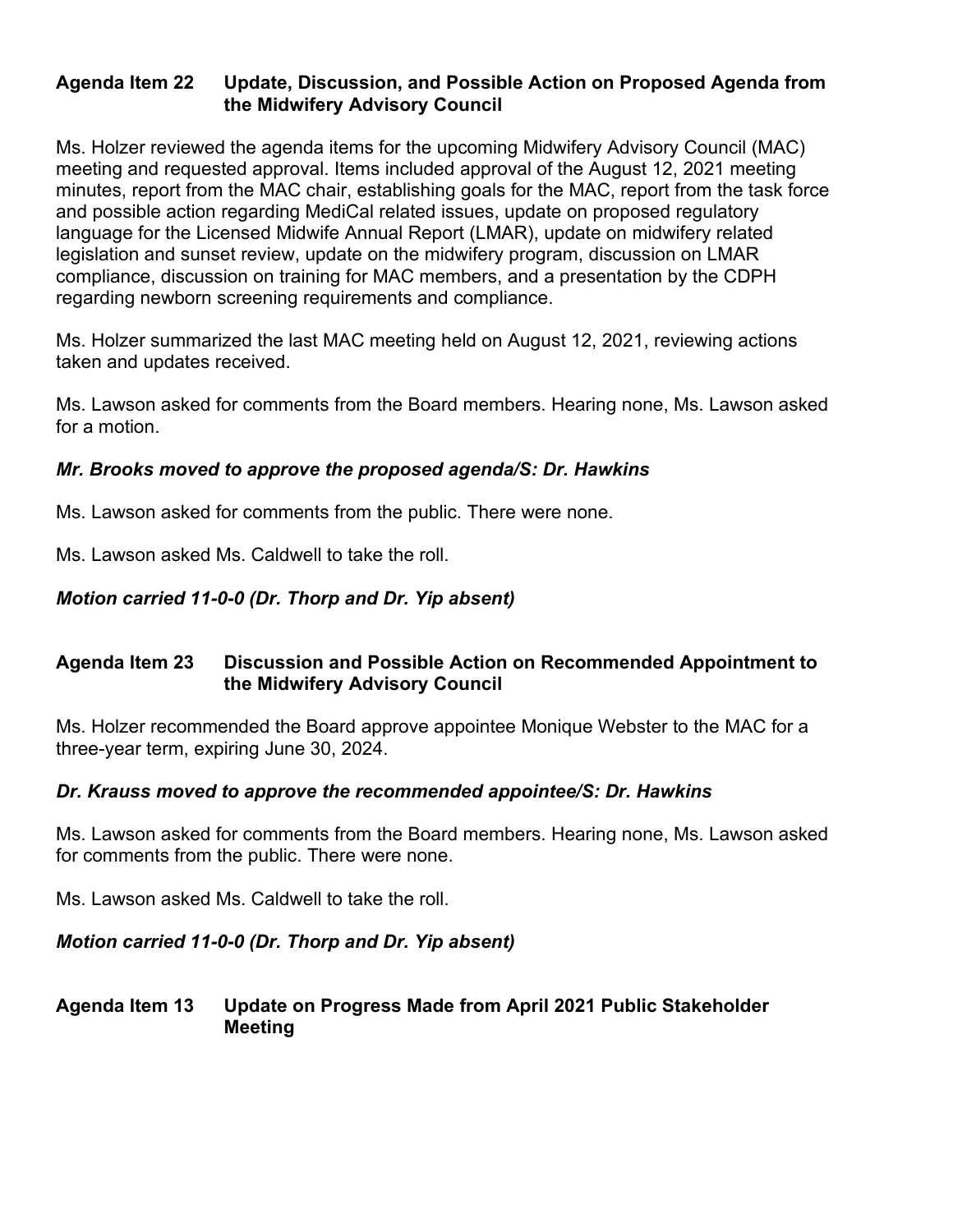### Agenda Item 22 Update, Discussion, and Possible Action on Proposed Agenda from the Midwifery Advisory Council

Ms. Holzer reviewed the agenda items for the upcoming Midwifery Advisory Council (MAC) meeting and requested approval. Items included approval of the August 12, 2021 meeting minutes, report from the MAC chair, establishing goals for the MAC, report from the task force and possible action regarding MediCal related issues, update on proposed regulatory language for the Licensed Midwife Annual Report (LMAR), update on midwifery related legislation and sunset review, update on the midwifery program, discussion on LMAR compliance, discussion on training for MAC members, and a presentation by the CDPH regarding newborn screening requirements and compliance.

Ms. Holzer summarized the last MAC meeting held on August 12, 2021, reviewing actions taken and updates received.

Ms. Lawson asked for comments from the Board members. Hearing none, Ms. Lawson asked for a motion.

***Mr. Brooks moved to approve the proposed agenda/S: Dr. Hawkins***

Ms. Lawson asked for comments from the public. There were none.

Ms. Lawson asked Ms. Caldwell to take the roll.

***Motion carried 11-0-0 (Dr. Thorp and Dr. Yip absent)***

### Agenda Item 23 Discussion and Possible Action on Recommended Appointment to the Midwifery Advisory Council

Ms. Holzer recommended the Board approve appointee Monique Webster to the MAC for a three-year term, expiring June 30, 2024.

***Dr. Krauss moved to approve the recommended appointee/S: Dr. Hawkins***

Ms. Lawson asked for comments from the Board members. Hearing none, Ms. Lawson asked for comments from the public. There were none.

Ms. Lawson asked Ms. Caldwell to take the roll.

***Motion carried 11-0-0 (Dr. Thorp and Dr. Yip absent)***

### Agenda Item 13 Update on Progress Made from April 2021 Public Stakeholder Meeting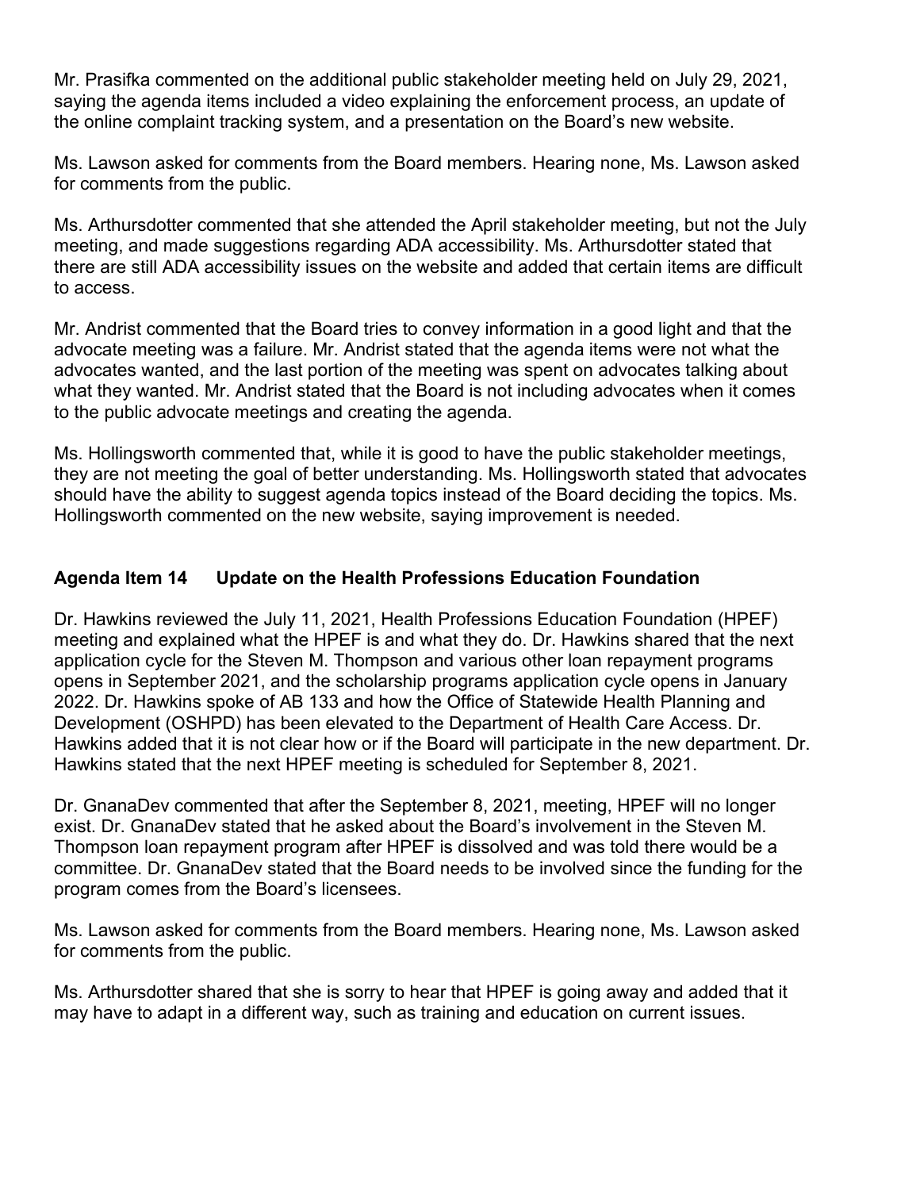Mr. Prasifka commented on the additional public stakeholder meeting held on July 29, 2021, saying the agenda items included a video explaining the enforcement process, an update of the online complaint tracking system, and a presentation on the Board's new website.

Ms. Lawson asked for comments from the Board members. Hearing none, Ms. Lawson asked for comments from the public.

Ms. Arthursdotter commented that she attended the April stakeholder meeting, but not the July meeting, and made suggestions regarding ADA accessibility. Ms. Arthursdotter stated that there are still ADA accessibility issues on the website and added that certain items are difficult to access.

Mr. Andrist commented that the Board tries to convey information in a good light and that the advocate meeting was a failure. Mr. Andrist stated that the agenda items were not what the advocates wanted, and the last portion of the meeting was spent on advocates talking about what they wanted. Mr. Andrist stated that the Board is not including advocates when it comes to the public advocate meetings and creating the agenda.

Ms. Hollingsworth commented that, while it is good to have the public stakeholder meetings, they are not meeting the goal of better understanding. Ms. Hollingsworth stated that advocates should have the ability to suggest agenda topics instead of the Board deciding the topics. Ms. Hollingsworth commented on the new website, saying improvement is needed.

## Agenda Item 14 Update on the Health Professions Education Foundation

Dr. Hawkins reviewed the July 11, 2021, Health Professions Education Foundation (HPEF) meeting and explained what the HPEF is and what they do. Dr. Hawkins shared that the next application cycle for the Steven M. Thompson and various other loan repayment programs opens in September 2021, and the scholarship programs application cycle opens in January 2022. Dr. Hawkins spoke of AB 133 and how the Office of Statewide Health Planning and Development (OSHPD) has been elevated to the Department of Health Care Access. Dr. Hawkins added that it is not clear how or if the Board will participate in the new department. Dr. Hawkins stated that the next HPEF meeting is scheduled for September 8, 2021.

Dr. GnanaDev commented that after the September 8, 2021, meeting, HPEF will no longer exist. Dr. GnanaDev stated that he asked about the Board's involvement in the Steven M. Thompson loan repayment program after HPEF is dissolved and was told there would be a committee. Dr. GnanaDev stated that the Board needs to be involved since the funding for the program comes from the Board's licensees.

Ms. Lawson asked for comments from the Board members. Hearing none, Ms. Lawson asked for comments from the public.

Ms. Arthursdotter shared that she is sorry to hear that HPEF is going away and added that it may have to adapt in a different way, such as training and education on current issues.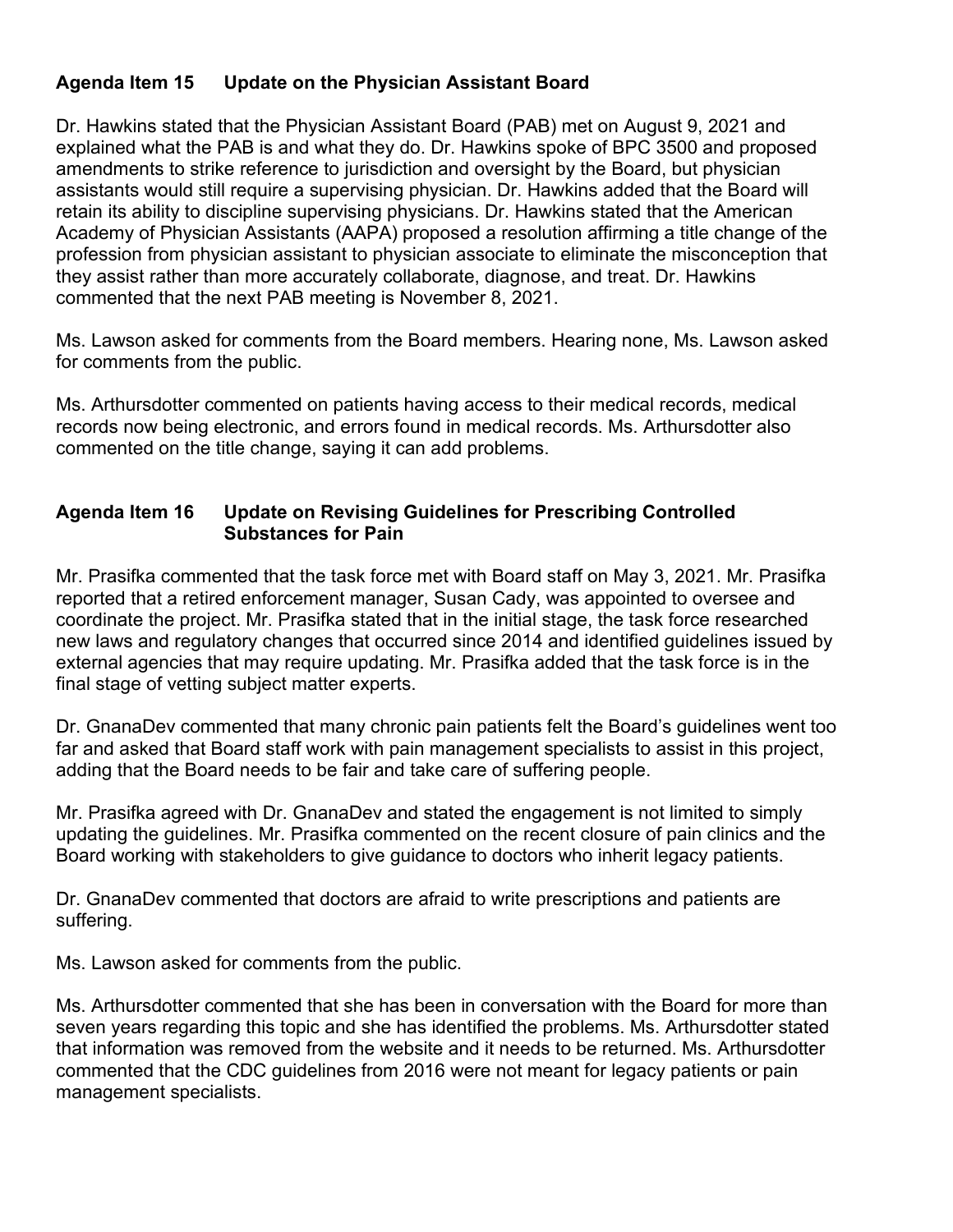**Agenda Item 15 Update on the Physician Assistant Board**

Dr. Hawkins stated that the Physician Assistant Board (PAB) met on August 9, 2021 and explained what the PAB is and what they do. Dr. Hawkins spoke of BPC 3500 and proposed amendments to strike reference to jurisdiction and oversight by the Board, but physician assistants would still require a supervising physician. Dr. Hawkins added that the Board will retain its ability to discipline supervising physicians. Dr. Hawkins stated that the American Academy of Physician Assistants (AAPA) proposed a resolution affirming a title change of the profession from physician assistant to physician associate to eliminate the misconception that they assist rather than more accurately collaborate, diagnose, and treat. Dr. Hawkins commented that the next PAB meeting is November 8, 2021.

Ms. Lawson asked for comments from the Board members. Hearing none, Ms. Lawson asked for comments from the public.

Ms. Arthursdotter commented on patients having access to their medical records, medical records now being electronic, and errors found in medical records. Ms. Arthursdotter also commented on the title change, saying it can add problems.

**Agenda Item 16 Update on Revising Guidelines for Prescribing Controlled Substances for Pain**

Mr. Prasifka commented that the task force met with Board staff on May 3, 2021. Mr. Prasifka reported that a retired enforcement manager, Susan Cady, was appointed to oversee and coordinate the project. Mr. Prasifka stated that in the initial stage, the task force researched new laws and regulatory changes that occurred since 2014 and identified guidelines issued by external agencies that may require updating. Mr. Prasifka added that the task force is in the final stage of vetting subject matter experts.

Dr. GnanaDev commented that many chronic pain patients felt the Board's guidelines went too far and asked that Board staff work with pain management specialists to assist in this project, adding that the Board needs to be fair and take care of suffering people.

Mr. Prasifka agreed with Dr. GnanaDev and stated the engagement is not limited to simply updating the guidelines. Mr. Prasifka commented on the recent closure of pain clinics and the Board working with stakeholders to give guidance to doctors who inherit legacy patients.

Dr. GnanaDev commented that doctors are afraid to write prescriptions and patients are suffering.

Ms. Lawson asked for comments from the public.

Ms. Arthursdotter commented that she has been in conversation with the Board for more than seven years regarding this topic and she has identified the problems. Ms. Arthursdotter stated that information was removed from the website and it needs to be returned. Ms. Arthursdotter commented that the CDC guidelines from 2016 were not meant for legacy patients or pain management specialists.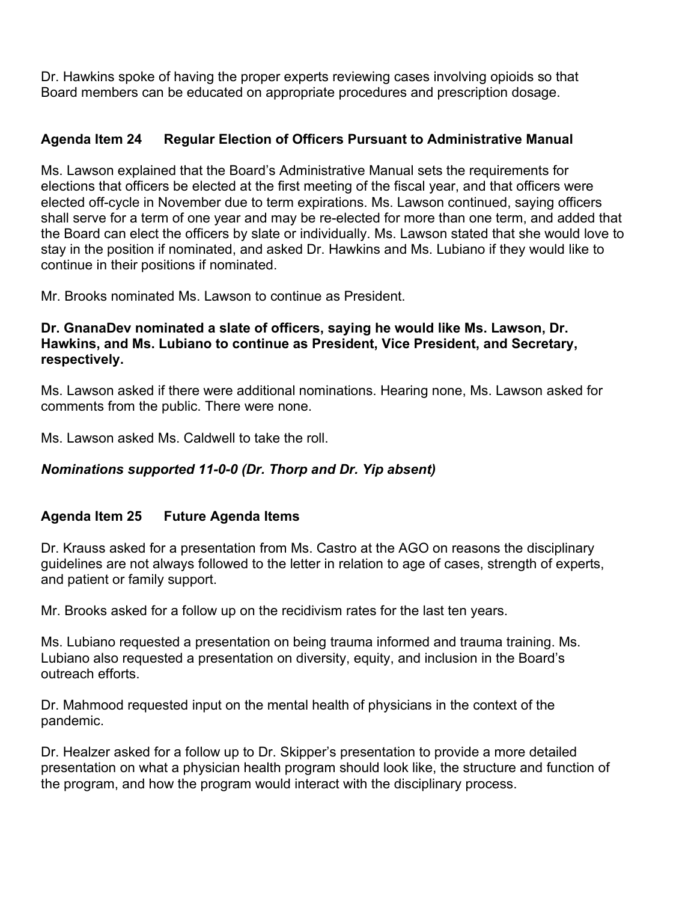Dr. Hawkins spoke of having the proper experts reviewing cases involving opioids so that Board members can be educated on appropriate procedures and prescription dosage.

### Agenda Item 24 Regular Election of Officers Pursuant to Administrative Manual

Ms. Lawson explained that the Board's Administrative Manual sets the requirements for elections that officers be elected at the first meeting of the fiscal year, and that officers were elected off-cycle in November due to term expirations. Ms. Lawson continued, saying officers shall serve for a term of one year and may be re-elected for more than one term, and added that the Board can elect the officers by slate or individually. Ms. Lawson stated that she would love to stay in the position if nominated, and asked Dr. Hawkins and Ms. Lubiano if they would like to continue in their positions if nominated.

Mr. Brooks nominated Ms. Lawson to continue as President.

**Dr. GnanaDev nominated a slate of officers, saying he would like Ms. Lawson, Dr. Hawkins, and Ms. Lubiano to continue as President, Vice President, and Secretary, respectively.**

Ms. Lawson asked if there were additional nominations. Hearing none, Ms. Lawson asked for comments from the public. There were none.

Ms. Lawson asked Ms. Caldwell to take the roll.

***Nominations supported 11-0-0 (Dr. Thorp and Dr. Yip absent)***

### Agenda Item 25 Future Agenda Items

Dr. Krauss asked for a presentation from Ms. Castro at the AGO on reasons the disciplinary guidelines are not always followed to the letter in relation to age of cases, strength of experts, and patient or family support.

Mr. Brooks asked for a follow up on the recidivism rates for the last ten years.

Ms. Lubiano requested a presentation on being trauma informed and trauma training. Ms. Lubiano also requested a presentation on diversity, equity, and inclusion in the Board's outreach efforts.

Dr. Mahmood requested input on the mental health of physicians in the context of the pandemic.

Dr. Healzer asked for a follow up to Dr. Skipper's presentation to provide a more detailed presentation on what a physician health program should look like, the structure and function of the program, and how the program would interact with the disciplinary process.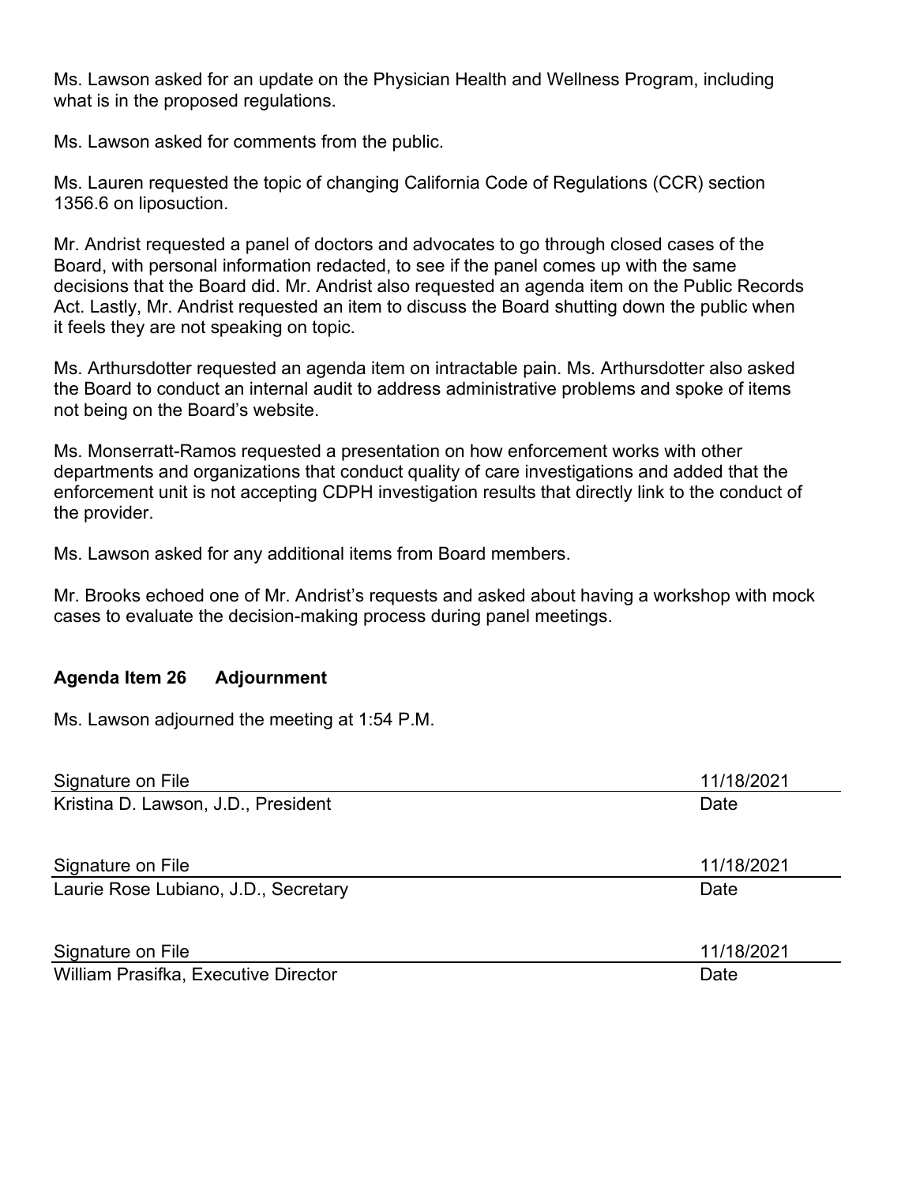Ms. Lawson asked for an update on the Physician Health and Wellness Program, including what is in the proposed regulations.

Ms. Lawson asked for comments from the public.

Ms. Lauren requested the topic of changing California Code of Regulations (CCR) section 1356.6 on liposuction.

Mr. Andrist requested a panel of doctors and advocates to go through closed cases of the Board, with personal information redacted, to see if the panel comes up with the same decisions that the Board did. Mr. Andrist also requested an agenda item on the Public Records Act. Lastly, Mr. Andrist requested an item to discuss the Board shutting down the public when it feels they are not speaking on topic.

Ms. Arthursdotter requested an agenda item on intractable pain. Ms. Arthursdotter also asked the Board to conduct an internal audit to address administrative problems and spoke of items not being on the Board's website.

Ms. Monserratt-Ramos requested a presentation on how enforcement works with other departments and organizations that conduct quality of care investigations and added that the enforcement unit is not accepting CDPH investigation results that directly link to the conduct of the provider.

Ms. Lawson asked for any additional items from Board members.

Mr. Brooks echoed one of Mr. Andrist's requests and asked about having a workshop with mock cases to evaluate the decision-making process during panel meetings.

**Agenda Item 26 Adjournment**

Ms. Lawson adjourned the meeting at 1:54 P.M.

| | |
|---|---|
| Signature on File | 11/18/2021 |
| Kristina D. Lawson, J.D., President | Date |
| Signature on File | 11/18/2021 |
| Laurie Rose Lubiano, J.D., Secretary | Date |
| Signature on File | 11/18/2021 |
| William Prasifka, Executive Director | Date |